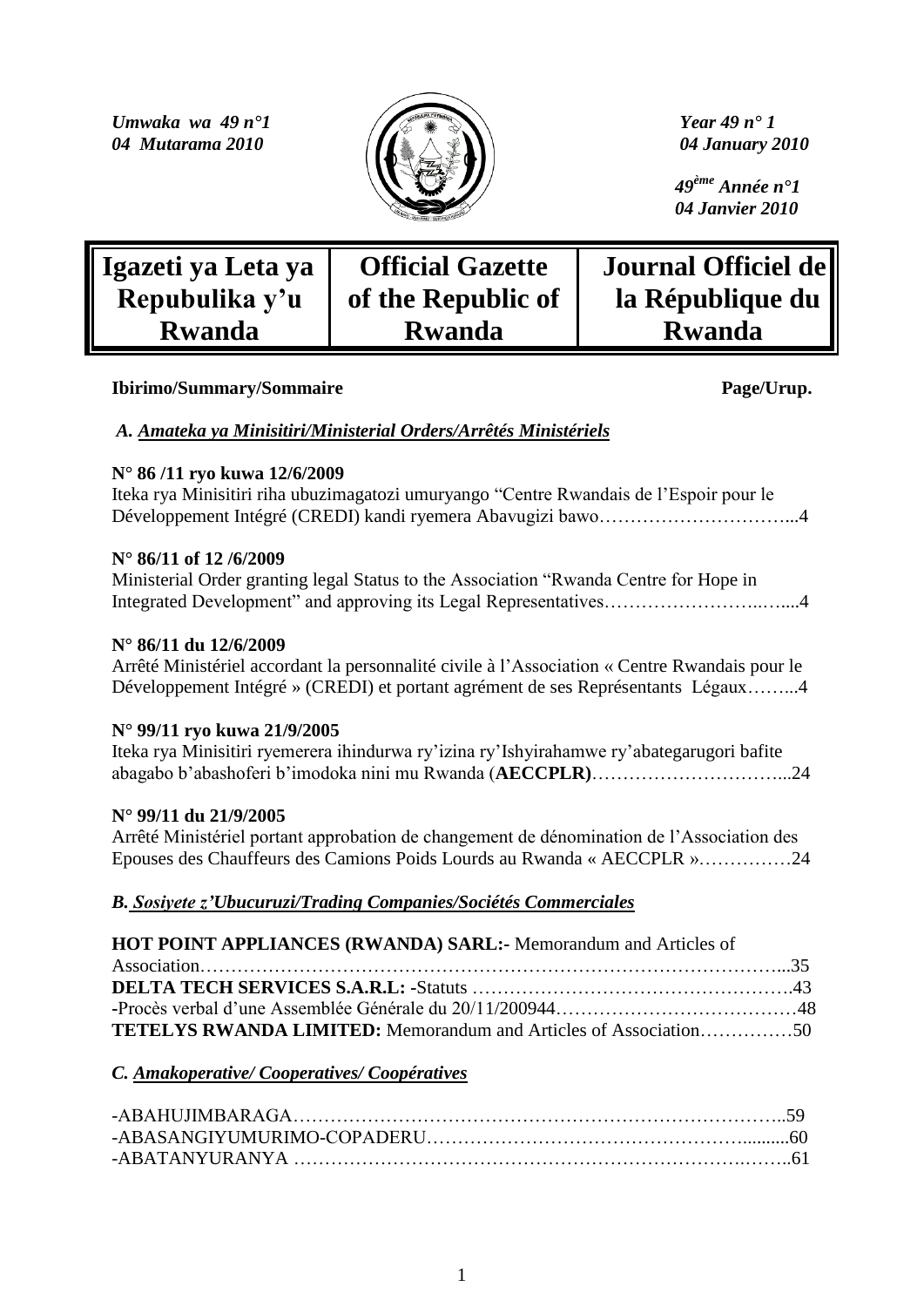*Umwaka wa 49 n°1*
*04 Mutarama 2010*

*Year 49 n° 1*
*04 January 2010*

*49ème Année n°1*
*04 Janvier 2010*

| Igazeti ya Leta ya Repubulika y'u Rwanda | Official Gazette of the Republic of Rwanda | Journal Officiel de la République du Rwanda |
|---|---|---|

**Ibirimo/Summary/Sommaire** **Page/Urup.**

*A. Amateka ya Minisitiri/Ministerial Orders/Arrêtés Ministériels*

**N° 86 /11 ryo kuwa 12/6/2009**
Iteka rya Minisitiri riha ubuzimagatozi umuryango "Centre Rwandais de l'Espoir pour le Développement Intégré (CREDI) kandi ryemera Abavugizi bawo…………………………...4

**N° 86/11 of 12 /6/2009**
Ministerial Order granting legal Status to the Association "Rwanda Centre for Hope in Integrated Development" and approving its Legal Representatives……………………..…....4

**N° 86/11 du 12/6/2009**
Arrêté Ministériel accordant la personnalité civile à l'Association « Centre Rwandais pour le Développement Intégré » (CREDI) et portant agrément de ses Représentants Légaux……...4

**N° 99/11 ryo kuwa 21/9/2005**
Iteka rya Minisitiri ryemerera ihindurwa ry'izina ry'Ishyirahamwe ry'abategarugori bafite abagabo b'abashoferi b'imodoka nini mu Rwanda (**AECCPLR**)…………………………...24

**N° 99/11 du 21/9/2005**
Arrêté Ministériel portant approbation de changement de dénomination de l'Association des Epouses des Chauffeurs des Camions Poids Lourds au Rwanda « AECCPLR »……………24

*B. Sosiyete z'Ubucuruzi/Trading Companies/Sociétés Commerciales*

**HOT POINT APPLIANCES (RWANDA) SARL:-** Memorandum and Articles of Association…………………………………………………………………………………...35
**DELTA TECH SERVICES S.A.R.L: -**Statuts …………………………………………….43
-Procès verbal d'une Assemblée Générale du 20/11/200944…………………………………48
**TETELYS RWANDA LIMITED:** Memorandum and Articles of Association……………50

*C. Amakoperative/ Cooperatives/ Coopératives*

-ABAHUJIMBARAGA………………………………………………………………………..59
-ABASANGIYUMURIMO-COPADERU…………………………………………..........60
-ABATANYURANYA ………………………………………………………….……..61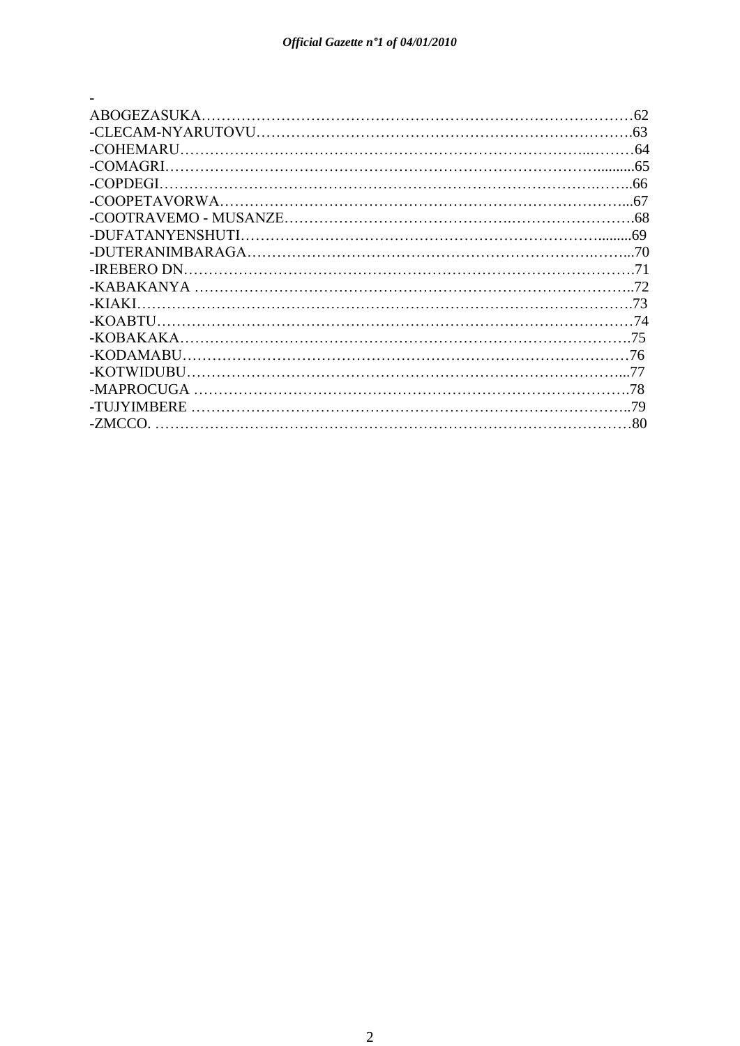-ABOGEZASUKA…………………………………………………………………………62
-CLECAM-NYARUTOVU…………………………………………………………………63
-COHEMARU……………………………………………………………………………64
-COMAGRI..........................................................................................................65
-COPDEGI………………………………………………………………………………66
-COOPETAVORWA……………………………………………………………………...67
-COOTRAVEMO - MUSANZE…………………………………………………………68
-DUFATANYENSHUTI……………………………………………………………........69
-DUTERANIMBARAGA…………………………………………………………….......70
-IREBERO DN…………………………………………………………………………71
-KABAKANYA …………………………………………………………………………..72
-KIAKI…………………………………………………………………………………….73
-KOABTU………………………………………………………………………………74
-KOBAKAKA……………………………………………………………………………75
-KODAMABU……………………………………………………………………………76
-KOTWIDUBU…………………………………………………………………………...77
-MAPROCUGA ………………………………………………………………………….78
-TUJYIMBERE …………………………………………………………………………..79
-ZMCCO. ……………………………………………………………………………………80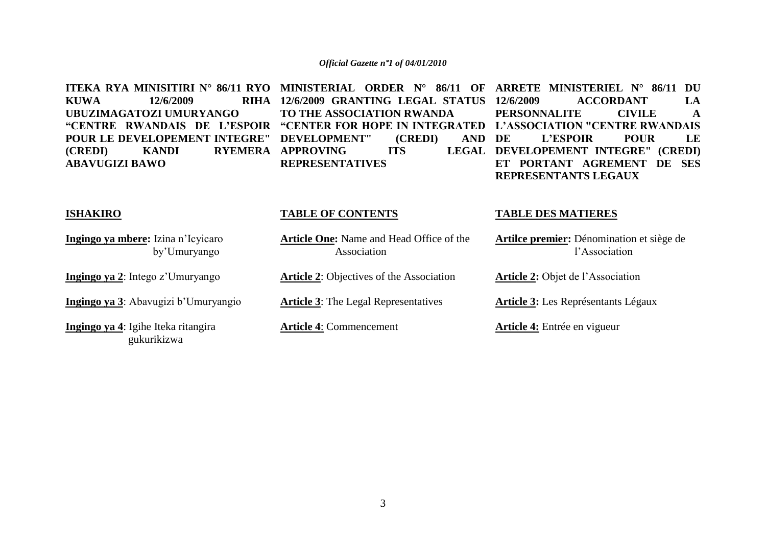**ITEKA RYA MINISITIRI N° 86/11 RYO KUWA 12/6/2009 RIHA UBUZIMAGATOZI UMURYANGO "CENTRE RWANDAIS DE L'ESPOIR POUR LE DEVELOPEMENT INTEGRE" (CREDI) KANDI RYEMERA ABAVUGIZI BAWO**

**ISHAKIRO**

**Ingingo ya mbere:** Izina n'Icyicaro by'Umuryango

**Ingingo ya 2**: Intego z'Umuryango

**Ingingo ya 3**: Abavugizi b'Umuryangio

**Ingingo ya 4**: Igihe Iteka ritangira gukurikizwa

**MINISTERIAL ORDER N° 86/11 OF 12/6/2009 GRANTING LEGAL STATUS TO THE ASSOCIATION RWANDA "CENTER FOR HOPE IN INTEGRATED DEVELOPMENT" (CREDI) AND APPROVING ITS LEGAL REPRESENTATIVES**

**TABLE OF CONTENTS**

**Article One:** Name and Head Office of the Association

**Article 2**: Objectives of the Association

**Article 3**: The Legal Representatives

**Article 4**: Commencement

**ARRETE MINISTERIEL N° 86/11 DU 12/6/2009 ACCORDANT LA PERSONNALITE CIVILE A L'ASSOCIATION "CENTRE RWANDAIS DE L'ESPOIR POUR LE DEVELOPEMENT INTEGRE" (CREDI) ET PORTANT AGREMENT DE SES REPRESENTANTS LEGAUX**

**TABLE DES MATIERES**

**Artilce premier:** Dénomination et siège de l'Association

**Article 2:** Objet de l'Association

**Article 3:** Les Représentants Légaux

**Article 4:** Entrée en vigueur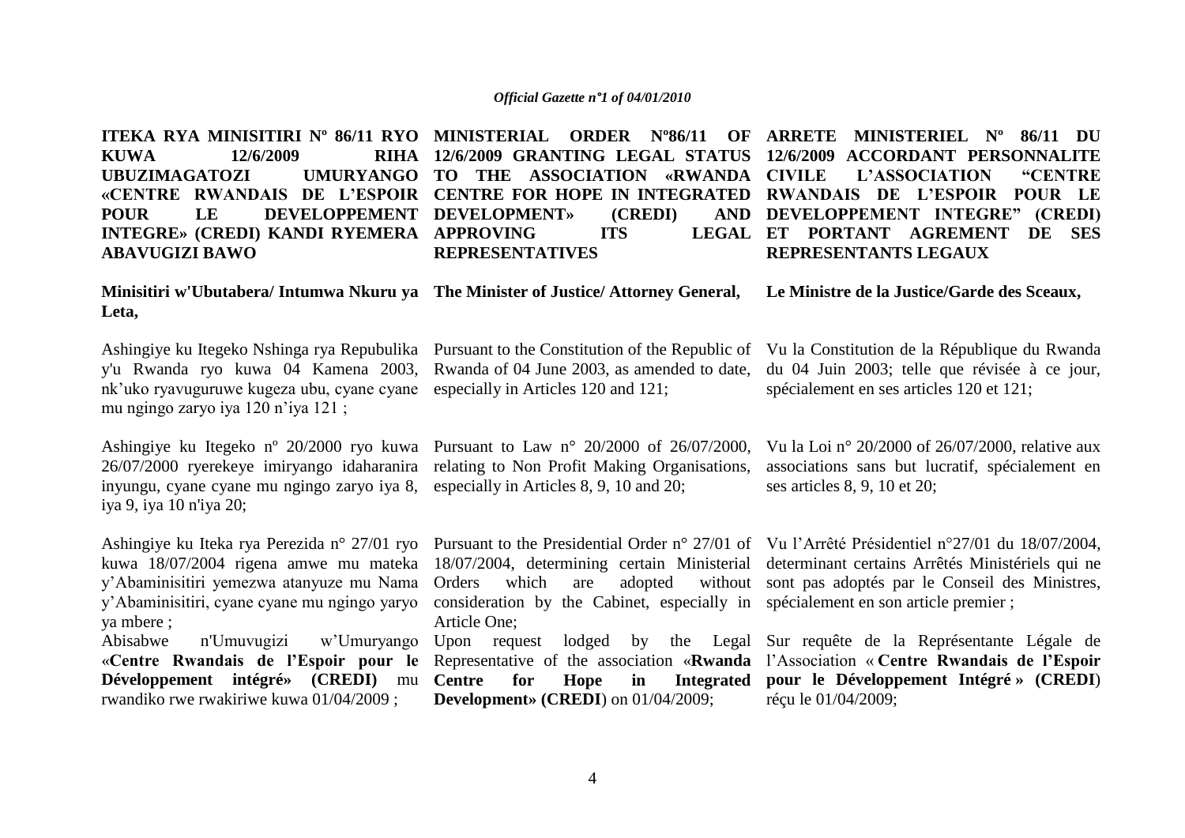**ITEKA RYA MINISITIRI Nº 86/11 RYO KUWA 12/6/2009 RIHA UBUZIMAGATOZI UMURYANGO «CENTRE RWANDAIS DE L'ESPOIR POUR LE DEVELOPPEMENT INTEGRE» (CREDI) KANDI RYEMERA ABAVUGIZI BAWO**

**Minisitiri w'Ubutabera/ Intumwa Nkuru ya Leta,**

Ashingiye ku Itegeko Nshinga rya Repubulika y'u Rwanda ryo kuwa 04 Kamena 2003, nk'uko ryavuguruwe kugeza ubu, cyane cyane mu ngingo zaryo iya 120 n'iya 121 ;

Ashingiye ku Itegeko nº 20/2000 ryo kuwa 26/07/2000 ryerekeye imiryango idaharanira inyungu, cyane cyane mu ngingo zaryo iya 8, iya 9, iya 10 n'iya 20;

Ashingiye ku Iteka rya Perezida n° 27/01 ryo kuwa 18/07/2004 rigena amwe mu mateka y'Abaminisitiri yemezwa atanyuze mu Nama y'Abaminisitiri, cyane cyane mu ngingo yaryo ya mbere ;

Abisabwe n'Umuvugizi w'Umuryango «**Centre Rwandais de l'Espoir pour le Développement intégré» (CREDI)** mu rwandiko rwe rwakiriwe kuwa 01/04/2009 ;

**MINISTERIAL ORDER Nº86/11 OF 12/6/2009 GRANTING LEGAL STATUS TO THE ASSOCIATION «RWANDA CENTRE FOR HOPE IN INTEGRATED DEVELOPMENT» (CREDI) AND APPROVING ITS LEGAL REPRESENTATIVES**

**The Minister of Justice/ Attorney General,**

Pursuant to the Constitution of the Republic of Rwanda of 04 June 2003, as amended to date, especially in Articles 120 and 121;

Pursuant to Law n° 20/2000 of 26/07/2000, relating to Non Profit Making Organisations, especially in Articles 8, 9, 10 and 20;

Pursuant to the Presidential Order n° 27/01 of 18/07/2004, determining certain Ministerial Orders which are adopted without consideration by the Cabinet, especially in Article One;

Upon request lodged by the Legal Representative of the association «**Rwanda Centre for Hope in Integrated Development» (CREDI**) on 01/04/2009;

**ARRETE MINISTERIEL Nº 86/11 DU 12/6/2009 ACCORDANT PERSONNALITE CIVILE L'ASSOCIATION "CENTRE RWANDAIS DE L'ESPOIR POUR LE DEVELOPPEMENT INTEGRE" (CREDI) ET PORTANT AGREMENT DE SES REPRESENTANTS LEGAUX**

**Le Ministre de la Justice/Garde des Sceaux,**

Vu la Constitution de la République du Rwanda du 04 Juin 2003; telle que révisée à ce jour, spécialement en ses articles 120 et 121;

Vu la Loi n° 20/2000 of 26/07/2000, relative aux associations sans but lucratif, spécialement en ses articles 8, 9, 10 et 20;

Vu l'Arrêté Présidentiel n°27/01 du 18/07/2004, determinant certains Arrêtés Ministériels qui ne sont pas adoptés par le Conseil des Ministres, spécialement en son article premier ;

Sur requête de la Représentante Légale de l'Association « **Centre Rwandais de l'Espoir pour le Développement Intégré » (CREDI**) réçu le 01/04/2009;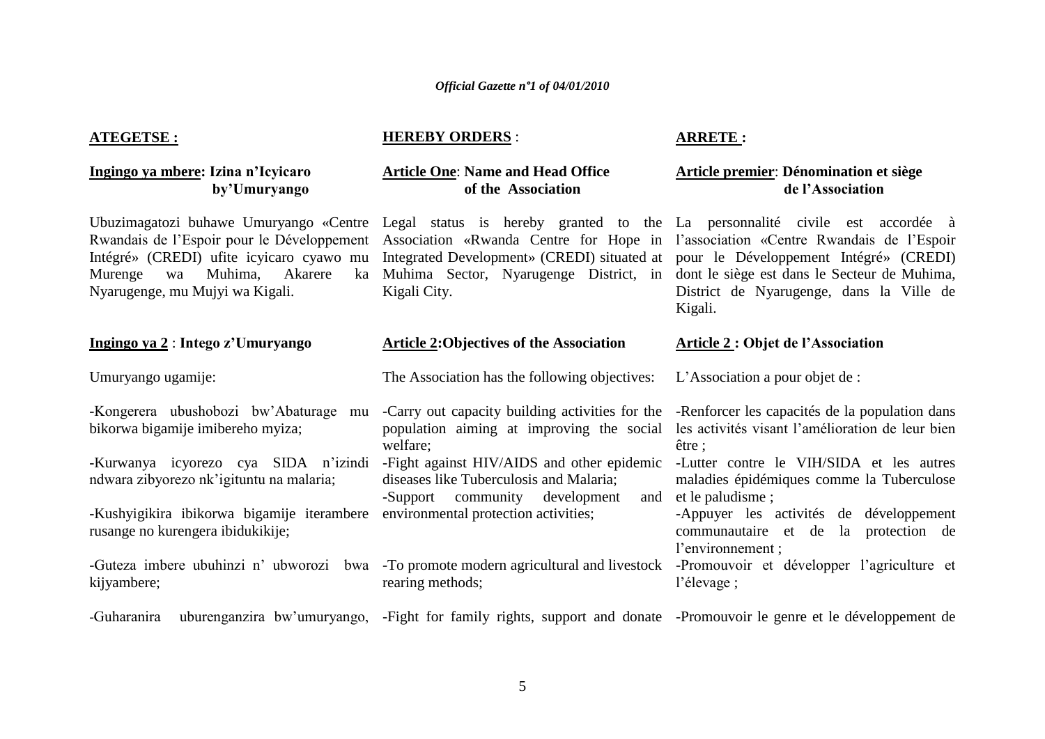**ATEGETSE :**

**Ingingo ya mbere: Izina n'Icyicaro by'Umuryango**

Ubuzimagatozi buhawe Umuryango «Centre Rwandais de l'Espoir pour le Développement Intégré» (CREDI) ufite icyicaro cyawo mu Murenge wa Muhima, Akarere ka Nyarugenge, mu Mujyi wa Kigali.

**Ingingo ya 2 : Intego z'Umuryango**

Umuryango ugamije:

-Kongerera ubushobozi bw'Abaturage mu bikorwa bigamije imibereho myiza;

-Kurwanya icyorezo cya SIDA n'izindi ndwara zibyorezo nk'igituntu na malaria;

-Kushyigikira ibikorwa bigamije iterambere rusange no kurengera ibidukikije;

-Guteza imbere ubuhinzi n' ubworozi bwa kijyambere;

-Guharanira uburenganzira bw'umuryango,

**HEREBY ORDERS :**

**Article One: Name and Head Office of the Association**

Legal status is hereby granted to the Association «Rwanda Centre for Hope in Integrated Development» (CREDI) situated at Muhima Sector, Nyarugenge District, in Kigali City.

**Article 2: Objectives of the Association**

The Association has the following objectives:

-Carry out capacity building activities for the population aiming at improving the social welfare;

-Fight against HIV/AIDS and other epidemic diseases like Tuberculosis and Malaria;

-Support community development and environmental protection activities;

-To promote modern agricultural and livestock rearing methods;

-Fight for family rights, support and donate

**ARRETE :**

**Article premier: Dénomination et siège de l'Association**

La personnalité civile est accordée à l'association «Centre Rwandais de l'Espoir pour le Développement Intégré» (CREDI) dont le siège est dans le Secteur de Muhima, District de Nyarugenge, dans la Ville de Kigali.

**Article 2 : Objet de l'Association**

L'Association a pour objet de :

-Renforcer les capacités de la population dans les activités visant l'amélioration de leur bien être ;

-Lutter contre le VIH/SIDA et les autres maladies épidémiques comme la Tuberculose et le paludisme ;

-Appuyer les activités de développement communautaire et de la protection de l'environnement ;

-Promouvoir et développer l'agriculture et l'élevage ;

-Promouvoir le genre et le développement de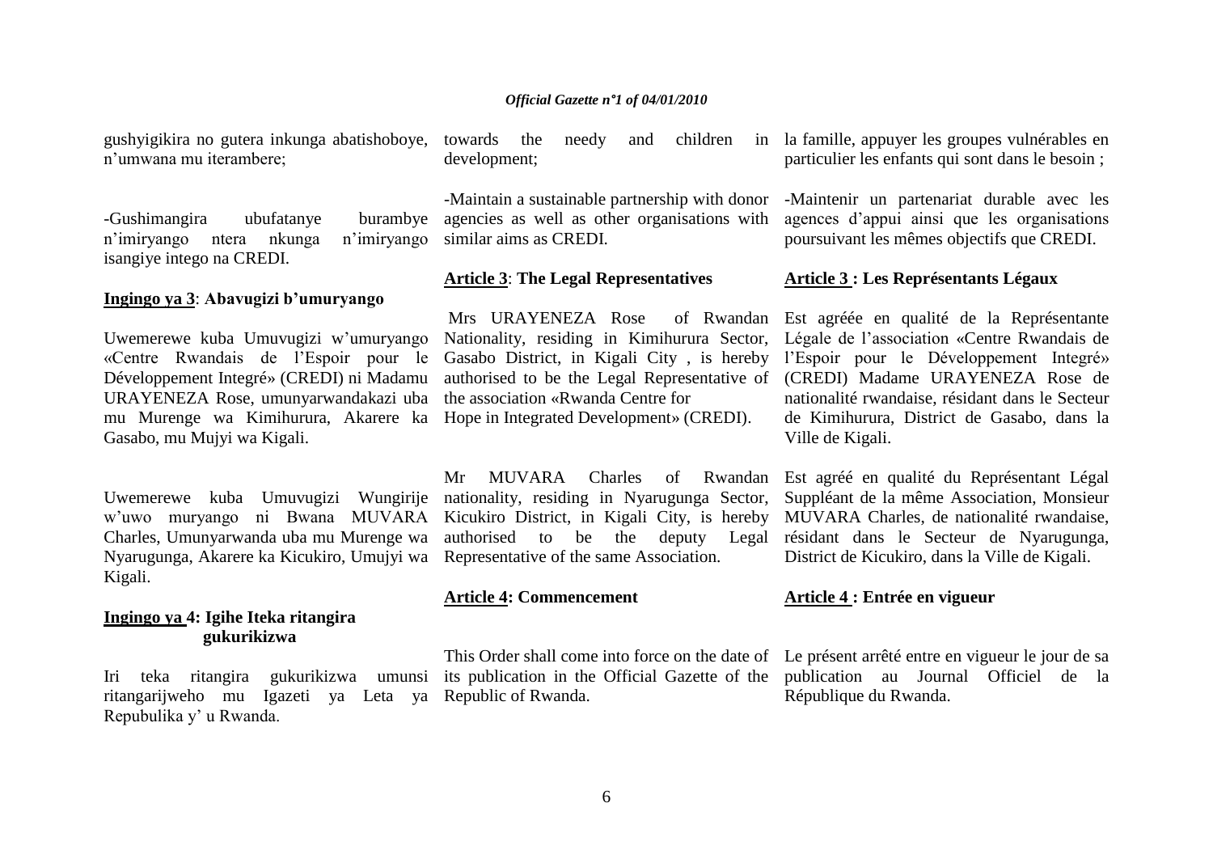gushyigikira no gutera inkunga abatishoboye, n'umwana mu iterambere;

-Gushimangira ubufatanye burambye n'imiryango ntera nkunga n'imiryango isangiye intego na CREDI.

**Ingingo ya 3**: **Abavugizi b'umuryango**

Uwemerewe kuba Umuvugizi w'umuryango «Centre Rwandais de l'Espoir pour le Développement Integré» (CREDI) ni Madamu URAYENEZA Rose, umunyarwandakazi uba mu Murenge wa Kimihurura, Akarere ka Gasabo, mu Mujyi wa Kigali.

Uwemerewe kuba Umuvugizi Wungirije w'uwo muryango ni Bwana MUVARA Charles, Umunyarwanda uba mu Murenge wa Nyarugunga, Akarere ka Kicukiro, Umujyi wa Kigali.

**Ingingo ya 4: Igihe Iteka ritangira gukurikizwa**

Iri teka ritangira gukurikizwa umunsi ritangarijweho mu Igazeti ya Leta ya Repubulika y' u Rwanda.

towards the needy and children in development;

-Maintain a sustainable partnership with donor agencies as well as other organisations with similar aims as CREDI.

**Article 3**: **The Legal Representatives**

Mrs URAYENEZA Rose of Rwandan Nationality, residing in Kimihurura Sector, Gasabo District, in Kigali City , is hereby authorised to be the Legal Representative of the association «Rwanda Centre for Hope in Integrated Development» (CREDI).

Mr MUVARA Charles of Rwandan nationality, residing in Nyarugunga Sector, Kicukiro District, in Kigali City, is hereby authorised to be the deputy Legal Representative of the same Association.

**Article 4: Commencement**

This Order shall come into force on the date of its publication in the Official Gazette of the Republic of Rwanda.

la famille, appuyer les groupes vulnérables en particulier les enfants qui sont dans le besoin ;

-Maintenir un partenariat durable avec les agences d'appui ainsi que les organisations poursuivant les mêmes objectifs que CREDI.

**Article 3 : Les Représentants Légaux**

Est agrééе en qualité de la Représentante Légale de l'association «Centre Rwandais de l'Espoir pour le Développement Integré» (CREDI) Madame URAYENEZA Rose de nationalité rwandaise, résidant dans le Secteur de Kimihurura, District de Gasabo, dans la Ville de Kigali.

Est agréé en qualité du Représentant Légal Suppléant de la même Association, Monsieur MUVARA Charles, de nationalité rwandaise, résidant dans le Secteur de Nyarugunga, District de Kicukiro, dans la Ville de Kigali.

**Article 4 : Entrée en vigueur**

Le présent arrêté entre en vigueur le jour de sa publication au Journal Officiel de la République du Rwanda.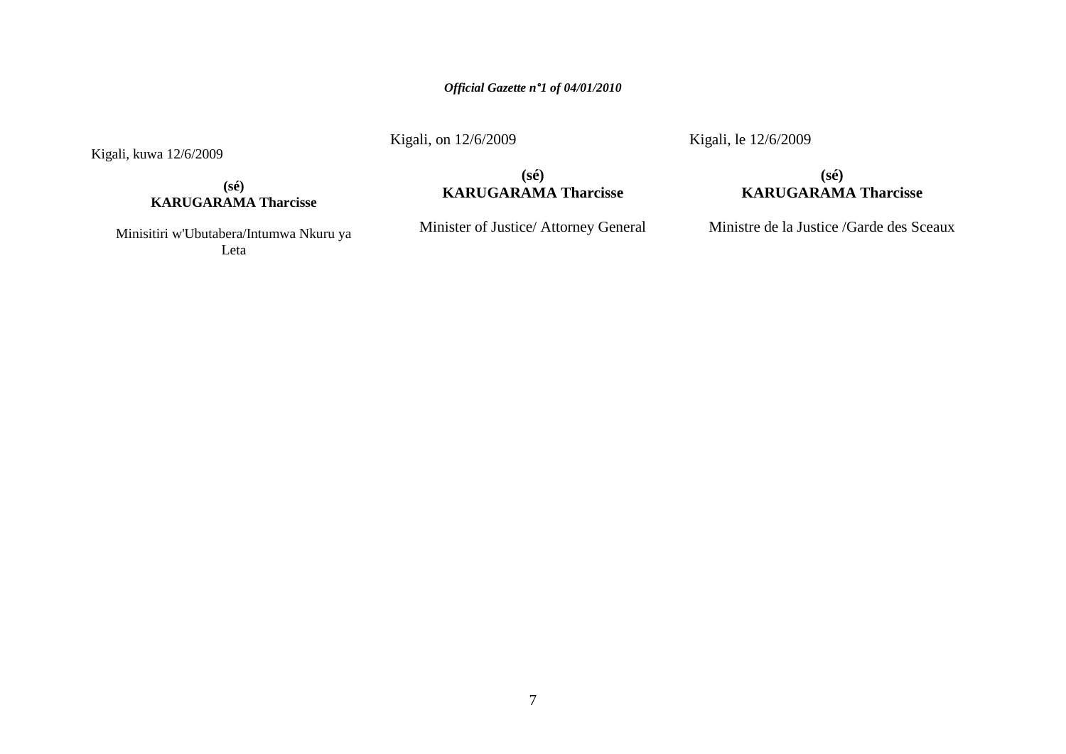Kigali, kuwa 12/6/2009

**(sé)**
**KARUGARAMA Tharcisse**

Minisitiri w'Ubutabera/Intumwa Nkuru ya Leta

Kigali, on 12/6/2009

**(sé)**
**KARUGARAMA Tharcisse**

Minister of Justice/ Attorney General

Kigali, le 12/6/2009

**(sé)**
**KARUGARAMA Tharcisse**

Ministre de la Justice /Garde des Sceaux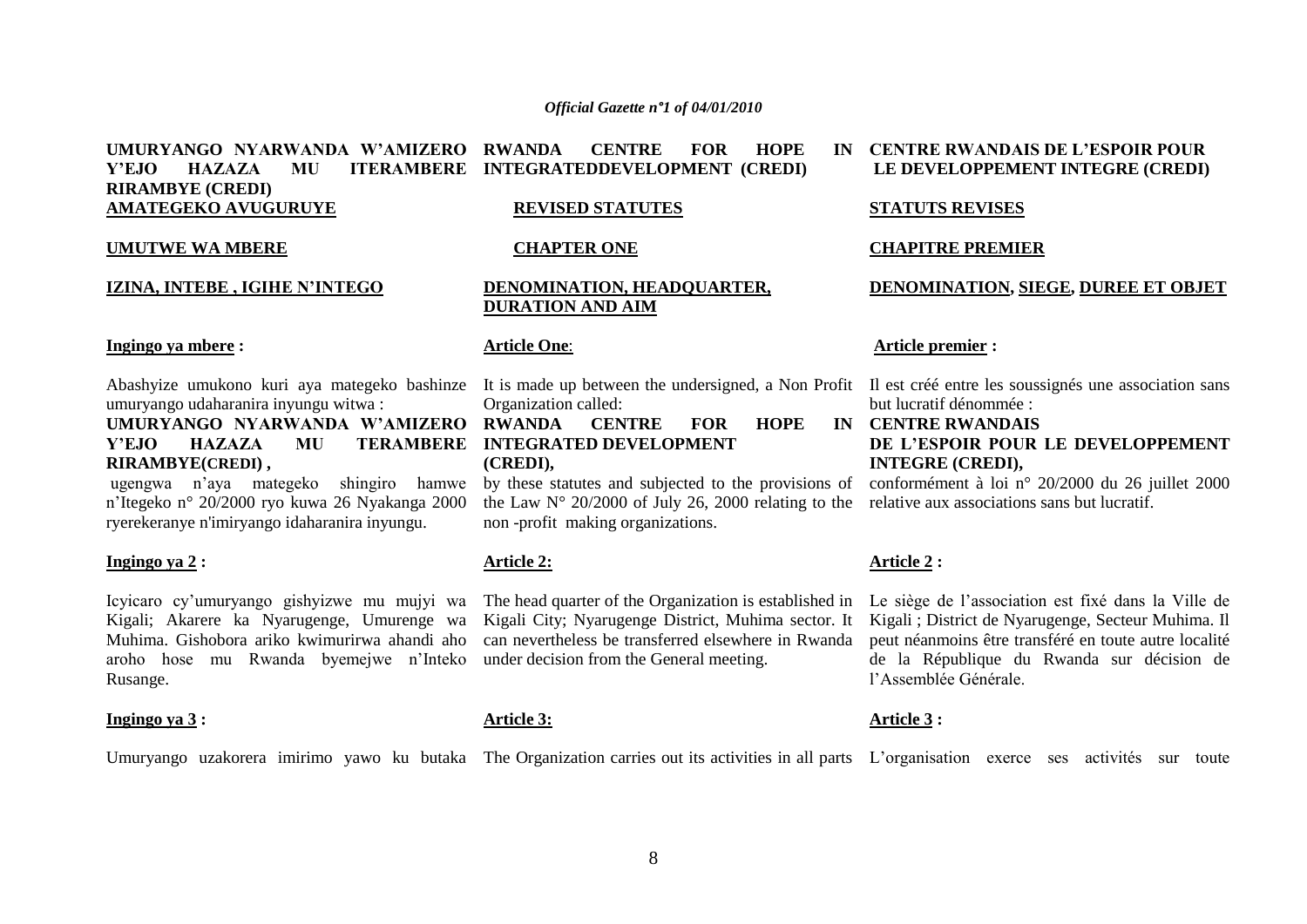UMURYANGO NYARWANDA W'AMIZERO Y'EJO HAZAZA MU ITERAMBERE RIRAMBYE (CREDI)

**AMATEGEKO AVUGURUYE**

**UMUTWE WA MBERE**

**IZINA, INTEBE , IGIHE N'INTEGO**

**Ingingo ya mbere :**

Abashyize umukono kuri aya mategeko bashinze umuryango udaharanira inyungu witwa :

**UMURYANGO NYARWANDA W'AMIZERO Y'EJO HAZAZA MU TERAMBERE RIRAMBYE(CREDI) ,**

ugengwa n'aya mategeko shingiro hamwe n'Itegeko n° 20/2000 ryo kuwa 26 Nyakanga 2000 ryerekeranye n'imiryango idaharanira inyungu.

**Ingingo ya 2 :**

Icyicaro cy'umuryango gishyizwe mu mujyi wa Kigali; Akarere ka Nyarugenge, Umurenge wa Muhima. Gishobora ariko kwimurirwa ahandi aho aroho hose mu Rwanda byemejwe n'Inteko Rusange.

**Ingingo ya 3 :**

Umuryango uzakorera imirimo yawo ku butaka

RWANDA CENTRE FOR HOPE IN INTEGRATEDDEVELOPMENT (CREDI)

**REVISED STATUTES**

**CHAPTER ONE**

**DENOMINATION, HEADQUARTER, DURATION AND AIM**

**Article One:**

It is made up between the undersigned, a Non Profit Organization called:

**RWANDA CENTRE FOR HOPE IN INTEGRATED DEVELOPMENT (CREDI),**

by these statutes and subjected to the provisions of the Law N° 20/2000 of July 26, 2000 relating to the non -profit making organizations.

**Article 2:**

The head quarter of the Organization is established in Kigali City; Nyarugenge District, Muhima sector. It can nevertheless be transferred elsewhere in Rwanda under decision from the General meeting.

**Article 3:**

The Organization carries out its activities in all parts

CENTRE RWANDAIS DE L'ESPOIR POUR LE DEVELOPPEMENT INTEGRE (CREDI)

**STATUTS REVISES**

**CHAPITRE PREMIER**

**DENOMINATION, SIEGE, DUREE ET OBJET**

**Article premier :**

Il est créé entre les soussignés une association sans but lucratif dénommée :

**CENTRE RWANDAIS DE L'ESPOIR POUR LE DEVELOPPEMENT INTEGRE (CREDI),**

conformément à loi n° 20/2000 du 26 juillet 2000 relative aux associations sans but lucratif.

**Article 2 :**

Le siège de l'association est fixé dans la Ville de Kigali ; District de Nyarugenge, Secteur Muhima. Il peut néanmoins être transféré en toute autre localité de la République du Rwanda sur décision de l'Assemblée Générale.

**Article 3 :**

L'organisation exerce ses activités sur toute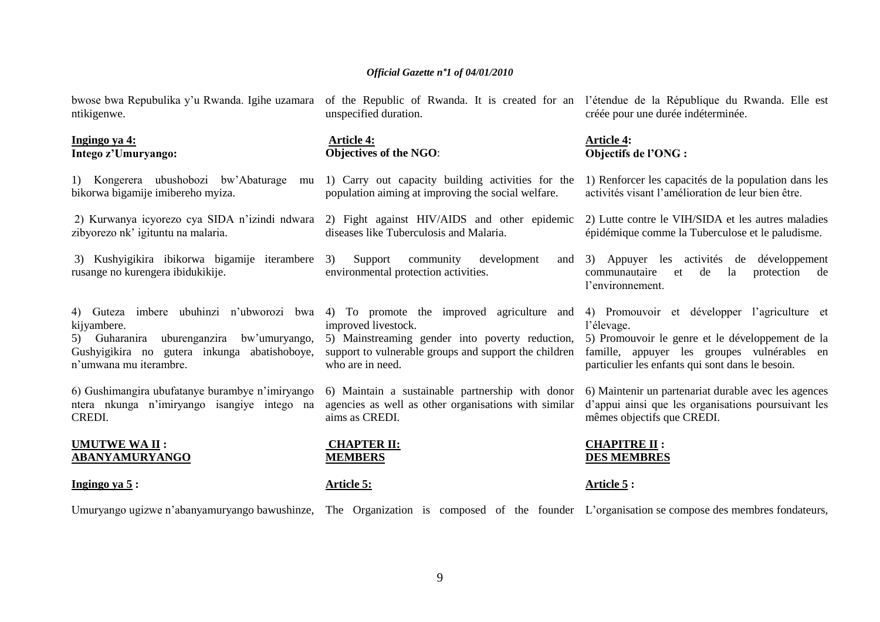bwose bwa Repubulika y'u Rwanda. Igihe uzamara ntikigenwe.

**Ingingo ya 4:**
**Intego z'Umuryango:**

1) Kongerera ubushobozi bw'Abaturage mu bikorwa bigamije imibereho myiza.

2) Kurwanya icyorezo cya SIDA n'izindi ndwara zibyorezo nk' igituntu na malaria.

3) Kushyigikira ibikorwa bigamije iterambere rusange no kurengera ibidukikije.

4) Guteza imbere ubuhinzi n'ubworozi bwa kijyambere.
5) Guharanira uburenganzira bw'umuryango, Gushyigikira no gutera inkunga abatishoboye, n'umwana mu iterambre.

6) Gushimangira ubufatanye burambye n'imiryango ntera nkunga n'imiryango isangiye intego na CREDI.

**UMUTWE WA II :**
**ABANYAMURYANGO**

**Ingingo ya 5 :**

Umuryango ugizwe n'abanyamuryango bawushinze,

of the Republic of Rwanda. It is created for an unspecified duration.

**Article 4:**
**Objectives of the NGO**:

1) Carry out capacity building activities for the population aiming at improving the social welfare.

2) Fight against HIV/AIDS and other epidemic diseases like Tuberculosis and Malaria.

3) Support community development and environmental protection activities.

4) To promote the improved agriculture and improved livestock.
5) Mainstreaming gender into poverty reduction, support to vulnerable groups and support the children who are in need.

6) Maintain a sustainable partnership with donor agencies as well as other organisations with similar aims as CREDI.

**CHAPTER II:**
**MEMBERS**

**Article 5:**

The Organization is composed of the founder

l'étendue de la République du Rwanda. Elle est créée pour une durée indéterminée.

**Article 4:**
**Objectifs de l'ONG :**

1) Renforcer les capacités de la population dans les activités visant l'amélioration de leur bien être.

2) Lutte contre le VIH/SIDA et les autres maladies épidémique comme la Tuberculose et le paludisme.

3) Appuyer les activités de développement communautaire et de la protection de l'environnement.

4) Promouvoir et développer l'agriculture et l'élevage.
5) Promouvoir le genre et le développement de la famille, appuyer les groupes vulnérables en particulier les enfants qui sont dans le besoin.

6) Maintenir un partenariat durable avec les agences d'appui ainsi que les organisations poursuivant les mêmes objectifs que CREDI.

**CHAPITRE II :**
**DES MEMBRES**

**Article 5 :**

L'organisation se compose des membres fondateurs,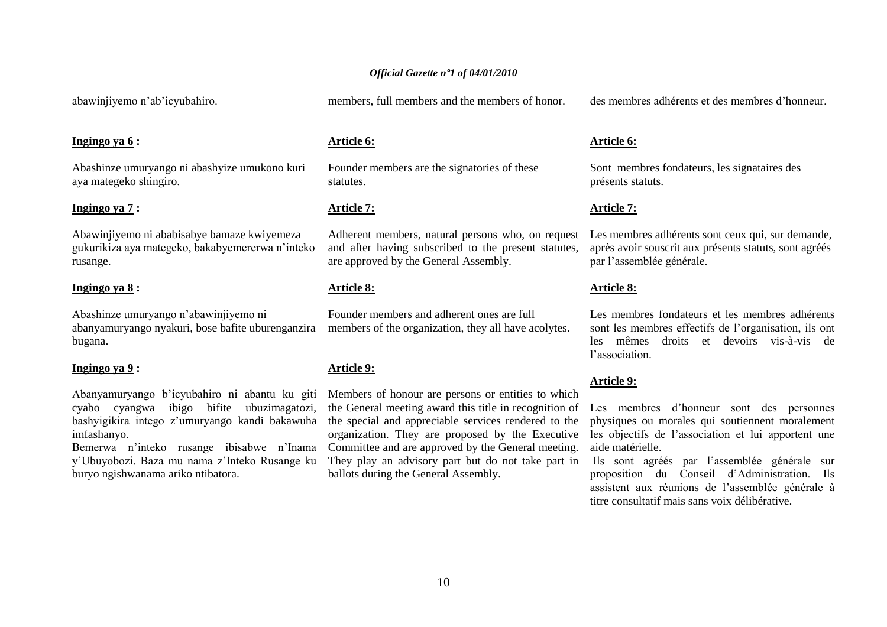abawinjiyemo n'ab'icyubahiro.

**Ingingo ya 6 :**

Abashinze umuryango ni abashyize umukono kuri aya mategeko shingiro.

**Ingingo ya 7 :**

Abawinjiyemo ni ababisabye bamaze kwiyemeza gukurikiza aya mategeko, bakabyemererwa n'inteko rusange.

**Ingingo ya 8 :**

Abashinze umuryango n'abawinjiyemo ni abanyamuryango nyakuri, bose bafite uburenganzira bugana.

**Ingingo ya 9 :**

Abanyamuryango b'icyubahiro ni abantu ku giti cyabo cyangwa ibigo bifite ubuzimagatozi, bashyigikira intego z'umuryango kandi bakawuha imfashanyo.

Bemerwa n'inteko rusange ibisabwe n'Inama y'Ubuyobozi. Baza mu nama z'Inteko Rusange ku buryo ngishwanama ariko ntibatora.

members, full members and the members of honor.

**Article 6:**

Founder members are the signatories of these statutes.

**Article 7:**

Adherent members, natural persons who, on request and after having subscribed to the present statutes, are approved by the General Assembly.

**Article 8:**

Founder members and adherent ones are full members of the organization, they all have acolytes.

**Article 9:**

Members of honour are persons or entities to which the General meeting award this title in recognition of the special and appreciable services rendered to the organization. They are proposed by the Executive Committee and are approved by the General meeting. They play an advisory part but do not take part in ballots during the General Assembly.

des membres adhérents et des membres d'honneur.

**Article 6:**

Sont membres fondateurs, les signataires des présents statuts.

**Article 7:**

Les membres adhérents sont ceux qui, sur demande, après avoir souscrit aux présents statuts, sont agréés par l'assemblée générale.

**Article 8:**

Les membres fondateurs et les membres adhérents sont les membres effectifs de l'organisation, ils ont les mêmes droits et devoirs vis-à-vis de l'association.

**Article 9:**

Les membres d'honneur sont des personnes physiques ou morales qui soutiennent moralement les objectifs de l'association et lui apportent une aide matérielle.

Ils sont agréés par l'assemblée générale sur proposition du Conseil d'Administration. Ils assistent aux réunions de l'assemblée générale à titre consultatif mais sans voix délibérative.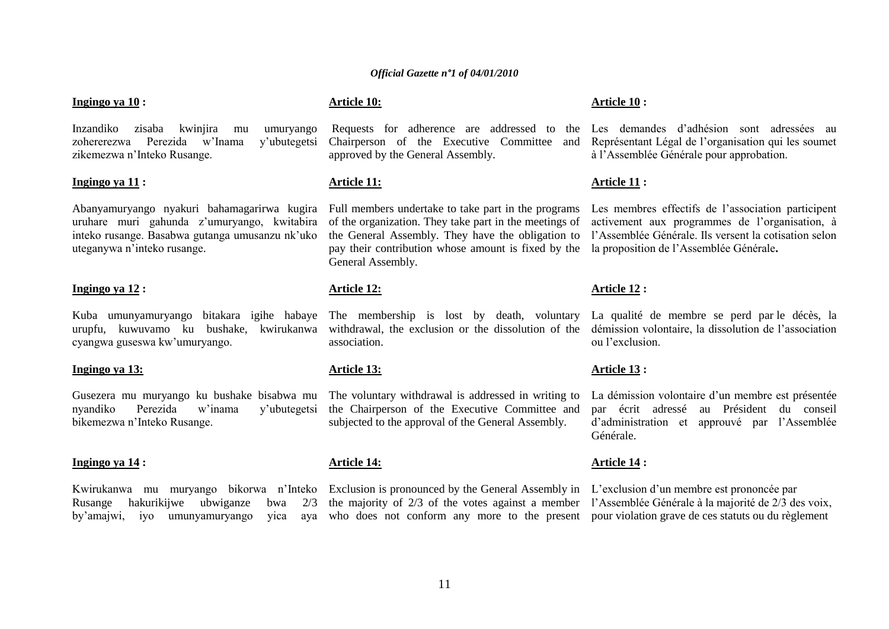**Ingingo ya 10 :**

Inzandiko zisaba kwinjira mu umuryango zohererezwa Perezida w'Inama y'ubutegetsi zikemezwa n'Inteko Rusange.

**Ingingo ya 11 :**

Abanyamuryango nyakuri bahamagarirwa kugira uruhare muri gahunda z'umuryango, kwitabira inteko rusange. Basabwa gutanga umusanzu nk'uko uteganywa n'inteko rusange.

**Ingingo ya 12 :**

Kuba umunyamuryango bitakara igihe habaye urupfu, kuwuvamo ku bushake, kwirukanwa cyangwa guseswa kw'umuryango.

**Ingingo ya 13:**

Gusezera mu muryango ku bushake bisabwa mu nyandiko Perezida w'inama y'ubutegetsi bikemezwa n'Inteko Rusange.

**Ingingo ya 14 :**

Kwirukanwa mu muryango bikorwa n'Inteko Rusange hakurikijwe ubwiganze bwa 2/3 by'amajwi, iyo umunyamuryango yica aya

**Article 10:**

Requests for adherence are addressed to the Chairperson of the Executive Committee and approved by the General Assembly.

**Article 11:**

Full members undertake to take part in the programs of the organization. They take part in the meetings of the General Assembly. They have the obligation to pay their contribution whose amount is fixed by the General Assembly.

**Article 12:**

The membership is lost by death, voluntary withdrawal, the exclusion or the dissolution of the association.

**Article 13:**

The voluntary withdrawal is addressed in writing to the Chairperson of the Executive Committee and subjected to the approval of the General Assembly.

**Article 14:**

Exclusion is pronounced by the General Assembly in the majority of 2/3 of the votes against a member who does not conform any more to the present

**Article 10 :**

Les demandes d'adhésion sont adressées au Représentant Légal de l'organisation qui les soumet à l'Assemblée Générale pour approbation.

**Article 11 :**

Les membres effectifs de l'association participent activement aux programmes de l'organisation, à l'Assemblée Générale. Ils versent la cotisation selon la proposition de l'Assemblée Générale**.**

**Article 12 :**

La qualité de membre se perd par le décès, la démission volontaire, la dissolution de l'association ou l'exclusion.

**Article 13 :**

La démission volontaire d'un membre est présentée par écrit adressé au Président du conseil d'administration et approuvé par l'Assemblée Générale.

**Article 14 :**

L'exclusion d'un membre est prononcée par l'Assemblée Générale à la majorité de 2/3 des voix, pour violation grave de ces statuts ou du règlement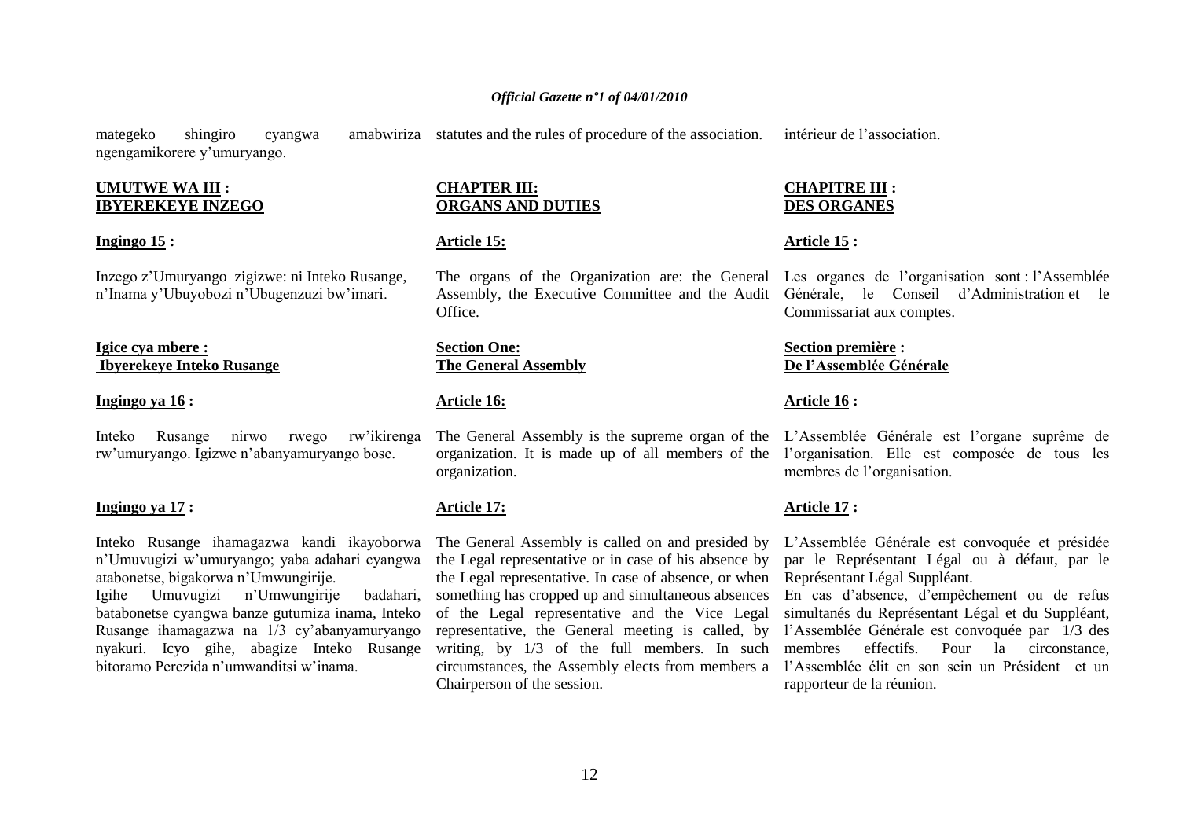amategeko shingiro cyangwa amabwiriza ngengamikorere y'umuryango.

## UMUTWE WA III : IBYEREKEYE INZEGO

**Ingingo 15 :**

Inzego z'Umuryango zigizwe: ni Inteko Rusange, n'Inama y'Ubuyobozi n'Ubugenzuzi bw'imari.

### Igice cya mbere : Ibyerekeye Inteko Rusange

**Ingingo ya 16 :**

Inteko Rusange nirwo rwego rw'ikirenga rw'umuryango. Igizwe n'abanyamuryango bose.

**Ingingo ya 17 :**

Inteko Rusange ihamagazwa kandi ikayoborwa n'Umuvugizi w'umuryango; yaba adahari cyangwa atabonetse, bigakorwa n'Umwungirije.

Igihe Umuvugizi n'Umwungirije badahari, batabonetse cyangwa banze gutumiza inama, Inteko Rusange ihamagazwa na 1/3 cy'abanyamuryango nyakuri. Icyo gihe, abagize Inteko Rusange bitoramo Perezida n'umwanditsi w'inama.

statutes and the rules of procedure of the association.

## CHAPTER III: ORGANS AND DUTIES

**Article 15:**

The organs of the Organization are: the General Assembly, the Executive Committee and the Audit Office.

### Section One: The General Assembly

**Article 16:**

The General Assembly is the supreme organ of the organization. It is made up of all members of the organization.

**Article 17:**

The General Assembly is called on and presided by the Legal representative or in case of his absence by the Legal representative. In case of absence, or when something has cropped up and simultaneous absences of the Legal representative and the Vice Legal representative, the General meeting is called, by writing, by 1/3 of the full members. In such circumstances, the Assembly elects from members a Chairperson of the session.

intérieur de l'association.

## CHAPITRE III : DES ORGANES

**Article 15 :**

Les organes de l'organisation sont : l'Assemblée Générale, le Conseil d'Administration et le Commissariat aux comptes.

### Section première : De l'Assemblée Générale

**Article 16 :**

L'Assemblée Générale est l'organe suprême de l'organisation. Elle est composée de tous les membres de l'organisation.

**Article 17 :**

L'Assemblée Générale est convoquée et présidée par le Représentant Légal ou à défaut, par le Représentant Légal Suppléant.

En cas d'absence, d'empêchement ou de refus simultanés du Représentant Légal et du Suppléant, l'Assemblée Générale est convoquée par 1/3 des membres effectifs. Pour la circonstance, l'Assemblée élit en son sein un Président et un rapporteur de la réunion.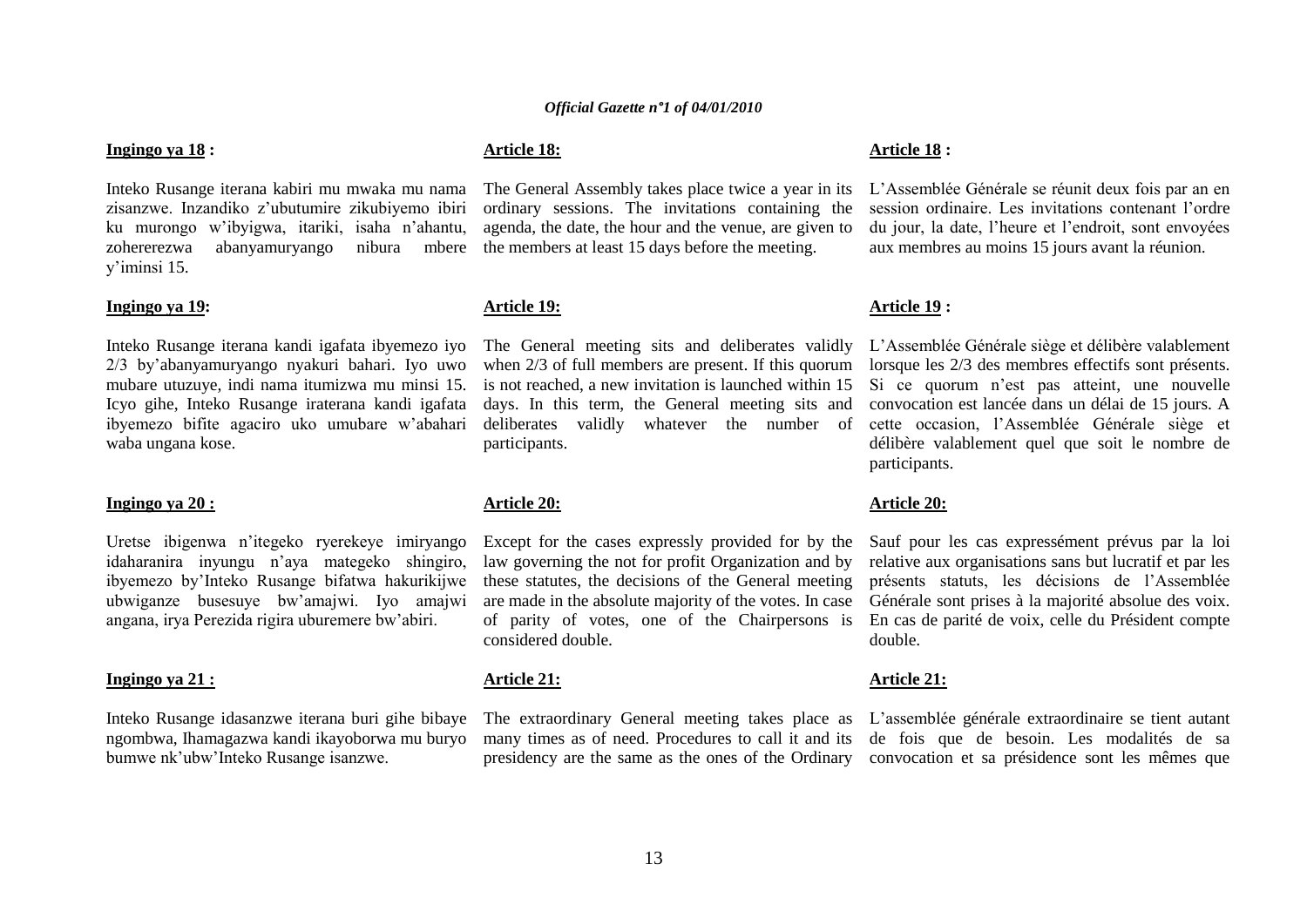**Ingingo ya 18 :**

Inteko Rusange iterana kabiri mu mwaka mu nama zisanzwe. Inzandiko z'ubutumire zikubiyemo ibiri ku murongo w'ibyigwa, itariki, isaha n'ahantu, zohererezwa abanyamuryango nibura mbere y'iminsi 15.

**Ingingo ya 19:**

Inteko Rusange iterana kandi igafata ibyemezo iyo 2/3 by'abanyamuryango nyakuri bahari. Iyo uwo mubare utuzuye, indi nama itumizwa mu minsi 15. Icyo gihe, Inteko Rusange iraterana kandi igafata ibyemezo bifite agaciro uko umubare w'abahari waba ungana kose.

**Ingingo ya 20 :**

Uretse ibigenwa n'itegeko ryerekeye imiryango idaharanira inyungu n'aya mategeko shingiro, ibyemezo by'Inteko Rusange bifatwa hakurikijwe ubwiganze busesuye bw'amajwi. Iyo amajwi angana, irya Perezida rigira uburemere bw'abiri.

**Ingingo ya 21 :**

Inteko Rusange idasanzwe iterana buri gihe bibaye ngombwa, Ihamagazwa kandi ikayoborwa mu buryo bumwe nk'ubw'Inteko Rusange isanzwe.

**Article 18:**

The General Assembly takes place twice a year in its ordinary sessions. The invitations containing the agenda, the date, the hour and the venue, are given to the members at least 15 days before the meeting.

**Article 19:**

The General meeting sits and deliberates validly when 2/3 of full members are present. If this quorum is not reached, a new invitation is launched within 15 days. In this term, the General meeting sits and deliberates validly whatever the number of participants.

**Article 20:**

Except for the cases expressly provided for by the law governing the not for profit Organization and by these statutes, the decisions of the General meeting are made in the absolute majority of the votes. In case of parity of votes, one of the Chairpersons is considered double.

**Article 21:**

The extraordinary General meeting takes place as many times as of need. Procedures to call it and its presidency are the same as the ones of the Ordinary

**Article 18 :**

L'Assemblée Générale se réunit deux fois par an en session ordinaire. Les invitations contenant l'ordre du jour, la date, l'heure et l'endroit, sont envoyées aux membres au moins 15 jours avant la réunion.

**Article 19 :**

L'Assemblée Générale siège et délibère valablement lorsque les 2/3 des membres effectifs sont présents. Si ce quorum n'est pas atteint, une nouvelle convocation est lancée dans un délai de 15 jours. A cette occasion, l'Assemblée Générale siège et délibère valablement quel que soit le nombre de participants.

**Article 20:**

Sauf pour les cas expressément prévus par la loi relative aux organisations sans but lucratif et par les présents statuts, les décisions de l'Assemblée Générale sont prises à la majorité absolue des voix. En cas de parité de voix, celle du Président compte double.

**Article 21:**

L'assemblée générale extraordinaire se tient autant de fois que de besoin. Les modalités de sa convocation et sa présidence sont les mêmes que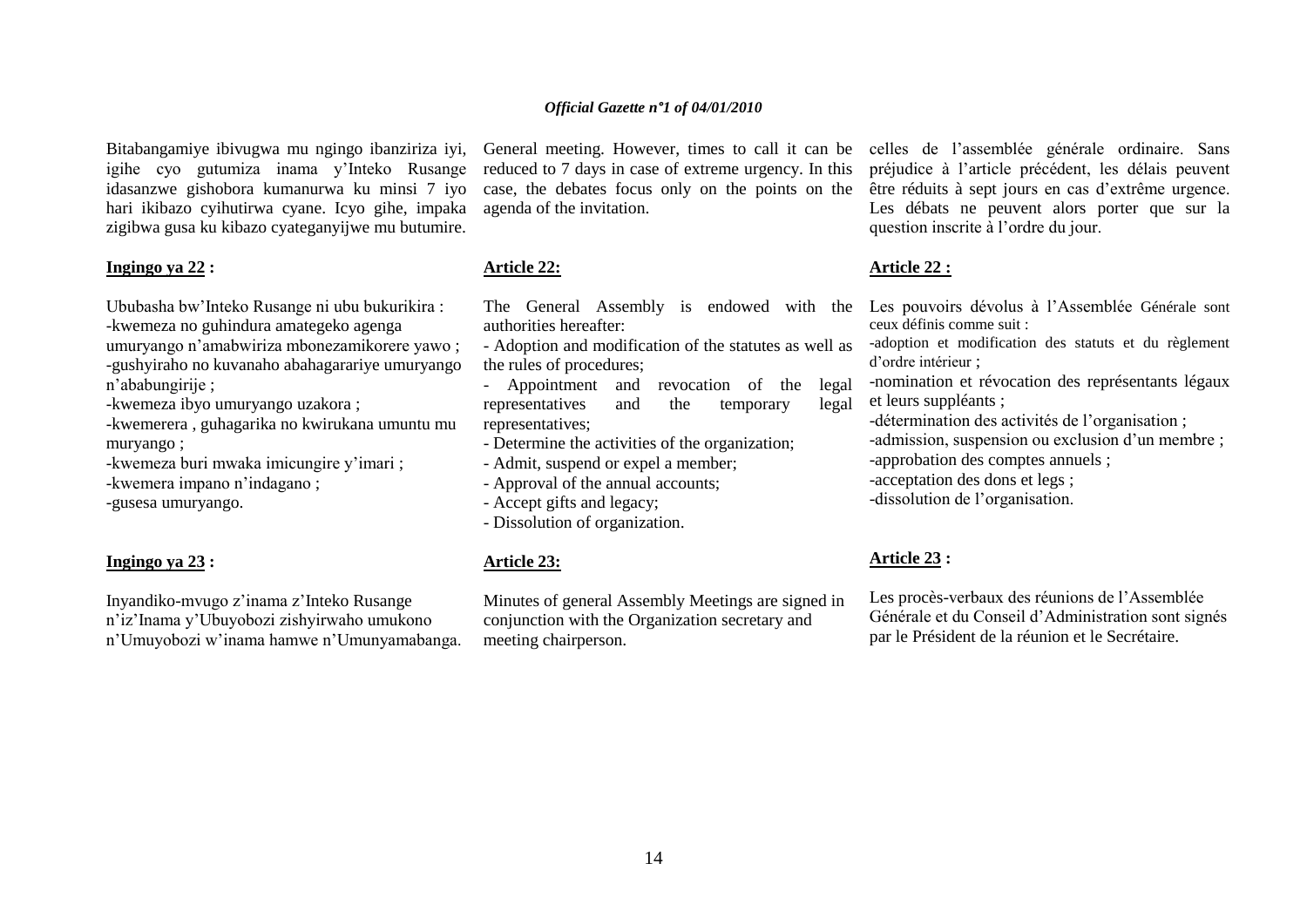Bitabangamiye ibivugwa mu ngingo ibanziriza iyi, igihe cyo gutumiza inama y'Inteko Rusange idasanzwe gishobora kumanurwa ku minsi 7 iyo hari ikibazo cyihutirwa cyane. Icyo gihe, impaka zigibwa gusa ku kibazo cyateganyijwe mu butumire.

**Ingingo ya 22 :**

Ububasha bw'Inteko Rusange ni ubu bukurikira :
-kwemeza no guhindura amategeko agenga umuryango n'amabwiriza mbonezamikorere yawo ;
-gushyiraho no kuvanaho abahagarariye umuryango n'ababungirije ;
-kwemeza ibyo umuryango uzakora ;
-kwemerera , guhagarika no kwirukana umuntu mu muryango ;
-kwemeza buri mwaka imicungire y'imari ;
-kwemera impano n'indagano ;
-gusesa umuryango.

**Ingingo ya 23 :**

Inyandiko-mvugo z'inama z'Inteko Rusange n'iz'Inama y'Ubuyobozi zishyirwaho umukono n'Umuyobozi w'inama hamwe n'Umunyamabanga.

General meeting. However, times to call it can be reduced to 7 days in case of extreme urgency. In this case, the debates focus only on the points on the agenda of the invitation.

**Article 22:**

The General Assembly is endowed with the authorities hereafter:
- Adoption and modification of the statutes as well as the rules of procedures;
- Appointment and revocation of the legal representatives and the temporary legal representatives;
- Determine the activities of the organization;
- Admit, suspend or expel a member;
- Approval of the annual accounts;
- Accept gifts and legacy;
- Dissolution of organization.

**Article 23:**

Minutes of general Assembly Meetings are signed in conjunction with the Organization secretary and meeting chairperson.

celles de l'assemblée générale ordinaire. Sans préjudice à l'article précédent, les délais peuvent être réduits à sept jours en cas d'extrême urgence. Les débats ne peuvent alors porter que sur la question inscrite à l'ordre du jour.

**Article 22 :**

Les pouvoirs dévolus à l'Assemblée Générale sont ceux définis comme suit :
-adoption et modification des statuts et du règlement d'ordre intérieur ;
-nomination et révocation des représentants légaux et leurs suppléants ;
-détermination des activités de l'organisation ;
-admission, suspension ou exclusion d'un membre ;
-approbation des comptes annuels ;
-acceptation des dons et legs ;
-dissolution de l'organisation.

**Article 23 :**

Les procès-verbaux des réunions de l'Assemblée Générale et du Conseil d'Administration sont signés par le Président de la réunion et le Secrétaire.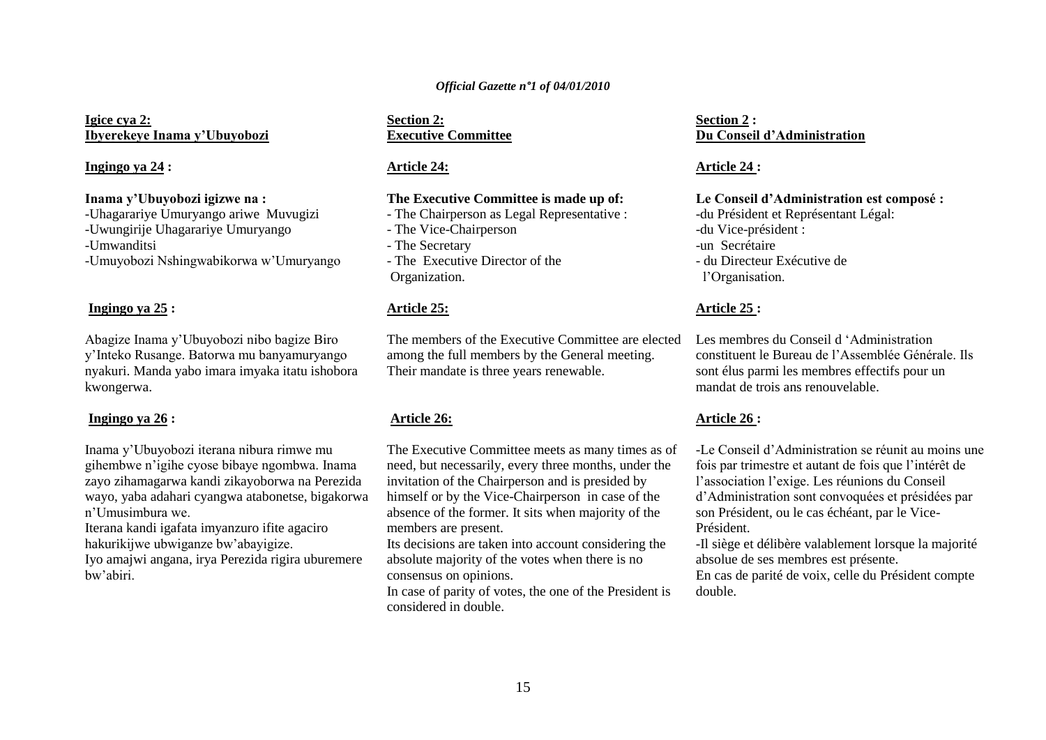**Igice cya 2:**
**Ibyerekeye Inama y'Ubuyobozi**

**Ingingo ya 24 :**

**Inama y'Ubuyobozi igizwe na :**
-Uhagarariye Umuryango ariwe Muvugizi
-Uwungirije Uhagarariye Umuryango
-Umwanditsi
-Umuyobozi Nshingwabikorwa w'Umuryango

**Ingingo ya 25 :**

Abagize Inama y'Ubuyobozi nibo bagize Biro y'Inteko Rusange. Batorwa mu banyamuryango nyakuri. Manda yabo imara imyaka itatu ishobora kwongerwa.

**Ingingo ya 26 :**

Inama y'Ubuyobozi iterana nibura rimwe mu gihembwe n'igihe cyose bibaye ngombwa. Inama zayo zihamagarwa kandi zikayoborwa na Perezida wayo, yaba adahari cyangwa atabonetse, bigakorwa n'Umusimbura we.
Iterana kandi igafata imyanzuro ifite agaciro hakurikijwe ubwiganze bw'abayigize.
Iyo amajwi angana, irya Perezida rigira uburemere bw'abiri.

**Section 2:**
**Executive Committee**

**Article 24:**

**The Executive Committee is made up of:**
- The Chairperson as Legal Representative :
- The Vice-Chairperson
- The Secretary
- The Executive Director of the Organization.

**Article 25:**

The members of the Executive Committee are elected among the full members by the General meeting. Their mandate is three years renewable.

**Article 26:**

The Executive Committee meets as many times as of need, but necessarily, every three months, under the invitation of the Chairperson and is presided by himself or by the Vice-Chairperson in case of the absence of the former. It sits when majority of the members are present.
Its decisions are taken into account considering the absolute majority of the votes when there is no consensus on opinions.
In case of parity of votes, the one of the President is considered in double.

**Section 2 :**
**Du Conseil d'Administration**

**Article 24 :**

**Le Conseil d'Administration est composé :**
-du Président et Représentant Légal:
-du Vice-président :
-un Secrétaire
- du Directeur Exécutive de l'Organisation.

**Article 25 :**

Les membres du Conseil d 'Administration constituent le Bureau de l'Assemblée Générale. Ils sont élus parmi les membres effectifs pour un mandat de trois ans renouvelable.

**Article 26 :**

-Le Conseil d'Administration se réunit au moins une fois par trimestre et autant de fois que l'intérêt de l'association l'exige. Les réunions du Conseil d'Administration sont convoquées et présidées par son Président, ou le cas échéant, par le Vice-Président.
-Il siège et délibère valablement lorsque la majorité absolue de ses membres est présente.
En cas de parité de voix, celle du Président compte double.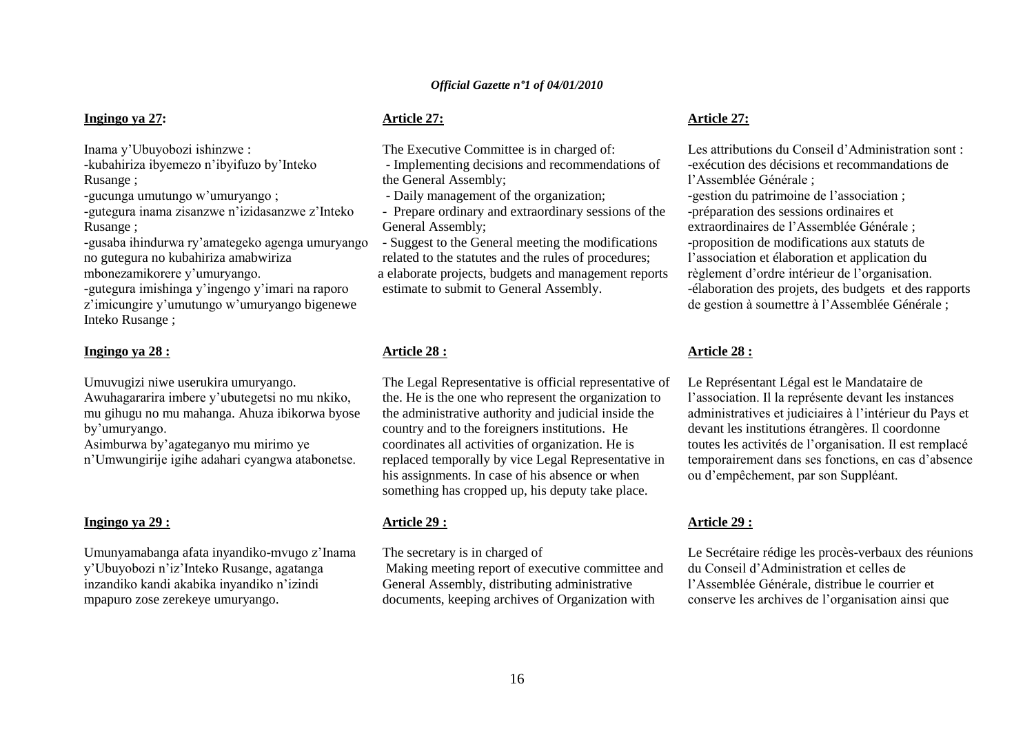**Ingingo ya 27:**

Inama y'Ubuyobozi ishinzwe :
-kubahiriza ibyemezo n'ibyifuzo by'Inteko Rusange ;
-gucunga umutungo w'umuryango ;
-gutegura inama zisanzwe n'izidasanzwe z'Inteko Rusange ;
-gusaba ihindurwa ry'amategeko agenga umuryango no gutegura no kubahiriza amabwiriza mbonezamikorere y'umuryango.
-gutegura imishinga y'ingengo y'imari na raporo z'imicungire y'umutungo w'umuryango bigenewe Inteko Rusange ;

**Ingingo ya 28 :**

Umuvugizi niwe userukira umuryango. Awuhagararira imbere y'ubutegetsi no mu nkiko, mu gihugu no mu mahanga. Ahuza ibikorwa byose by'umuryango.
Asimburwa by'agateganyo mu mirimo ye n'Umwungirije igihe adahari cyangwa atabonetse.

**Ingingo ya 29 :**

Umunyamabanga afata inyandiko-mvugo z'Inama y'Ubuyobozi n'iz'Inteko Rusange, agatanga inzandiko kandi akabika inyandiko n'izindi mpapuro zose zerekeye umuryango.

**Article 27:**

The Executive Committee is in charged of:
- Implementing decisions and recommendations of the General Assembly;
- Daily management of the organization;
- Prepare ordinary and extraordinary sessions of the General Assembly;
- Suggest to the General meeting the modifications related to the statutes and the rules of procedures;
a elaborate projects, budgets and management reports estimate to submit to General Assembly.

**Article 28 :**

The Legal Representative is official representative of the. He is the one who represent the organization to the administrative authority and judicial inside the country and to the foreigners institutions. He coordinates all activities of organization. He is replaced temporally by vice Legal Representative in his assignments. In case of his absence or when something has cropped up, his deputy take place.

**Article 29 :**

The secretary is in charged of
Making meeting report of executive committee and General Assembly, distributing administrative documents, keeping archives of Organization with

**Article 27:**

Les attributions du Conseil d'Administration sont :
-exécution des décisions et recommandations de l'Assemblée Générale ;
-gestion du patrimoine de l'association ;
-préparation des sessions ordinaires et extraordinaires de l'Assemblée Générale ;
-proposition de modifications aux statuts de l'association et élaboration et application du règlement d'ordre intérieur de l'organisation.
-élaboration des projets, des budgets et des rapports de gestion à soumettre à l'Assemblée Générale ;

**Article 28 :**

Le Représentant Légal est le Mandataire de l'association. Il la représente devant les instances administratives et judiciaires à l'intérieur du Pays et devant les institutions étrangères. Il coordonne toutes les activités de l'organisation. Il est remplacé temporairement dans ses fonctions, en cas d'absence ou d'empêchement, par son Suppléant.

**Article 29 :**

Le Secrétaire rédige les procès-verbaux des réunions du Conseil d'Administration et celles de l'Assemblée Générale, distribue le courrier et conserve les archives de l'organisation ainsi que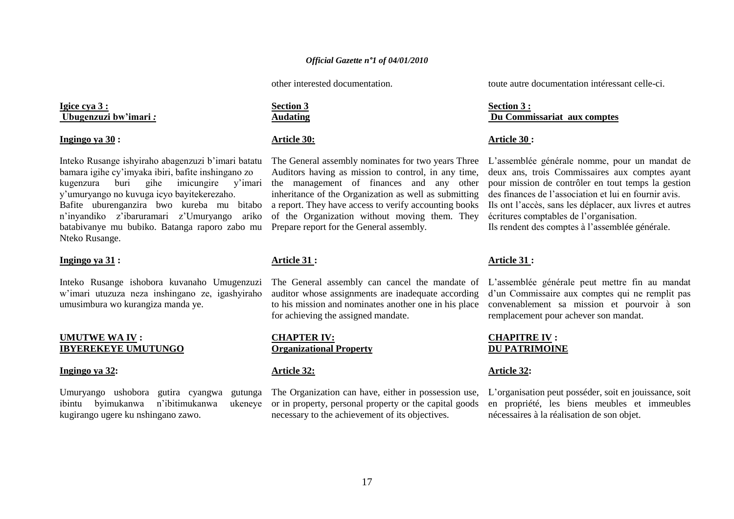other interested documentation.

toute autre documentation intéressant celle-ci.

**Igice cya 3 :**
**Ubugenzuzi bw'imari :**

**Ingingo ya 30 :**

Inteko Rusange ishyiraho abagenzuzi b'imari batatu bamara igihe cy'imyaka ibiri, bafite inshingano zo kugenzura buri gihe imicungire y'imari y'umuryango no kuvuga icyo bayitekerezaho.
Bafite uburenganzira bwo kureba mu bitabo n'inyandiko z'ibaruramari z'Umuryango ariko batabivanye mu bubiko. Batanga raporo zabo mu Nteko Rusange.

**Ingingo ya 31 :**

Inteko Rusange ishobora kuvanaho Umugenzuzi w'imari utuzuza neza inshingano ze, igashyiraho umusimbura wo kurangiza manda ye.

**UMUTWE WA IV :**
**IBYEREKEYE UMUTUNGO**

**Ingingo ya 32:**

Umuryango ushobora gutira cyangwa gutunga ibintu byimukanwa n'ibitimukanwa ukeneye kugirango ugere ku nshingano zawo.

**Section 3**
**Audating**

**Article 30:**

The General assembly nominates for two years Three Auditors having as mission to control, in any time, the management of finances and any other inheritance of the Organization as well as submitting a report. They have access to verify accounting books of the Organization without moving them. They Prepare report for the General assembly.

**Article 31 :**

The General assembly can cancel the mandate of auditor whose assignments are inadequate according to his mission and nominates another one in his place for achieving the assigned mandate.

**CHAPTER IV:**
**Organizational Property**

**Article 32:**

The Organization can have, either in possession use, or in property, personal property or the capital goods necessary to the achievement of its objectives.

**Section 3 :**
**Du Commissariat aux comptes**

**Article 30 :**

L'assemblée générale nomme, pour un mandat de deux ans, trois Commissaires aux comptes ayant pour mission de contrôler en tout temps la gestion des finances de l'association et lui en fournir avis.
Ils ont l'accès, sans les déplacer, aux livres et autres écritures comptables de l'organisation.
Ils rendent des comptes à l'assemblée générale.

**Article 31 :**

L'assemblée générale peut mettre fin au mandat d'un Commissaire aux comptes qui ne remplit pas convenablement sa mission et pourvoir à son remplacement pour achever son mandat.

**CHAPITRE IV :**
**DU PATRIMOINE**

**Article 32:**

L'organisation peut posséder, soit en jouissance, soit en propriété, les biens meubles et immeubles nécessaires à la réalisation de son objet.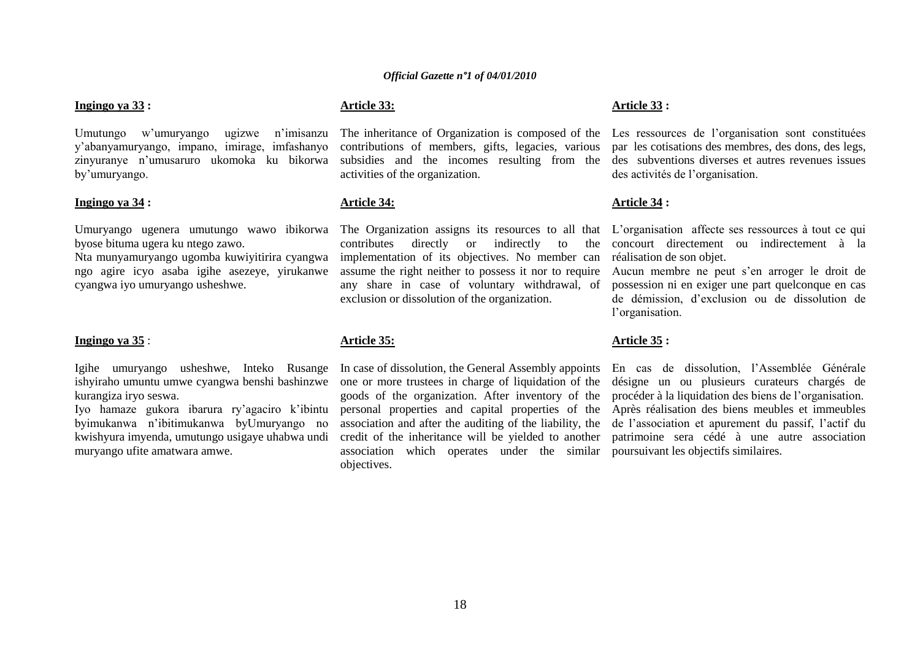**Ingingo ya 33 :**

Umutungo w'umuryango ugizwe n'imisanzu y'abanyamuryango, impano, imirage, imfashanyo zinyuranye n'umusaruro ukomoka ku bikorwa by'umuryango.

**Ingingo ya 34 :**

Umuryango ugenera umutungo wawo ibikorwa byose bituma ugera ku ntego zawo.
Nta munyamuryango ugomba kuwiyitirira cyangwa ngo agire icyo asaba igihe asezeye, yirukanwe cyangwa iyo umuryango usheshwe.

**Ingingo ya 35** :

Igihe umuryango usheshwe, Inteko Rusange ishyiraho umuntu umwe cyangwa benshi bashinzwe kurangiza iryo seswa.
Iyo hamaze gukora ibarura ry'agaciro k'ibintu byimukanwa n'ibitimukanwa byUmuryango no kwishyura imyenda, umutungo usigaye uhabwa undi muryango ufite amatwara amwe.

**Article 33:**

The inheritance of Organization is composed of the contributions of members, gifts, legacies, various subsidies and the incomes resulting from the activities of the organization.

**Article 34:**

The Organization assigns its resources to all that contributes directly or indirectly to the implementation of its objectives. No member can assume the right neither to possess it nor to require any share in case of voluntary withdrawal, of exclusion or dissolution of the organization.

**Article 35:**

In case of dissolution, the General Assembly appoints one or more trustees in charge of liquidation of the goods of the organization. After inventory of the personal properties and capital properties of the association and after the auditing of the liability, the credit of the inheritance will be yielded to another association which operates under the similar objectives.

**Article 33 :**

Les ressources de l'organisation sont constituées par les cotisations des membres, des dons, des legs, des subventions diverses et autres revenues issues des activités de l'organisation.

**Article 34 :**

L'organisation affecte ses ressources à tout ce qui concourt directement ou indirectement à la réalisation de son objet.
Aucun membre ne peut s'en arroger le droit de possession ni en exiger une part quelconque en cas de démission, d'exclusion ou de dissolution de l'organisation.

**Article 35 :**

En cas de dissolution, l'Assemblée Générale désigne un ou plusieurs curateurs chargés de procéder à la liquidation des biens de l'organisation. Après réalisation des biens meubles et immeubles de l'association et apurement du passif, l'actif du patrimoine sera cédé à une autre association poursuivant les objectifs similaires.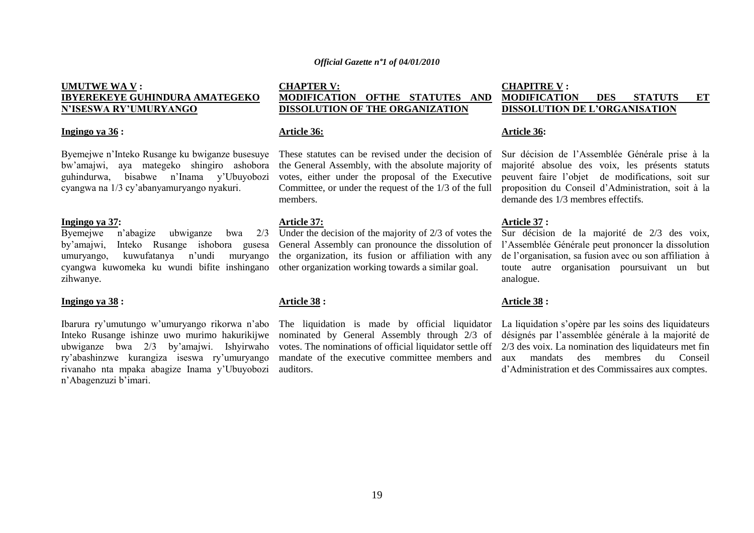**UMUTWE WA V :**
**IBYEREKEYE GUHINDURA AMATEGEKO N'ISESWA RY'UMURYANGO**

**Ingingo ya 36 :**

Byemejwe n'Inteko Rusange ku bwiganze busesuye bw'amajwi, aya mategeko shingiro ashobora guhindurwa, bisabwe n'Inama y'Ubuyobozi cyangwa na 1/3 cy'abanyamuryango nyakuri.

**Ingingo ya 37:**

Byemejwe n'abagize ubwiganze bwa 2/3 by'amajwi, Inteko Rusange ishobora gusesa umuryango, kuwufatanya n'undi muryango cyangwa kuwomeka ku wundi bifite inshingano zihwanye.

**Ingingo ya 38 :**

Ibarura ry'umutungo w'umuryango rikorwa n'abo Inteko Rusange ishinze uwo murimo hakurikijwe ubwiganze bwa 2/3 by'amajwi. Ishyirwaho ry'abashinzwe kurangiza iseswa ry'umuryango rivanaho nta mpaka abagize Inama y'Ubuyobozi n'Abagenzuzi b'imari.

**CHAPTER V:**
**MODIFICATION OFTHE STATUTES AND DISSOLUTION OF THE ORGANIZATION**

**Article 36:**

These statutes can be revised under the decision of the General Assembly, with the absolute majority of votes, either under the proposal of the Executive Committee, or under the request of the 1/3 of the full members.

**Article 37:**

Under the decision of the majority of 2/3 of votes the General Assembly can pronounce the dissolution of the organization, its fusion or affiliation with any other organization working towards a similar goal.

**Article 38 :**

The liquidation is made by official liquidator nominated by General Assembly through 2/3 of votes. The nominations of official liquidator settle off mandate of the executive committee members and auditors.

**CHAPITRE V :**
**MODIFICATION DES STATUTS ET DISSOLUTION DE L'ORGANISATION**

**Article 36:**

Sur décision de l'Assemblée Générale prise à la majorité absolue des voix, les présents statuts peuvent faire l'objet de modifications, soit sur proposition du Conseil d'Administration, soit à la demande des 1/3 membres effectifs.

**Article 37 :**

Sur décision de la majorité de 2/3 des voix, l'Assemblée Générale peut prononcer la dissolution de l'organisation, sa fusion avec ou son affiliation à toute autre organisation poursuivant un but analogue.

**Article 38 :**

La liquidation s'opère par les soins des liquidateurs désignés par l'assemblée générale à la majorité de 2/3 des voix. La nomination des liquidateurs met fin aux mandats des membres du Conseil d'Administration et des Commissaires aux comptes.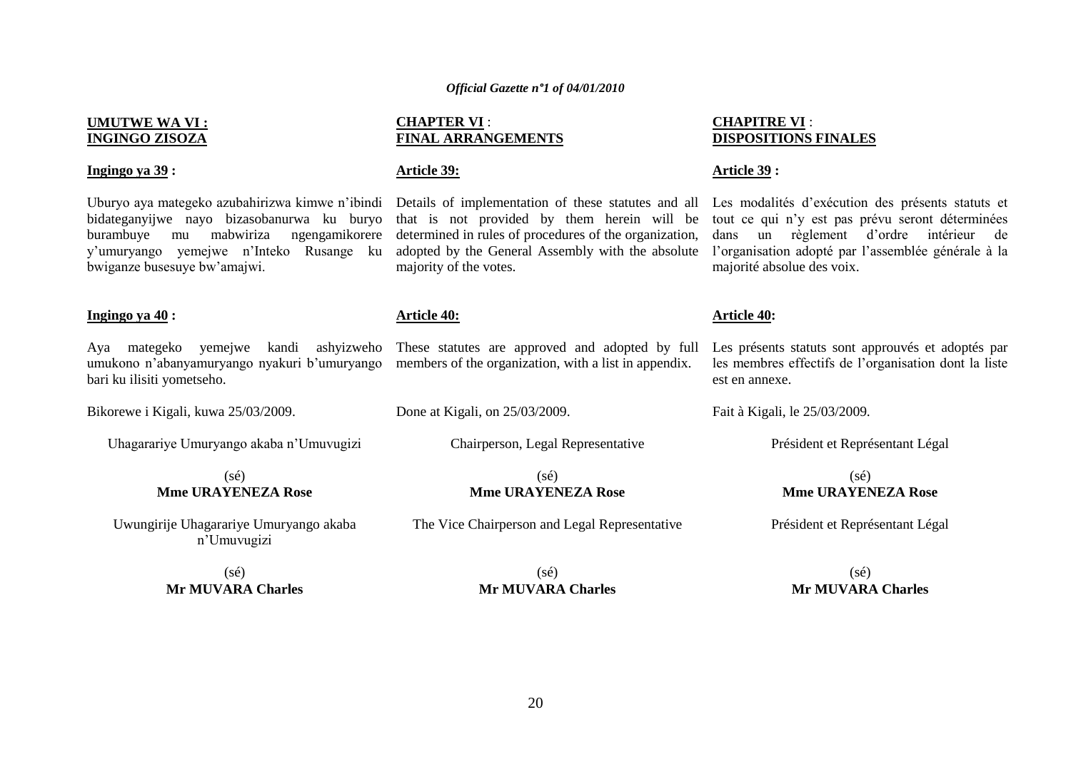**UMUTWE WA VI : INGINGO ZISOZA**

**Ingingo ya 39 :**

Uburyo aya mategeko azubahirizwa kimwe n'ibindi bidateganyijwe nayo bizasobanurwa ku buryo burambuye mu mabwiriza ngengamikorere y'umuryango yemejwe n'Inteko Rusange ku bwiganze busesuye bw'amajwi.

**Ingingo ya 40 :**

Aya mategeko yemejwe kandi ashyizweho umukono n'abanyamuryango nyakuri b'umuryango bari ku ilisiti yometseho.

Bikorewe i Kigali, kuwa 25/03/2009.

Uhagarariye Umuryango akaba n'Umuvugizi

(sé)
**Mme URAYENEZA Rose**

Uwungirije Uhagarariye Umuryango akaba n'Umuvugizi

(sé)
**Mr MUVARA Charles**

**CHAPTER VI : FINAL ARRANGEMENTS**

**Article 39:**

Details of implementation of these statutes and all that is not provided by them herein will be determined in rules of procedures of the organization, adopted by the General Assembly with the absolute majority of the votes.

**Article 40:**

These statutes are approved and adopted by full members of the organization, with a list in appendix.

Done at Kigali, on 25/03/2009.

Chairperson, Legal Representative

(sé)
**Mme URAYENEZA Rose**

The Vice Chairperson and Legal Representative

(sé)
**Mr MUVARA Charles**

**CHAPITRE VI : DISPOSITIONS FINALES**

**Article 39 :**

Les modalités d'exécution des présents statuts et tout ce qui n'y est pas prévu seront déterminées dans un règlement d'ordre intérieur de l'organisation adopté par l'assemblée générale à la majorité absolue des voix.

**Article 40:**

Les présents statuts sont approuvés et adoptés par les membres effectifs de l'organisation dont la liste est en annexe.

Fait à Kigali, le 25/03/2009.

Président et Représentant Légal

(sé)
**Mme URAYENEZA Rose**

Président et Représentant Légal

(sé)
**Mr MUVARA Charles**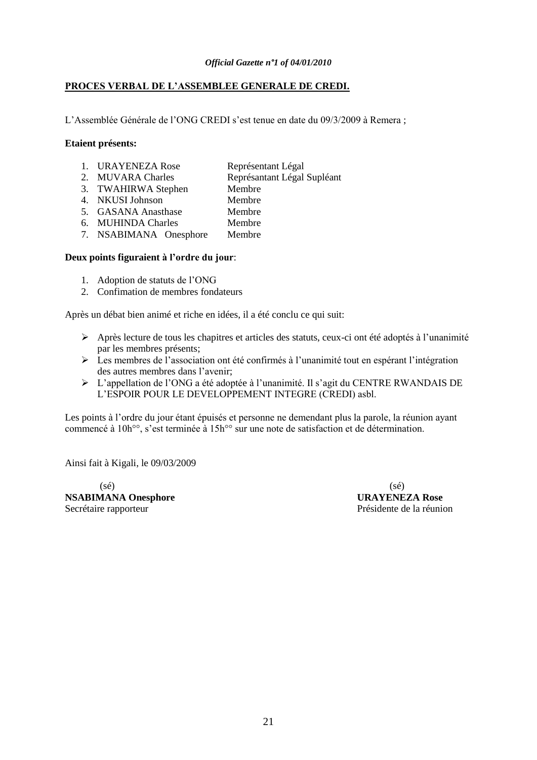**PROCES VERBAL DE L'ASSEMBLEE GENERALE DE CREDI.**

L'Assemblée Générale de l'ONG CREDI s'est tenue en date du 09/3/2009 à Remera ;

**Etaient présents:**

1. URAYENEZA Rose — Représentant Légal
2. MUVARA Charles — Représantant Légal Supléant
3. TWAHIRWA Stephen — Membre
4. NKUSI Johnson — Membre
5. GASANA Anasthase — Membre
6. MUHINDA Charles — Membre
7. NSABIMANA Onesphore — Membre

**Deux points figuraient à l'ordre du jour**:

1. Adoption de statuts de l'ONG
2. Confimation de membres fondateurs

Après un débat bien animé et riche en idées, il a été conclu ce qui suit:

- Après lecture de tous les chapitres et articles des statuts, ceux-ci ont été adoptés à l'unanimité par les membres présents;
- Les membres de l'association ont été confirmés à l'unanimité tout en espérant l'intégration des autres membres dans l'avenir;
- L'appellation de l'ONG a été adoptée à l'unanimité. Il s'agit du CENTRE RWANDAIS DE L'ESPOIR POUR LE DEVELOPPEMENT INTEGRE (CREDI) asbl.

Les points à l'ordre du jour étant épuisés et personne ne demendant plus la parole, la réunion ayant commencé à 10h°°, s'est terminée à 15h°° sur une note de satisfaction et de détermination.

Ainsi fait à Kigali, le 09/03/2009

(sé)
**NSABIMANA Onesphore**
Secrétaire rapporteur

(sé)
**URAYENEZA Rose**
Présidente de la réunion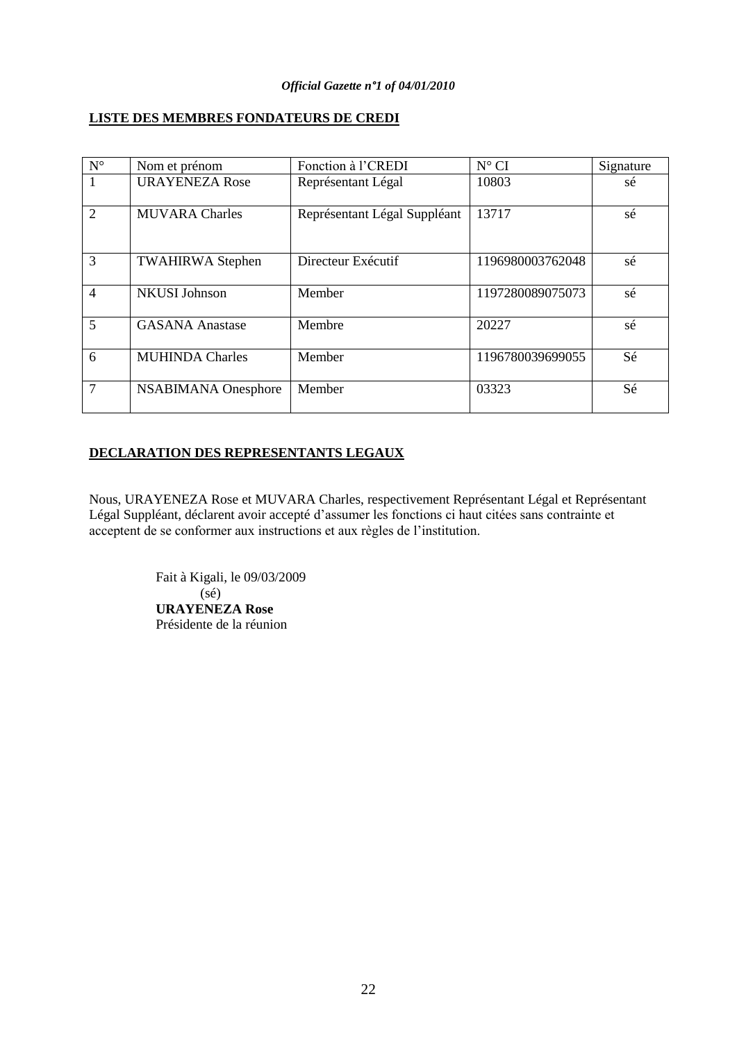**LISTE DES MEMBRES FONDATEURS DE CREDI**

| N° | Nom et prénom | Fonction à l'CREDI | N° CI | Signature |
|---|---|---|---|---|
| 1 | URAYENEZA Rose | Représentant Légal | 10803 | sé |
| 2 | MUVARA Charles | Représentant Légal Suppléant | 13717 | sé |
| 3 | TWAHIRWA Stephen | Directeur Exécutif | 1196980003762048 | sé |
| 4 | NKUSI Johnson | Member | 1197280089075073 | sé |
| 5 | GASANA Anastase | Membre | 20227 | sé |
| 6 | MUHINDA Charles | Member | 1196780039699055 | Sé |
| 7 | NSABIMANA Onesphore | Member | 03323 | Sé |

**DECLARATION DES REPRESENTANTS LEGAUX**

Nous, URAYENEZA Rose et MUVARA Charles, respectivement Représentant Légal et Représentant Légal Suppléant, déclarent avoir accepté d'assumer les fonctions ci haut citées sans contrainte et acceptent de se conformer aux instructions et aux règles de l'institution.

Fait à Kigali, le 09/03/2009
(sé)
**URAYENEZA Rose**
Présidente de la réunion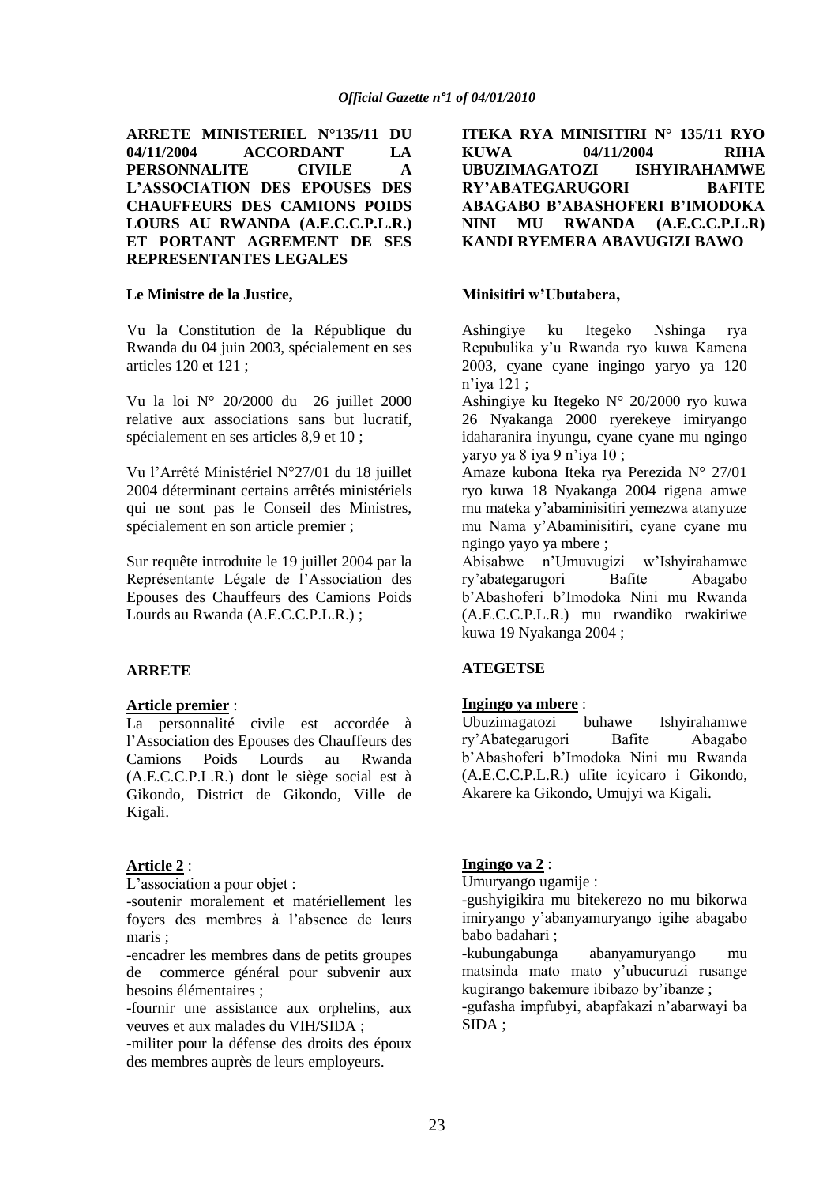**ARRETE MINISTERIEL N°135/11 DU 04/11/2004 ACCORDANT LA PERSONNALITE CIVILE A L'ASSOCIATION DES EPOUSES DES CHAUFFEURS DES CAMIONS POIDS LOURS AU RWANDA (A.E.C.C.P.L.R.) ET PORTANT AGREMENT DE SES REPRESENTANTES LEGALES**

**Le Ministre de la Justice,**

Vu la Constitution de la République du Rwanda du 04 juin 2003, spécialement en ses articles 120 et 121 ;

Vu la loi N° 20/2000 du 26 juillet 2000 relative aux associations sans but lucratif, spécialement en ses articles 8,9 et 10 ;

Vu l'Arrêté Ministériel N°27/01 du 18 juillet 2004 déterminant certains arrêtés ministériels qui ne sont pas le Conseil des Ministres, spécialement en son article premier ;

Sur requête introduite le 19 juillet 2004 par la Représentante Légale de l'Association des Epouses des Chauffeurs des Camions Poids Lourds au Rwanda (A.E.C.C.P.L.R.) ;

**ARRETE**

**Article premier** :
La personnalité civile est accordée à l'Association des Epouses des Chauffeurs des Camions Poids Lourds au Rwanda (A.E.C.C.P.L.R.) dont le siège social est à Gikondo, District de Gikondo, Ville de Kigali.

**Article 2** :
L'association a pour objet :
-soutenir moralement et matériellement les foyers des membres à l'absence de leurs maris ;
-encadrer les membres dans de petits groupes de commerce général pour subvenir aux besoins élémentaires ;
-fournir une assistance aux orphelins, aux veuves et aux malades du VIH/SIDA ;
-militer pour la défense des droits des époux des membres auprès de leurs employeurs.

**ITEKA RYA MINISITIRI N° 135/11 RYO KUWA 04/11/2004 RIHA UBUZIMAGATOZI ISHYIRAHAMWE RY'ABATEGARUGORI BAFITE ABAGABO B'ABASHOFERI B'IMODOKA NINI MU RWANDA (A.E.C.C.P.L.R) KANDI RYEMERA ABAVUGIZI BAWO**

**Minisitiri w'Ubutabera,**

Ashingiye ku Itegeko Nshinga rya Repubulika y'u Rwanda ryo kuwa Kamena 2003, cyane cyane ingingo yaryo ya 120 n'iya 121 ;
Ashingiye ku Itegeko N° 20/2000 ryo kuwa 26 Nyakanga 2000 ryerekeye imiryango idaharanira inyungu, cyane cyane mu ngingo yaryo ya 8 iya 9 n'iya 10 ;
Amaze kubona Iteka rya Perezida N° 27/01 ryo kuwa 18 Nyakanga 2004 rigena amwe mu mateka y'abaminisitiri yemezwa atanyuze mu Nama y'Abaminisitiri, cyane cyane mu ngingo yayo ya mbere ;
Abisabwe n'Umuvugizi w'Ishyirahamwe ry'abategarugori Bafite Abagabo b'Abashoferi b'Imodoka Nini mu Rwanda (A.E.C.C.P.L.R.) mu rwandiko rwakiriwe kuwa 19 Nyakanga 2004 ;

**ATEGETSE**

**Ingingo ya mbere** :
Ubuzimagatozi buhawe Ishyirahamwe ry'Abategarugori Bafite Abagabo b'Abashoferi b'Imodoka Nini mu Rwanda (A.E.C.C.P.L.R.) ufite icyicaro i Gikondo, Akarere ka Gikondo, Umujyi wa Kigali.

**Ingingo ya 2** :
Umuryango ugamije :
-gushyigikira mu bitekerezo no mu bikorwa imiryango y'abanyamuryango igihe abagabo babo badahari ;
-kubungabunga abanyamuryango mu matsinda mato mato y'ubucuruzi rusange kugirango bakemure ibibazo by'ibanze ;
-gufasha impfubyi, abapfakazi n'abarwayi ba SIDA ;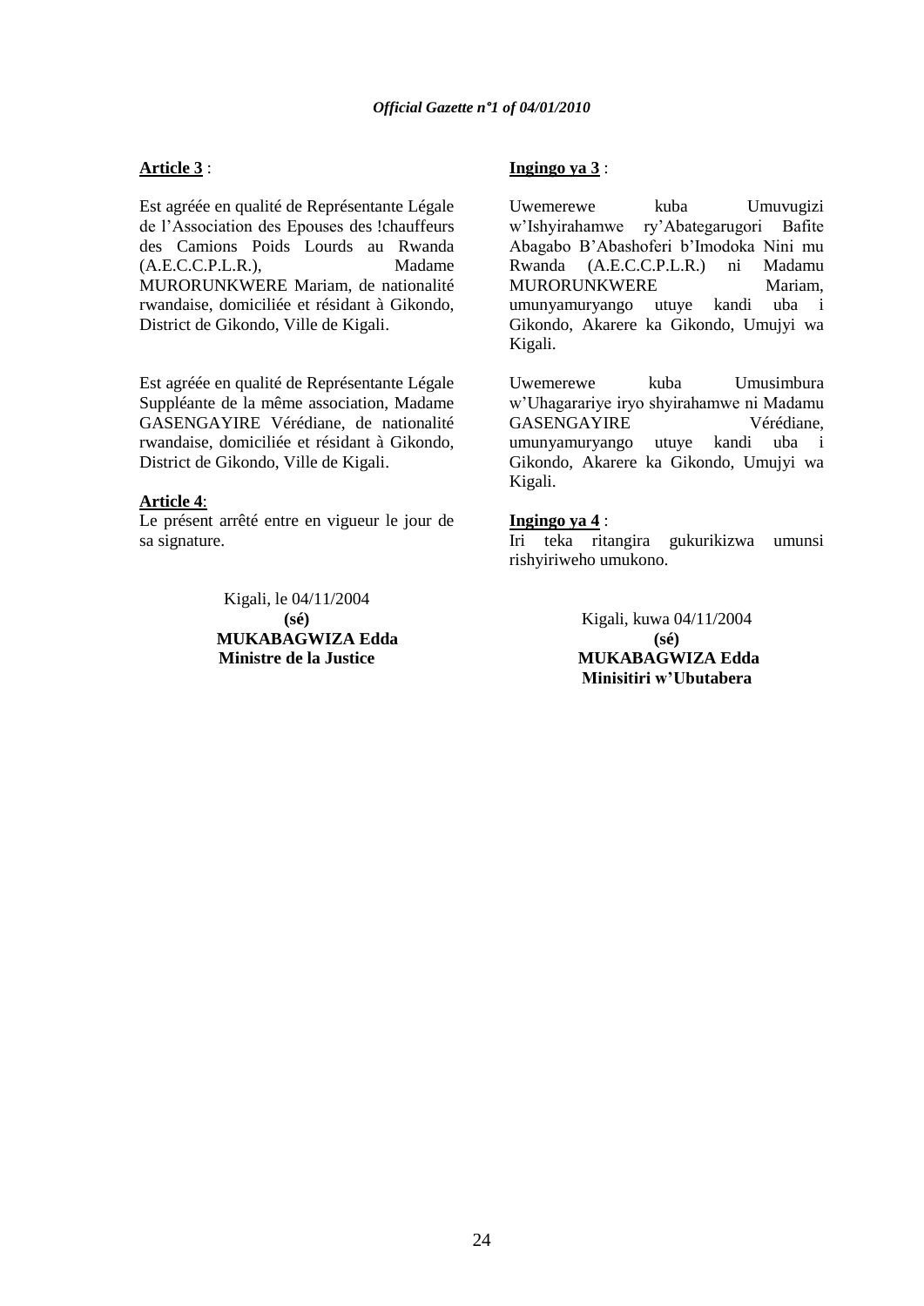**Article 3** :

Est agréée en qualité de Représentante Légale de l'Association des Epouses des !chauffeurs des Camions Poids Lourds au Rwanda (A.E.C.C.P.L.R.), Madame MURORUNKWERE Mariam, de nationalité rwandaise, domiciliée et résidant à Gikondo, District de Gikondo, Ville de Kigali.

Est agréée en qualité de Représentante Légale Suppléante de la même association, Madame GASENGAYIRE Vérédiane, de nationalité rwandaise, domiciliée et résidant à Gikondo, District de Gikondo, Ville de Kigali.

**Article 4**:

Le présent arrêté entre en vigueur le jour de sa signature.

Kigali, le 04/11/2004

**(sé)**

**MUKABAGWIZA Edda**

**Ministre de la Justice**

**Ingingo ya 3** :

Uwemerewe kuba Umuvugizi w'Ishyirahamwe ry'Abategarugori Bafite Abagabo B'Abashoferi b'Imodoka Nini mu Rwanda (A.E.C.C.P.L.R.) ni Madamu MURORUNKWERE Mariam, umunyamuryango utuye kandi uba i Gikondo, Akarere ka Gikondo, Umujyi wa Kigali.

Uwemerewe kuba Umusimbura w'Uhagarariye iryo shyirahamwe ni Madamu GASENGAYIRE Vérédiane, umunyamuryango utuye kandi uba i Gikondo, Akarere ka Gikondo, Umujyi wa Kigali.

**Ingingo ya 4** :

Iri teka ritangira gukurikizwa umunsi rishyiriweho umukono.

Kigali, kuwa 04/11/2004

**(sé)**

**MUKABAGWIZA Edda**

**Minisitiri w'Ubutabera**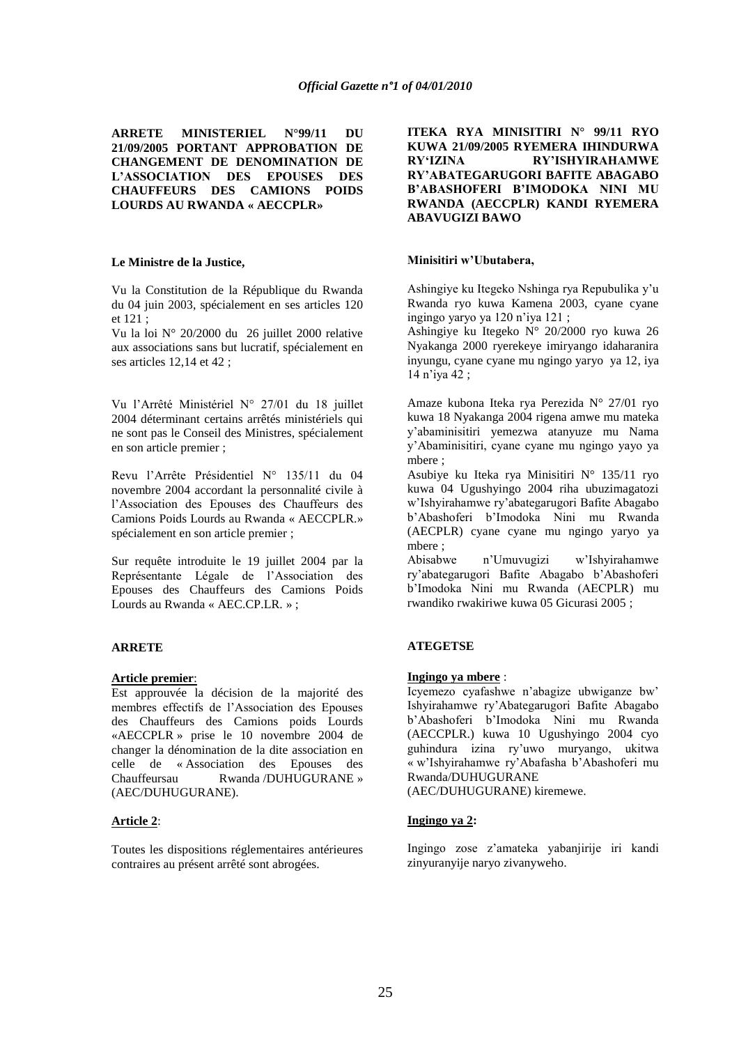**ARRETE MINISTERIEL N°99/11 DU 21/09/2005 PORTANT APPROBATION DE CHANGEMENT DE DENOMINATION DE L'ASSOCIATION DES EPOUSES DES CHAUFFEURS DES CAMIONS POIDS LOURDS AU RWANDA « AECCPLR»**

**Le Ministre de la Justice,**

Vu la Constitution de la République du Rwanda du 04 juin 2003, spécialement en ses articles 120 et 121 ;

Vu la loi N° 20/2000 du 26 juillet 2000 relative aux associations sans but lucratif, spécialement en ses articles 12,14 et 42 ;

Vu l'Arrêté Ministériel N° 27/01 du 18 juillet 2004 déterminant certains arrêtés ministériels qui ne sont pas le Conseil des Ministres, spécialement en son article premier ;

Revu l'Arrête Présidentiel N° 135/11 du 04 novembre 2004 accordant la personnalité civile à l'Association des Epouses des Chauffeurs des Camions Poids Lourds au Rwanda « AECCPLR.» spécialement en son article premier ;

Sur requête introduite le 19 juillet 2004 par la Représentante Légale de l'Association des Epouses des Chauffeurs des Camions Poids Lourds au Rwanda « AEC.CP.LR. » ;

**ARRETE**

**Article premier**:

Est approuvée la décision de la majorité des membres effectifs de l'Association des Epouses des Chauffeurs des Camions poids Lourds «AECCPLR » prise le 10 novembre 2004 de changer la dénomination de la dite association en celle de « Association des Epouses des Chauffeursau Rwanda /DUHUGURANE » (AEC/DUHUGURANE).

**Article 2**:

Toutes les dispositions réglementaires antérieures contraires au présent arrêté sont abrogées.

**ITEKA RYA MINISITIRI N° 99/11 RYO KUWA 21/09/2005 RYEMERA IHINDURWA RY'IZINA RY'ISHYIRAHAMWE RY'ABATEGARUGORI BAFITE ABAGABO B'ABASHOFERI B'IMODOKA NINI MU RWANDA (AECCPLR) KANDI RYEMERA ABAVUGIZI BAWO**

**Minisitiri w'Ubutabera,**

Ashingiye ku Itegeko Nshinga rya Repubulika y'u Rwanda ryo kuwa Kamena 2003, cyane cyane ingingo yaryo ya 120 n'iya 121 ;

Ashingiye ku Itegeko N° 20/2000 ryo kuwa 26 Nyakanga 2000 ryerekeye imiryango idaharanira inyungu, cyane cyane mu ngingo yaryo ya 12, iya 14 n'iya 42 ;

Amaze kubona Iteka rya Perezida N° 27/01 ryo kuwa 18 Nyakanga 2004 rigena amwe mu mateka y'abaminisitiri yemezwa atanyuze mu Nama y'Abaminisitiri, cyane cyane mu ngingo yayo ya mbere ;

Asubiye ku Iteka rya Minisitiri N° 135/11 ryo kuwa 04 Ugushyingo 2004 riha ubuzimagatozi w'Ishyirahamwe ry'abategarugori Bafite Abagabo b'Abashoferi b'Imodoka Nini mu Rwanda (AECPLR) cyane cyane mu ngingo yaryo ya mbere ;

Abisabwe n'Umuvugizi w'Ishyirahamwe ry'abategarugori Bafite Abagabo b'Abashoferi b'Imodoka Nini mu Rwanda (AECPLR) mu rwandiko rwakiriwe kuwa 05 Gicurasi 2005 ;

**ATEGETSE**

**Ingingo ya mbere** :

Icyemezo cyafashwe n'abagize ubwiganze bw' Ishyirahamwe ry'Abategarugori Bafite Abagabo b'Abashoferi b'Imodoka Nini mu Rwanda (AECCPLR.) kuwa 10 Ugushyingo 2004 cyo guhindura izina ry'uwo muryango, ukitwa « w'Ishyirahamwe ry'Abafasha b'Abashoferi mu Rwanda/DUHUGURANE (AEC/DUHUGURANE) kiremewe.

**Ingingo ya 2:**

Ingingo zose z'amateka yabanjirije iri kandi zinyuranyije naryo zivanyweho.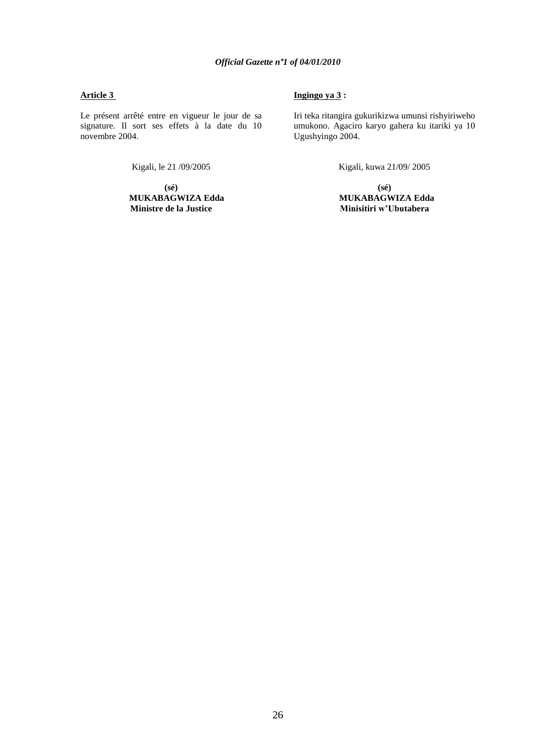**Article 3**

Le présent arrêté entre en vigueur le jour de sa signature. Il sort ses effets à la date du 10 novembre 2004.

Kigali, le 21 /09/2005

**(sé)**
**MUKABAGWIZA Edda**
**Ministre de la Justice**

**Ingingo ya 3 :**

Iri teka ritangira gukurikizwa umunsi rishyiriweho umukono. Agaciro karyo gahera ku itariki ya 10 Ugushyingo 2004.

Kigali, kuwa 21/09/ 2005

**(sé)**
**MUKABAGWIZA Edda**
**Minisitiri w'Ubutabera**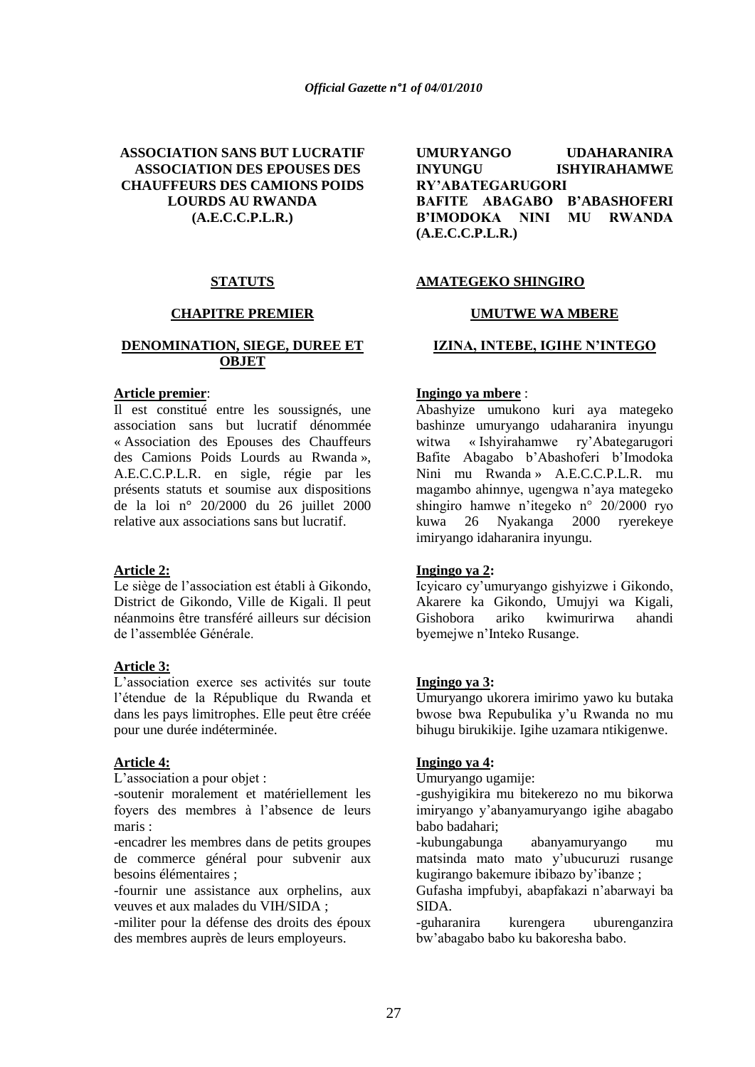**ASSOCIATION SANS BUT LUCRATIF ASSOCIATION DES EPOUSES DES CHAUFFEURS DES CAMIONS POIDS LOURDS AU RWANDA (A.E.C.C.P.L.R.)**

**STATUTS**

**CHAPITRE PREMIER**

**DENOMINATION, SIEGE, DUREE ET OBJET**

**Article premier**:

Il est constitué entre les soussignés, une association sans but lucratif dénommée « Association des Epouses des Chauffeurs des Camions Poids Lourds au Rwanda », A.E.C.C.P.L.R. en sigle, régie par les présents statuts et soumise aux dispositions de la loi n° 20/2000 du 26 juillet 2000 relative aux associations sans but lucratif.

**Article 2:**

Le siège de l'association est établi à Gikondo, District de Gikondo, Ville de Kigali. Il peut néanmoins être transféré ailleurs sur décision de l'assemblée Générale.

**Article 3:**

L'association exerce ses activités sur toute l'étendue de la République du Rwanda et dans les pays limitrophes. Elle peut être créée pour une durée indéterminée.

**Article 4:**

L'association a pour objet :

-soutenir moralement et matériellement les foyers des membres à l'absence de leurs maris :

-encadrer les membres dans de petits groupes de commerce général pour subvenir aux besoins élémentaires ;

-fournir une assistance aux orphelins, aux veuves et aux malades du VIH/SIDA ;

-militer pour la défense des droits des époux des membres auprès de leurs employeurs.

**UMURYANGO UDAHARANIRA INYUNGU ISHYIRAHAMWE RY'ABATEGARUGORI BAFITE ABAGABO B'ABASHOFERI B'IMODOKA NINI MU RWANDA (A.E.C.C.P.L.R.)**

**AMATEGEKO SHINGIRO**

**UMUTWE WA MBERE**

**IZINA, INTEBE, IGIHE N'INTEGO**

**Ingingo ya mbere** :

Abashyize umukono kuri aya mategeko bashinze umuryango udaharanira inyungu witwa « Ishyirahamwe ry'Abategarugori Bafite Abagabo b'Abashoferi b'Imodoka Nini mu Rwanda » A.E.C.C.P.L.R. mu magambo ahinnye, ugengwa n'aya mategeko shingiro hamwe n'itegeko n° 20/2000 ryo kuwa 26 Nyakanga 2000 ryerekeye imiryango idaharanira inyungu.

**Ingingo ya 2:**

Icyicaro cy'umuryango gishyizwe i Gikondo, Akarere ka Gikondo, Umujyi wa Kigali, Gishobora ariko kwimurirwa ahandi byemejwe n'Inteko Rusange.

**Ingingo ya 3:**

Umuryango ukorera imirimo yawo ku butaka bwose bwa Repubulika y'u Rwanda no mu bihugu birukikije. Igihe uzamara ntikigenwe.

**Ingingo ya 4:**

Umuryango ugamije:

-gushyigikira mu bitekerezo no mu bikorwa imiryango y'abanyamuryango igihe abagabo babo badahari;

-kubungabunga abanyamuryango mu matsinda mato mato y'ubucuruzi rusange kugirango bakemure ibibazo by'ibanze ;

Gufasha impfubyi, abapfakazi n'abarwayi ba SIDA.

-guharanira kurengera uburenganzira bw'abagabo babo ku bakoresha babo.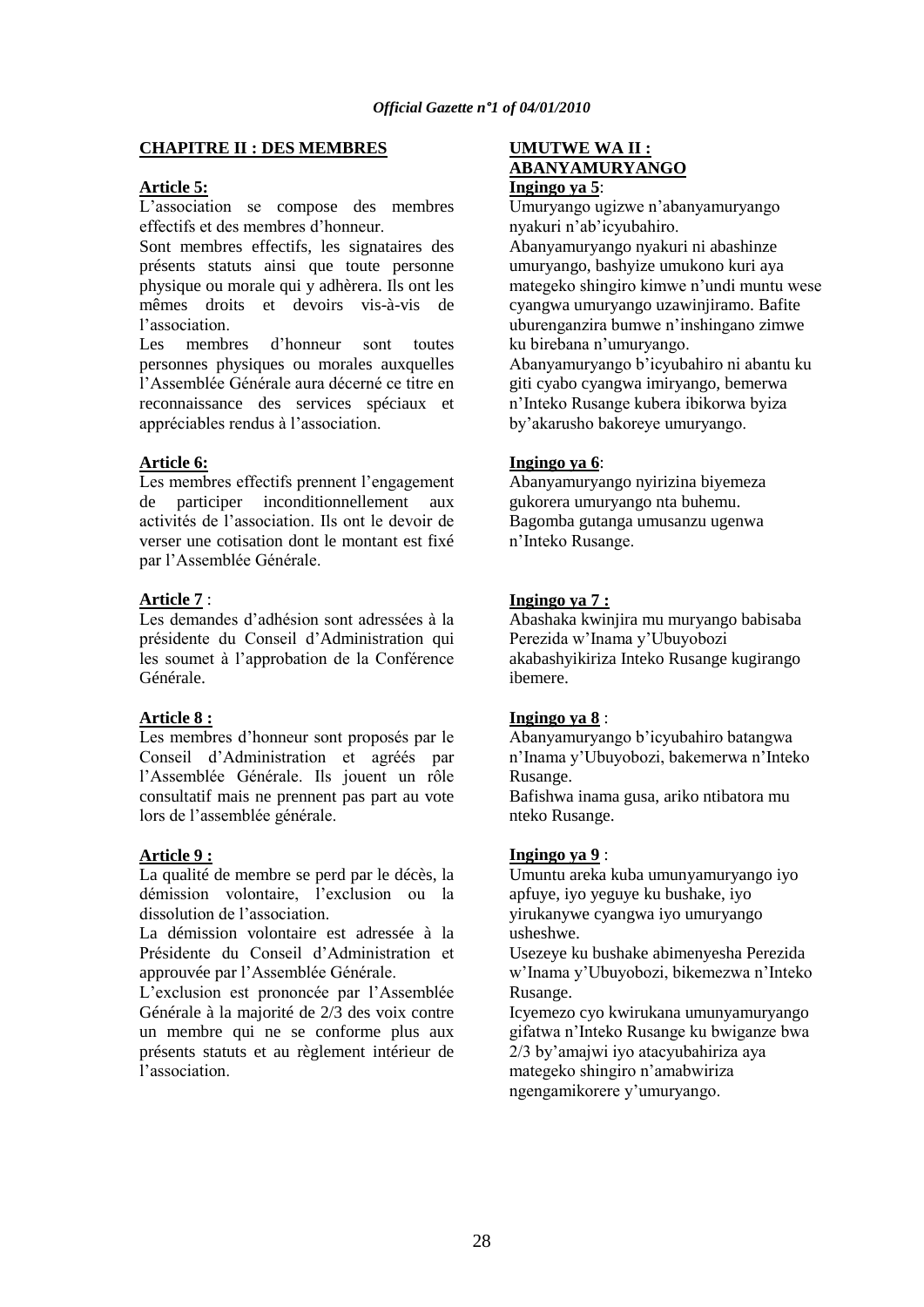**CHAPITRE II : DES MEMBRES**

**Article 5:**

L'association se compose des membres effectifs et des membres d'honneur.

Sont membres effectifs, les signataires des présents statuts ainsi que toute personne physique ou morale qui y adhèrera. Ils ont les mêmes droits et devoirs vis-à-vis de l'association.

Les membres d'honneur sont toutes personnes physiques ou morales auxquelles l'Assemblée Générale aura décerné ce titre en reconnaissance des services spéciaux et appréciables rendus à l'association.

**Article 6:**

Les membres effectifs prennent l'engagement de participer inconditionnellement aux activités de l'association. Ils ont le devoir de verser une cotisation dont le montant est fixé par l'Assemblée Générale.

**Article 7** :

Les demandes d'adhésion sont adressées à la présidente du Conseil d'Administration qui les soumet à l'approbation de la Conférence Générale.

**Article 8 :**

Les membres d'honneur sont proposés par le Conseil d'Administration et agréés par l'Assemblée Générale. Ils jouent un rôle consultatif mais ne prennent pas part au vote lors de l'assemblée générale.

**Article 9 :**

La qualité de membre se perd par le décès, la démission volontaire, l'exclusion ou la dissolution de l'association.

La démission volontaire est adressée à la Présidente du Conseil d'Administration et approuvée par l'Assemblée Générale.

L'exclusion est prononcée par l'Assemblée Générale à la majorité de 2/3 des voix contre un membre qui ne se conforme plus aux présents statuts et au règlement intérieur de l'association.

**UMUTWE WA II : ABANYAMURYANGO**

**Ingingo ya 5**:

Umuryango ugizwe n'abanyamuryango nyakuri n'ab'icyubahiro.

Abanyamuryango nyakuri ni abashinze umuryango, bashyize umukono kuri aya mategeko shingiro kimwe n'undi muntu wese cyangwa umuryango uzawinjiramo. Bafite uburenganzira bumwe n'inshingano zimwe ku birebana n'umuryango.

Abanyamuryango b'icyubahiro ni abantu ku giti cyabo cyangwa imiryango, bemerwa n'Inteko Rusange kubera ibikorwa byiza by'akarusho bakoreye umuryango.

**Ingingo ya 6**:

Abanyamuryango nyirizina biyemeza gukorera umuryango nta buhemu.

Bagomba gutanga umusanzu ugenwa n'Inteko Rusange.

**Ingingo ya 7 :**

Abashaka kwinjira mu muryango babisaba Perezida w'Inama y'Ubuyobozi akabashyikiriza Inteko Rusange kugirango ibemere.

**Ingingo ya 8** :

Abanyamuryango b'icyubahiro batangwa n'Inama y'Ubuyobozi, bakemerwa n'Inteko Rusange.

Bafishwa inama gusa, ariko ntibatora mu nteko Rusange.

**Ingingo ya 9** :

Umuntu areka kuba umunyamuryango iyo apfuye, iyo yeguye ku bushake, iyo yirukanywe cyangwa iyo umuryango usheshwe.

Usezeye ku bushake abimenyesha Perezida w'Inama y'Ubuyobozi, bikemezwa n'Inteko Rusange.

Icyemezo cyo kwirukana umunyamuryango gifatwa n'Inteko Rusange ku bwiganze bwa 2/3 by'amajwi iyo atacyubahiriza aya mategeko shingiro n'amabwiriza ngengamikorere y'umuryango.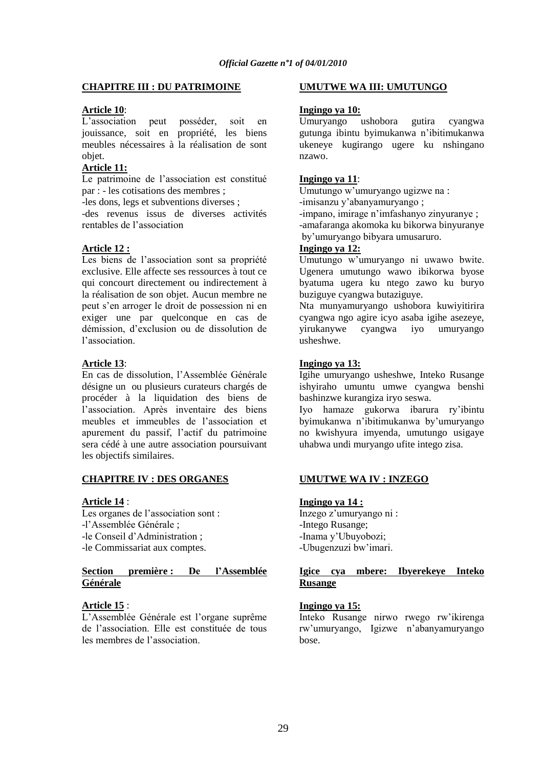**CHAPITRE III : DU PATRIMOINE**

**Article 10**:
L'association peut posséder, soit en jouissance, soit en propriété, les biens meubles nécessaires à la réalisation de sont objet.

**Article 11:**
Le patrimoine de l'association est constitué par : - les cotisations des membres ;
-les dons, legs et subventions diverses ;
-des revenus issus de diverses activités rentables de l'association

**Article 12 :**
Les biens de l'association sont sa propriété exclusive. Elle affecte ses ressources à tout ce qui concourt directement ou indirectement à la réalisation de son objet. Aucun membre ne peut s'en arroger le droit de possession ni en exiger une par quelconque en cas de démission, d'exclusion ou de dissolution de l'association.

**Article 13**:
En cas de dissolution, l'Assemblée Générale désigne un ou plusieurs curateurs chargés de procéder à la liquidation des biens de l'association. Après inventaire des biens meubles et immeubles de l'association et apurement du passif, l'actif du patrimoine sera cédé à une autre association poursuivant les objectifs similaires.

**CHAPITRE IV : DES ORGANES**

**Article 14** :
Les organes de l'association sont :
-l'Assemblée Générale ;
-le Conseil d'Administration ;
-le Commissariat aux comptes.

**Section première : De l'Assemblée Générale**

**Article 15** :
L'Assemblée Générale est l'organe suprême de l'association. Elle est constituée de tous les membres de l'association.

**UMUTWE WA III: UMUTUNGO**

**Ingingo ya 10:**
Umuryango ushobora gutira cyangwa gutunga ibintu byimukanwa n'ibitimukanwa ukeneye kugirango ugere ku nshingano nzawo.

**Ingingo ya 11**:
Umutungo w'umuryango ugizwe na :
-imisanzu y'abanyamuryango ;
-impano, imirage n'imfashanyo zinyuranye ;
-amafaranga akomoka ku bikorwa binyuranye by'umuryango bibyara umusaruro.

**Ingingo ya 12:**
Umutungo w'umuryango ni uwawo bwite. Ugenera umutungo wawo ibikorwa byose byatuma ugera ku ntego zawo ku buryo buziguye cyangwa butaziguye.
Nta munyamuryango ushobora kuwiyitirira cyangwa ngo agire icyo asaba igihe asezeye, yirukanywe cyangwa iyo umuryango usheshwe.

**Ingingo ya 13:**
Igihe umuryango usheshwe, Inteko Rusange ishyiraho umuntu umwe cyangwa benshi bashinzwe kurangiza iryo seswa.
Iyo hamaze gukorwa ibarura ry'ibintu byimukanwa n'ibitimukanwa by'umuryango no kwishyura imyenda, umutungo usigaye uhabwa undi muryango ufite intego zisa.

**UMUTWE WA IV : INZEGO**

**Ingingo ya 14 :**
Inzego z'umuryango ni :
-Intego Rusange;
-Inama y'Ubuyobozi;
-Ubugenzuzi bw'imari.

**Igice cya mbere: Ibyerekeye Inteko Rusange**

**Ingingo ya 15:**
Inteko Rusange nirwo rwego rw'ikirenga rw'umuryango, Igizwe n'abanyamuryango bose.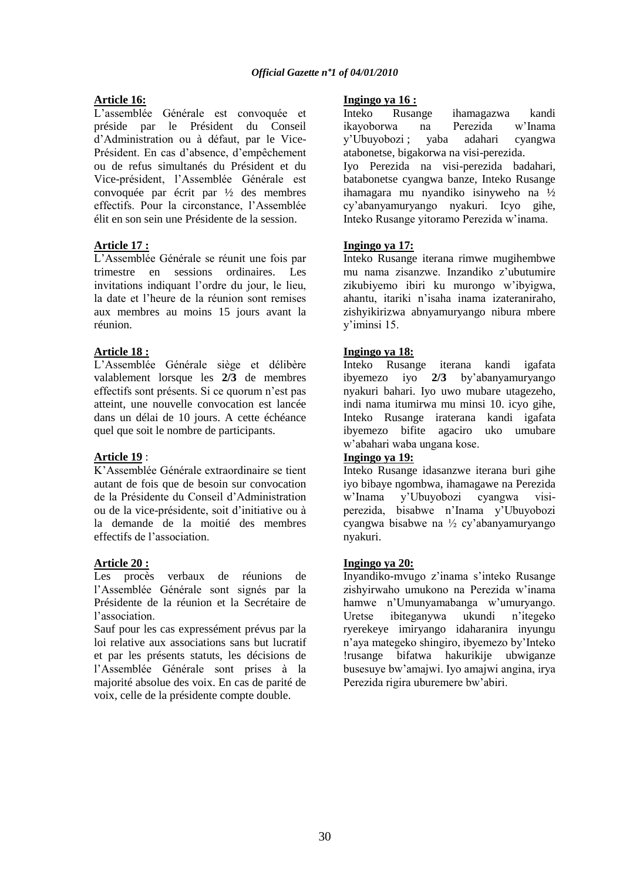**Article 16:**

L'assemblée Générale est convoquée et préside par le Président du Conseil d'Administration ou à défaut, par le Vice-Président. En cas d'absence, d'empêchement ou de refus simultanés du Président et du Vice-président, l'Assemblée Générale est convoquée par écrit par ½ des membres effectifs. Pour la circonstance, l'Assemblée élit en son sein une Présidente de la session.

**Article 17 :**

L'Assemblée Générale se réunit une fois par trimestre en sessions ordinaires. Les invitations indiquant l'ordre du jour, le lieu, la date et l'heure de la réunion sont remises aux membres au moins 15 jours avant la réunion.

**Article 18 :**

L'Assemblée Générale siège et délibère valablement lorsque les **2/3** de membres effectifs sont présents. Si ce quorum n'est pas atteint, une nouvelle convocation est lancée dans un délai de 10 jours. A cette échéance quel que soit le nombre de participants.

**Article 19** :

K'Assemblée Générale extraordinaire se tient autant de fois que de besoin sur convocation de la Présidente du Conseil d'Administration ou de la vice-présidente, soit d'initiative ou à la demande de la moitié des membres effectifs de l'association.

**Article 20 :**

Les procès verbaux de réunions de l'Assemblée Générale sont signés par la Présidente de la réunion et la Secrétaire de l'association.

Sauf pour les cas expressément prévus par la loi relative aux associations sans but lucratif et par les présents statuts, les décisions de l'Assemblée Générale sont prises à la majorité absolue des voix. En cas de parité de voix, celle de la présidente compte double.

**Ingingo ya 16 :**

Inteko Rusange ihamagazwa kandi ikayoborwa na Perezida w'Inama y'Ubuyobozi ; yaba adahari cyangwa atabonetse, bigakorwa na visi-perezida.

Iyo Perezida na visi-perezida badahari, batabonetse cyangwa banze, Inteko Rusange ihamagara mu nyandiko isinyweho na ½ cy'abanyamuryango nyakuri. Icyo gihe, Inteko Rusange yitoramo Perezida w'inama.

**Ingingo ya 17:**

Inteko Rusange iterana rimwe mugihembwe mu nama zisanzwe. Inzandiko z'ubutumire zikubiyemo ibiri ku murongo w'ibyigwa, ahantu, itariki n'isaha inama izateraniraho, zishyikirizwa abnyamuryango nibura mbere y'iminsi 15.

**Ingingo ya 18:**

Inteko Rusange iterana kandi igafata ibyemezo iyo **2/3** by'abanyamuryango nyakuri bahari. Iyo uwo mubare utagezeho, indi nama itumirwa mu minsi 10. icyo gihe, Inteko Rusange iraterana kandi igafata ibyemezo bifite agaciro uko umubare w'abahari waba ungana kose.

**Ingingo ya 19:**

Inteko Rusange idasanzwe iterana buri gihe iyo bibaye ngombwa, ihamagawe na Perezida w'Inama y'Ubuyobozi cyangwa visi-perezida, bisabwe n'Inama y'Ubuyobozi cyangwa bisabwe na ½ cy'abanyamuryango nyakuri.

**Ingingo ya 20:**

Inyandiko-mvugo z'inama s'inteko Rusange zishyirwaho umukono na Perezida w'inama hamwe n'Umunyamabanga w'umuryango. Uretse ibiteganywa ukundi n'itegeko ryerekeye imiryango idaharanira inyungu n'aya mategeko shingiro, ibyemezo by'Inteko !rusange bifatwa hakurikije ubwiganze busesuye bw'amajwi. Iyo amajwi angina, irya Perezida rigira uburemere bw'abiri.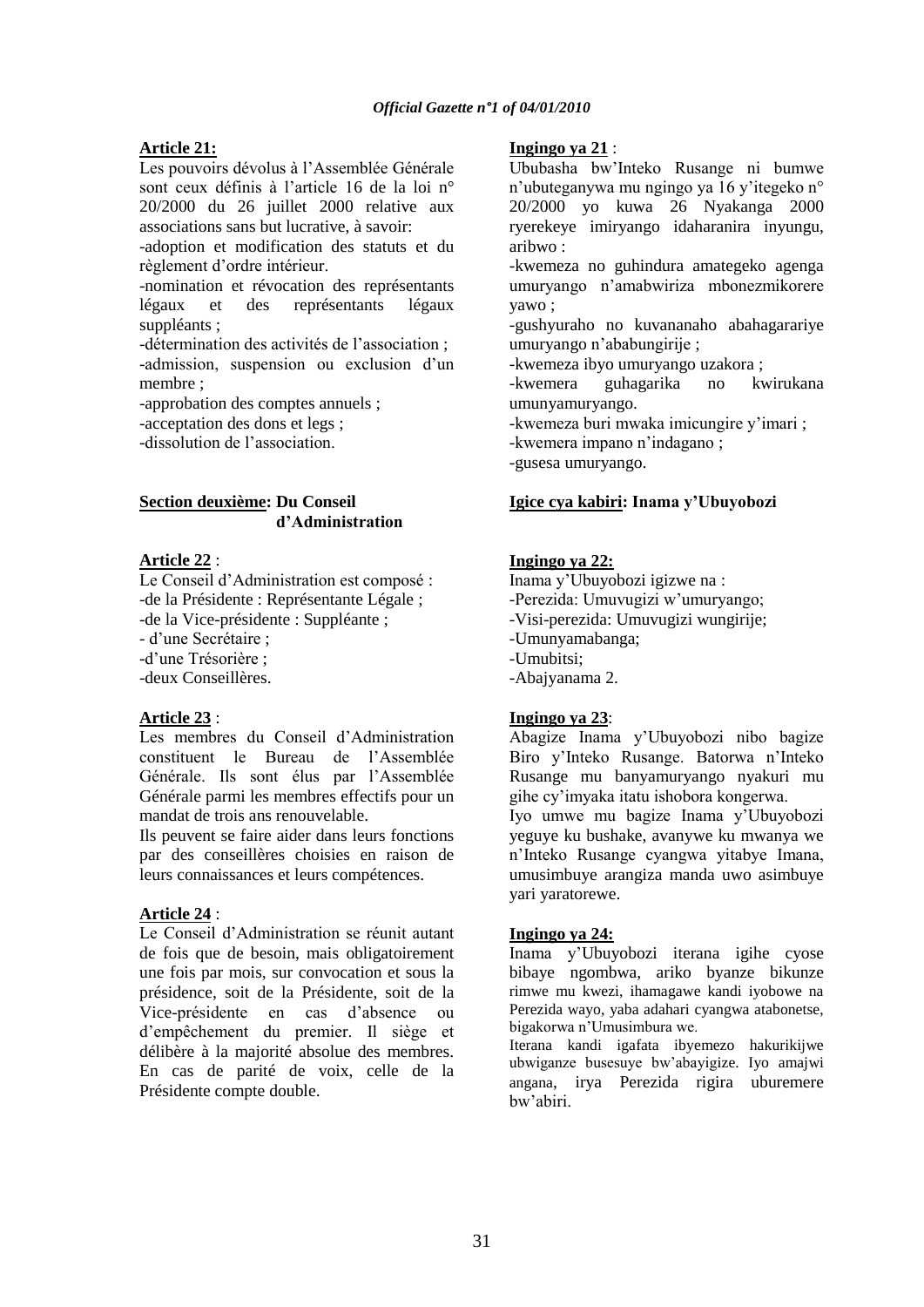**Article 21:**

Les pouvoirs dévolus à l'Assemblée Générale sont ceux définis à l'article 16 de la loi n° 20/2000 du 26 juillet 2000 relative aux associations sans but lucrative, à savoir:

-adoption et modification des statuts et du règlement d'ordre intérieur.

-nomination et révocation des représentants légaux et des représentants légaux suppléants ;

-détermination des activités de l'association ;

-admission, suspension ou exclusion d'un membre ;

-approbation des comptes annuels ;

-acceptation des dons et legs ;

-dissolution de l'association.

**Section deuxième: Du Conseil d'Administration**

**Article 22** :

Le Conseil d'Administration est composé :

-de la Présidente : Représentante Légale ;

-de la Vice-présidente : Suppléante ;

- d'une Secrétaire ;

-d'une Trésorière ;

-deux Conseillères.

**Article 23** :

Les membres du Conseil d'Administration constituent le Bureau de l'Assemblée Générale. Ils sont élus par l'Assemblée Générale parmi les membres effectifs pour un mandat de trois ans renouvelable.

Ils peuvent se faire aider dans leurs fonctions par des conseillères choisies en raison de leurs connaissances et leurs compétences.

**Article 24** :

Le Conseil d'Administration se réunit autant de fois que de besoin, mais obligatoirement une fois par mois, sur convocation et sous la présidence, soit de la Présidente, soit de la Vice-présidente en cas d'absence ou d'empêchement du premier. Il siège et délibère à la majorité absolue des membres. En cas de parité de voix, celle de la Présidente compte double.

**Ingingo ya 21** :

Ububasha bw'Inteko Rusange ni bumwe n'ubuteganywa mu ngingo ya 16 y'itegeko n° 20/2000 yo kuwa 26 Nyakanga 2000 ryerekeye imiryango idaharanira inyungu, aribwo :

-kwemeza no guhindura amategeko agenga umuryango n'amabwiriza mbonezmikorere yawo ;

-gushyuraho no kuvananaho abahagarariye umuryango n'ababungirije ;

-kwemeza ibyo umuryango uzakora ;

-kwemera guhagarika no kwirukana umunyamuryango.

-kwemeza buri mwaka imicungire y'imari ;

-kwemera impano n'indagano ;

-gusesa umuryango.

**Igice cya kabiri: Inama y'Ubuyobozi**

**Ingingo ya 22:**

Inama y'Ubuyobozi igizwe na :

-Perezida: Umuvugizi w'umuryango;

-Visi-perezida: Umuvugizi wungirije;

-Umunyamabanga;

-Umubitsi;

-Abajyanama 2.

**Ingingo ya 23**:

Abagize Inama y'Ubuyobozi nibo bagize Biro y'Inteko Rusange. Batorwa n'Inteko Rusange mu banyamuryango nyakuri mu gihe cy'imyaka itatu ishobora kongerwa.

Iyo umwe mu bagize Inama y'Ubuyobozi yeguye ku bushake, avanywe ku mwanya we n'Inteko Rusange cyangwa yitabye Imana, umusimbuye arangiza manda uwo asimbuye yari yaratorewe.

**Ingingo ya 24:**

Inama y'Ubuyobozi iterana igihe cyose bibaye ngombwa, ariko byanze bikunze rimwe mu kwezi, ihamagawe kandi iyobowe na Perezida wayo, yaba adahari cyangwa atabonetse, bigakorwa n'Umusimbura we.

Iterana kandi igafata ibyemezo hakurikijwe ubwiganze busesuye bw'abayigize. Iyo amajwi angana, irya Perezida rigira uburemere bw'abiri.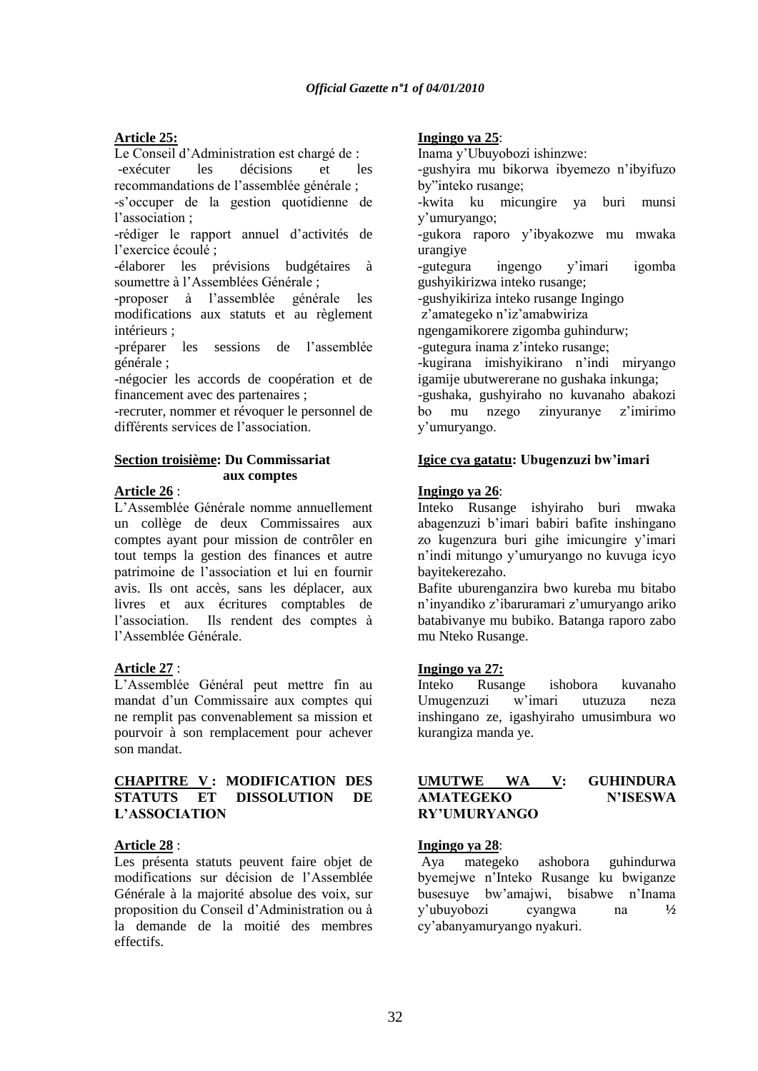**Article 25:**

Le Conseil d'Administration est chargé de :

-exécuter les décisions et les recommandations de l'assemblée générale ;

-s'occuper de la gestion quotidienne de l'association ;

-rédiger le rapport annuel d'activités de l'exercice écoulé ;

-élaborer les prévisions budgétaires à soumettre à l'Assemblées Générale ;

-proposer à l'assemblée générale les modifications aux statuts et au règlement intérieurs ;

-préparer les sessions de l'assemblée générale ;

-négocier les accords de coopération et de financement avec des partenaires ;

-recruter, nommer et révoquer le personnel de différents services de l'association.

**Section troisième: Du Commissariat aux comptes**

**Article 26** :

L'Assemblée Générale nomme annuellement un collège de deux Commissaires aux comptes ayant pour mission de contrôler en tout temps la gestion des finances et autre patrimoine de l'association et lui en fournir avis. Ils ont accès, sans les déplacer, aux livres et aux écritures comptables de l'association. Ils rendent des comptes à l'Assemblée Générale.

**Article 27** :

L'Assemblée Général peut mettre fin au mandat d'un Commissaire aux comptes qui ne remplit pas convenablement sa mission et pourvoir à son remplacement pour achever son mandat.

**CHAPITRE V : MODIFICATION DES STATUTS ET DISSOLUTION DE L'ASSOCIATION**

**Article 28** :

Les présenta statuts peuvent faire objet de modifications sur décision de l'Assemblée Générale à la majorité absolue des voix, sur proposition du Conseil d'Administration ou à la demande de la moitié des membres effectifs.

**Ingingo ya 25**:

Inama y'Ubuyobozi ishinzwe:

-gushyira mu bikorwa ibyemezo n'ibyifuzo by"inteko rusange;

-kwita ku micungire ya buri munsi y'umuryango;

-gukora raporo y'ibyakozwe mu mwaka urangiye

-gutegura ingengo y'imari igomba gushyikirizwa inteko rusange;

-gushyikiriza inteko rusange Ingingo z'amategeko n'iz'amabwiriza ngengamikorere zigomba guhindurw;

-gutegura inama z'inteko rusange;

-kugirana imishyikirano n'indi miryango igamije ubutwererane no gushaka inkunga;

-gushaka, gushyiraho no kuvanaho abakozi bo mu nzego zinyuranye z'imirimo y'umuryango.

**Igice cya gatatu: Ubugenzuzi bw'imari**

**Ingingo ya 26**:

Inteko Rusange ishyiraho buri mwaka abagenzuzi b'imari babiri bafite inshingano zo kugenzura buri gihe imicungire y'imari n'indi mitungo y'umuryango no kuvuga icyo bayitekerezaho.

Bafite uburenganzira bwo kureba mu bitabo n'inyandiko z'ibaruramari z'umuryango ariko batabivanye mu bubiko. Batanga raporo zabo mu Nteko Rusange.

**Ingingo ya 27:**

Inteko Rusange ishobora kuvanaho Umugenzuzi w'imari utuzuza neza inshingano ze, igashyiraho umusimbura wo kurangiza manda ye.

**UMUTWE WA V: GUHINDURA AMATEGEKO N'ISESWA RY'UMURYANGO**

**Ingingo ya 28**:

Aya mategeko ashobora guhindurwa byemejwe n'Inteko Rusange ku bwiganze busesuye bw'amajwi, bisabwe n'Inama y'ubuyobozi cyangwa na ½ cy'abanyamuryango nyakuri.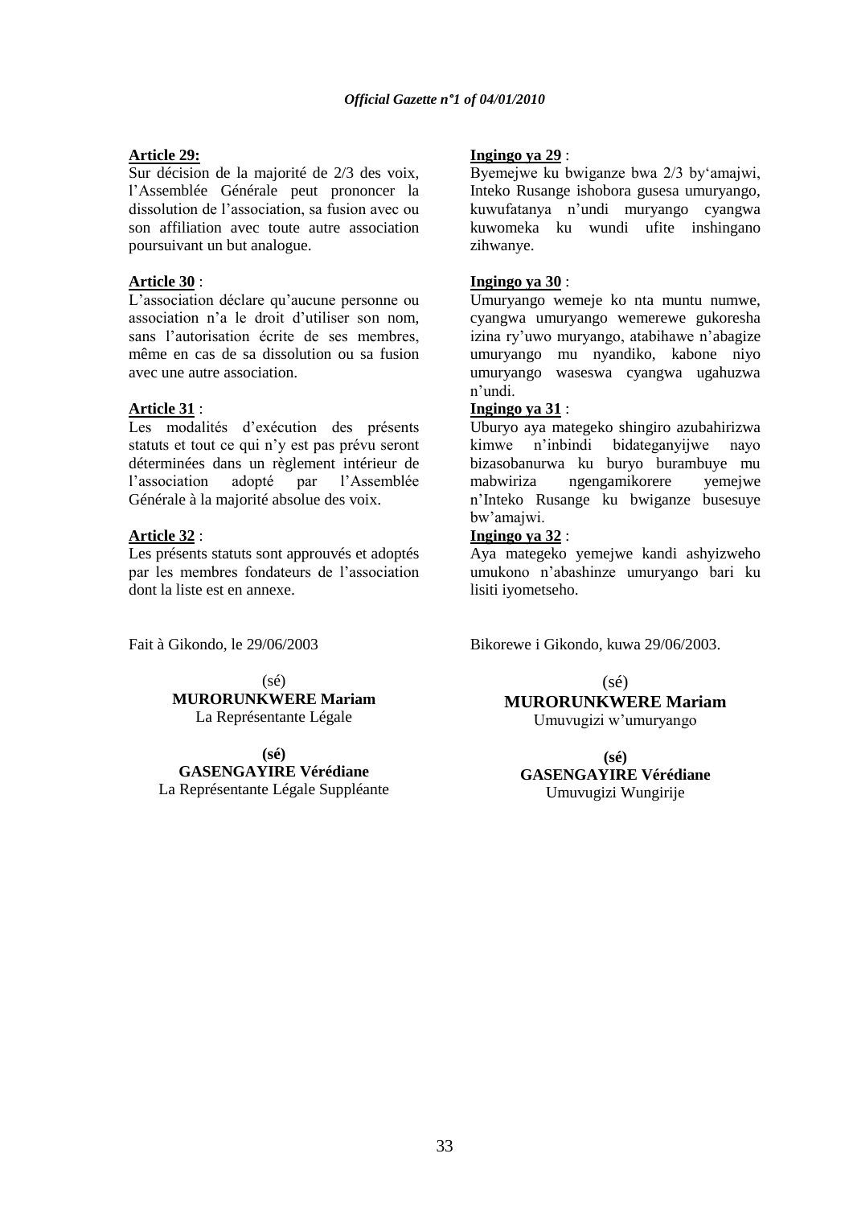**Article 29:**

Sur décision de la majorité de 2/3 des voix, l'Assemblée Générale peut prononcer la dissolution de l'association, sa fusion avec ou son affiliation avec toute autre association poursuivant un but analogue.

**Article 30** :

L'association déclare qu'aucune personne ou association n'a le droit d'utiliser son nom, sans l'autorisation écrite de ses membres, même en cas de sa dissolution ou sa fusion avec une autre association.

**Article 31** :

Les modalités d'exécution des présents statuts et tout ce qui n'y est pas prévu seront déterminées dans un règlement intérieur de l'association adopté par l'Assemblée Générale à la majorité absolue des voix.

**Article 32** :

Les présents statuts sont approuvés et adoptés par les membres fondateurs de l'association dont la liste est en annexe.

Fait à Gikondo, le 29/06/2003

(sé)
**MURORUNKWERE Mariam**
La Représentante Légale

**(sé)**
**GASENGAYIRE Vérédiane**
La Représentante Légale Suppléante

**Ingingo ya 29** :

Byemejwe ku bwiganze bwa 2/3 by'amajwi, Inteko Rusange ishobora gusesa umuryango, kuwufatanya n'undi muryango cyangwa kuwomeka ku wundi ufite inshingano zihwanye.

**Ingingo ya 30** :

Umuryango wemeje ko nta muntu numwe, cyangwa umuryango wemerewe gukoresha izina ry'uwo muryango, atabihawe n'abagize umuryango mu nyandiko, kabone niyo umuryango waseswa cyangwa ugahuzwa n'undi.

**Ingingo ya 31** :

Uburyo aya mategeko shingiro azubahirizwa kimwe n'inbindi bidateganyijwe nayo bizasobanurwa ku buryo burambuye mu mabwiriza ngengamikorere yemejwe n'Inteko Rusange ku bwiganze busesuye bw'amajwi.

**Ingingo ya 32** :

Aya mategeko yemejwe kandi ashyizweho umukono n'abashinze umuryango bari ku lisiti iyometseho.

Bikorewe i Gikondo, kuwa 29/06/2003.

(sé)
**MURORUNKWERE Mariam**
Umuvugizi w'umuryango

**(sé)**
**GASENGAYIRE Vérédiane**
Umuvugizi Wungirije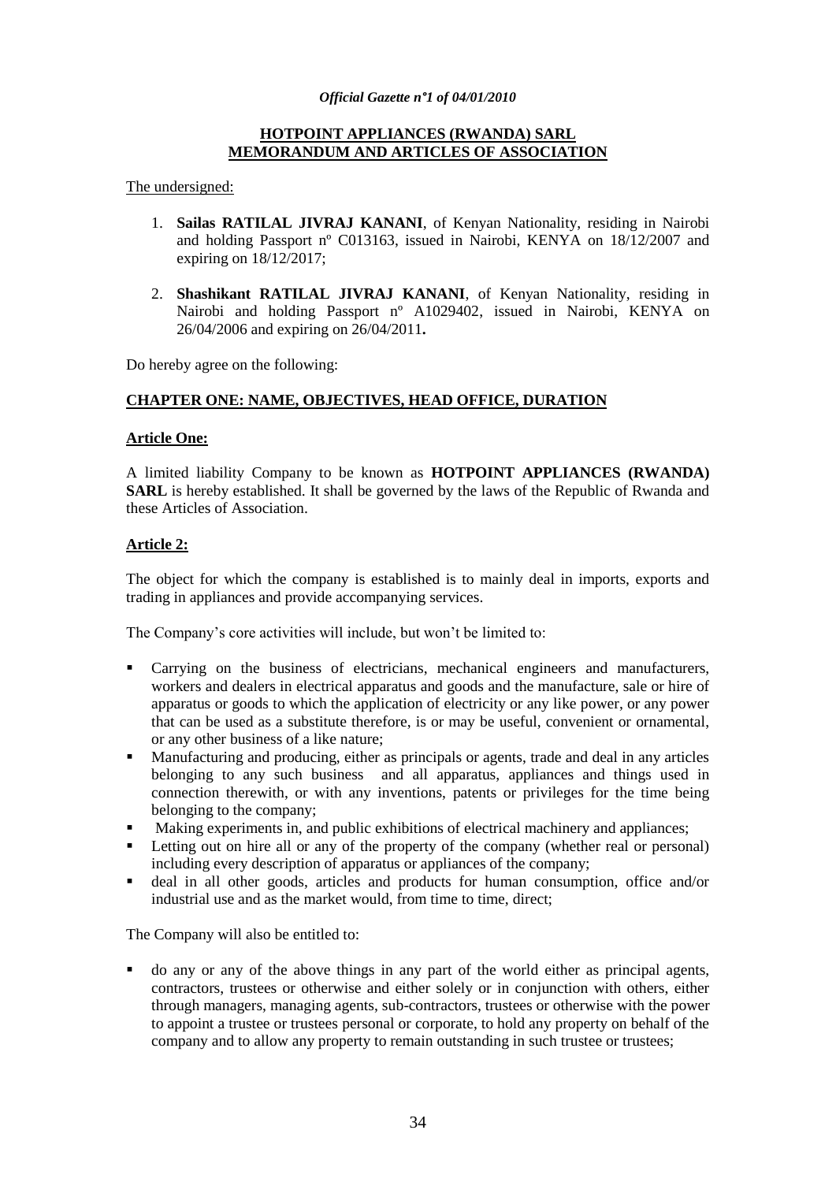*Official Gazette n°1 of 04/01/2010*

**HOTPOINT APPLIANCES (RWANDA) SARL**
**MEMORANDUM AND ARTICLES OF ASSOCIATION**

The undersigned:

1. **Sailas RATILAL JIVRAJ KANANI**, of Kenyan Nationality, residing in Nairobi and holding Passport nº C013163, issued in Nairobi, KENYA on 18/12/2007 and expiring on 18/12/2017;

2. **Shashikant RATILAL JIVRAJ KANANI**, of Kenyan Nationality, residing in Nairobi and holding Passport nº A1029402, issued in Nairobi, KENYA on 26/04/2006 and expiring on 26/04/2011**.**

Do hereby agree on the following:

## CHAPTER ONE: NAME, OBJECTIVES, HEAD OFFICE, DURATION

### Article One:

A limited liability Company to be known as **HOTPOINT APPLIANCES (RWANDA) SARL** is hereby established. It shall be governed by the laws of the Republic of Rwanda and these Articles of Association.

### Article 2:

The object for which the company is established is to mainly deal in imports, exports and trading in appliances and provide accompanying services.

The Company's core activities will include, but won't be limited to:

- Carrying on the business of electricians, mechanical engineers and manufacturers, workers and dealers in electrical apparatus and goods and the manufacture, sale or hire of apparatus or goods to which the application of electricity or any like power, or any power that can be used as a substitute therefore, is or may be useful, convenient or ornamental, or any other business of a like nature;
- Manufacturing and producing, either as principals or agents, trade and deal in any articles belonging to any such business and all apparatus, appliances and things used in connection therewith, or with any inventions, patents or privileges for the time being belonging to the company;
- Making experiments in, and public exhibitions of electrical machinery and appliances;
- Letting out on hire all or any of the property of the company (whether real or personal) including every description of apparatus or appliances of the company;
- deal in all other goods, articles and products for human consumption, office and/or industrial use and as the market would, from time to time, direct;

The Company will also be entitled to:

- do any or any of the above things in any part of the world either as principal agents, contractors, trustees or otherwise and either solely or in conjunction with others, either through managers, managing agents, sub-contractors, trustees or otherwise with the power to appoint a trustee or trustees personal or corporate, to hold any property on behalf of the company and to allow any property to remain outstanding in such trustee or trustees;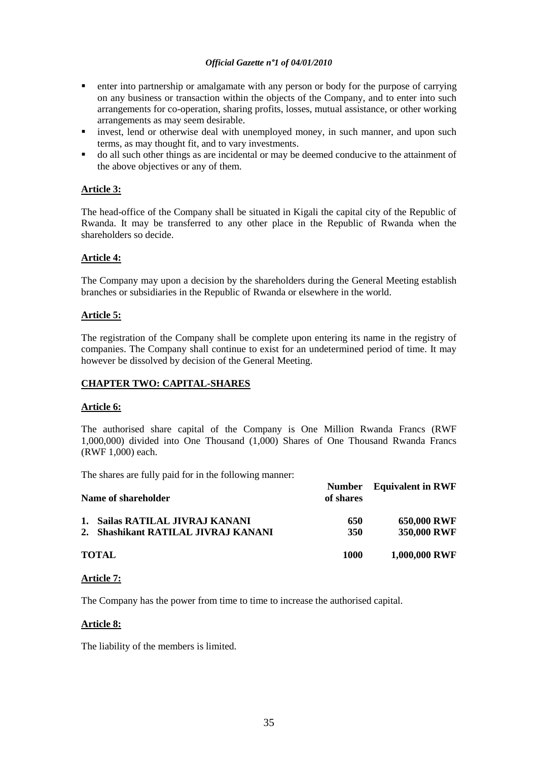- enter into partnership or amalgamate with any person or body for the purpose of carrying on any business or transaction within the objects of the Company, and to enter into such arrangements for co-operation, sharing profits, losses, mutual assistance, or other working arrangements as may seem desirable.
- invest, lend or otherwise deal with unemployed money, in such manner, and upon such terms, as may thought fit, and to vary investments.
- do all such other things as are incidental or may be deemed conducive to the attainment of the above objectives or any of them.

**Article 3:**

The head-office of the Company shall be situated in Kigali the capital city of the Republic of Rwanda. It may be transferred to any other place in the Republic of Rwanda when the shareholders so decide.

**Article 4:**

The Company may upon a decision by the shareholders during the General Meeting establish branches or subsidiaries in the Republic of Rwanda or elsewhere in the world.

**Article 5:**

The registration of the Company shall be complete upon entering its name in the registry of companies. The Company shall continue to exist for an undetermined period of time. It may however be dissolved by decision of the General Meeting.

**CHAPTER TWO: CAPITAL-SHARES**

**Article 6:**

The authorised share capital of the Company is One Million Rwanda Francs (RWF 1,000,000) divided into One Thousand (1,000) Shares of One Thousand Rwanda Francs (RWF 1,000) each.

The shares are fully paid for in the following manner:

| Name of shareholder | Number of shares | Equivalent in RWF |
|---|---|---|
| 1. Sailas RATILAL JIVRAJ KANANI | 650 | 650,000 RWF |
| 2. Shashikant RATILAL JIVRAJ KANANI | 350 | 350,000 RWF |
| **TOTAL** | **1000** | **1,000,000 RWF** |

**Article 7:**

The Company has the power from time to time to increase the authorised capital.

**Article 8:**

The liability of the members is limited.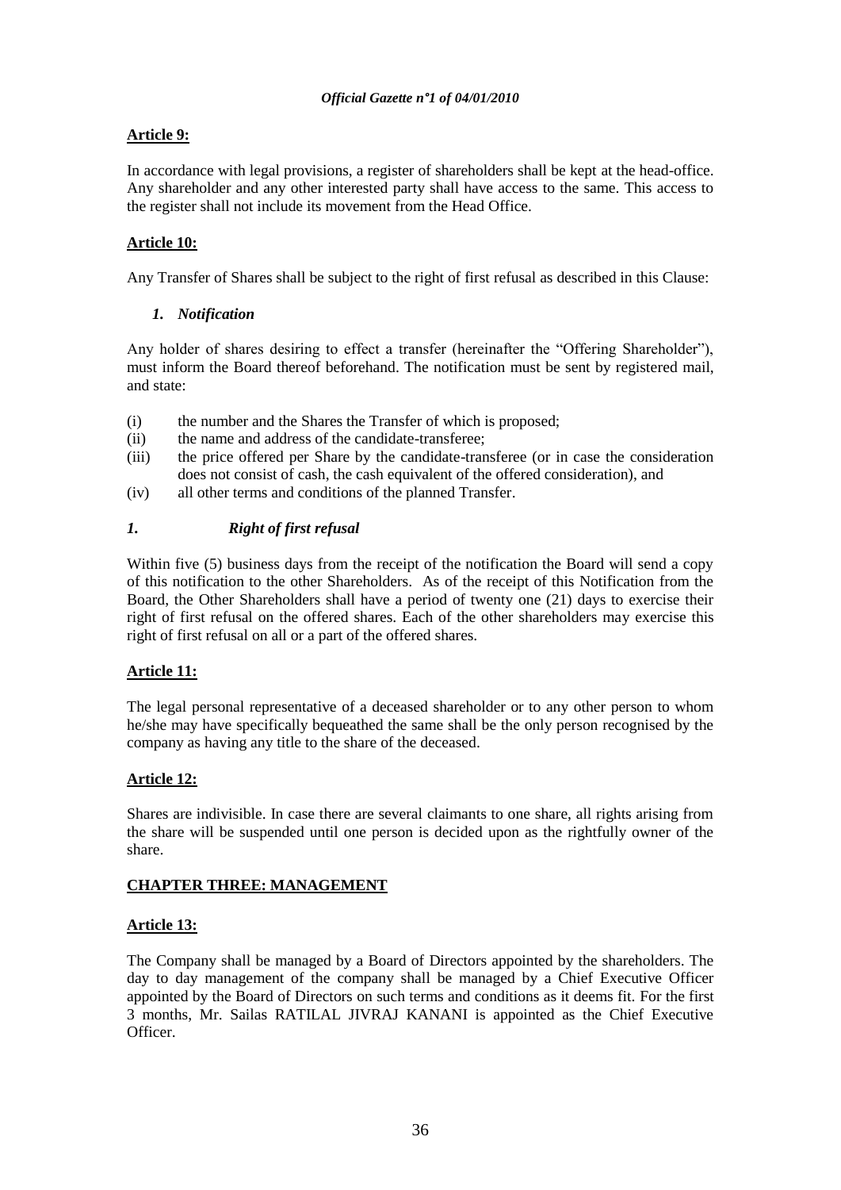**Article 9:**

In accordance with legal provisions, a register of shareholders shall be kept at the head-office. Any shareholder and any other interested party shall have access to the same. This access to the register shall not include its movement from the Head Office.

**Article 10:**

Any Transfer of Shares shall be subject to the right of first refusal as described in this Clause:

*1. Notification*

Any holder of shares desiring to effect a transfer (hereinafter the "Offering Shareholder"), must inform the Board thereof beforehand. The notification must be sent by registered mail, and state:

(i) the number and the Shares the Transfer of which is proposed;
(ii) the name and address of the candidate-transferee;
(iii) the price offered per Share by the candidate-transferee (or in case the consideration does not consist of cash, the cash equivalent of the offered consideration), and
(iv) all other terms and conditions of the planned Transfer.

*1. Right of first refusal*

Within five (5) business days from the receipt of the notification the Board will send a copy of this notification to the other Shareholders. As of the receipt of this Notification from the Board, the Other Shareholders shall have a period of twenty one (21) days to exercise their right of first refusal on the offered shares. Each of the other shareholders may exercise this right of first refusal on all or a part of the offered shares.

**Article 11:**

The legal personal representative of a deceased shareholder or to any other person to whom he/she may have specifically bequeathed the same shall be the only person recognised by the company as having any title to the share of the deceased.

**Article 12:**

Shares are indivisible. In case there are several claimants to one share, all rights arising from the share will be suspended until one person is decided upon as the rightfully owner of the share.

**CHAPTER THREE: MANAGEMENT**

**Article 13:**

The Company shall be managed by a Board of Directors appointed by the shareholders. The day to day management of the company shall be managed by a Chief Executive Officer appointed by the Board of Directors on such terms and conditions as it deems fit. For the first 3 months, Mr. Sailas RATILAL JIVRAJ KANANI is appointed as the Chief Executive Officer.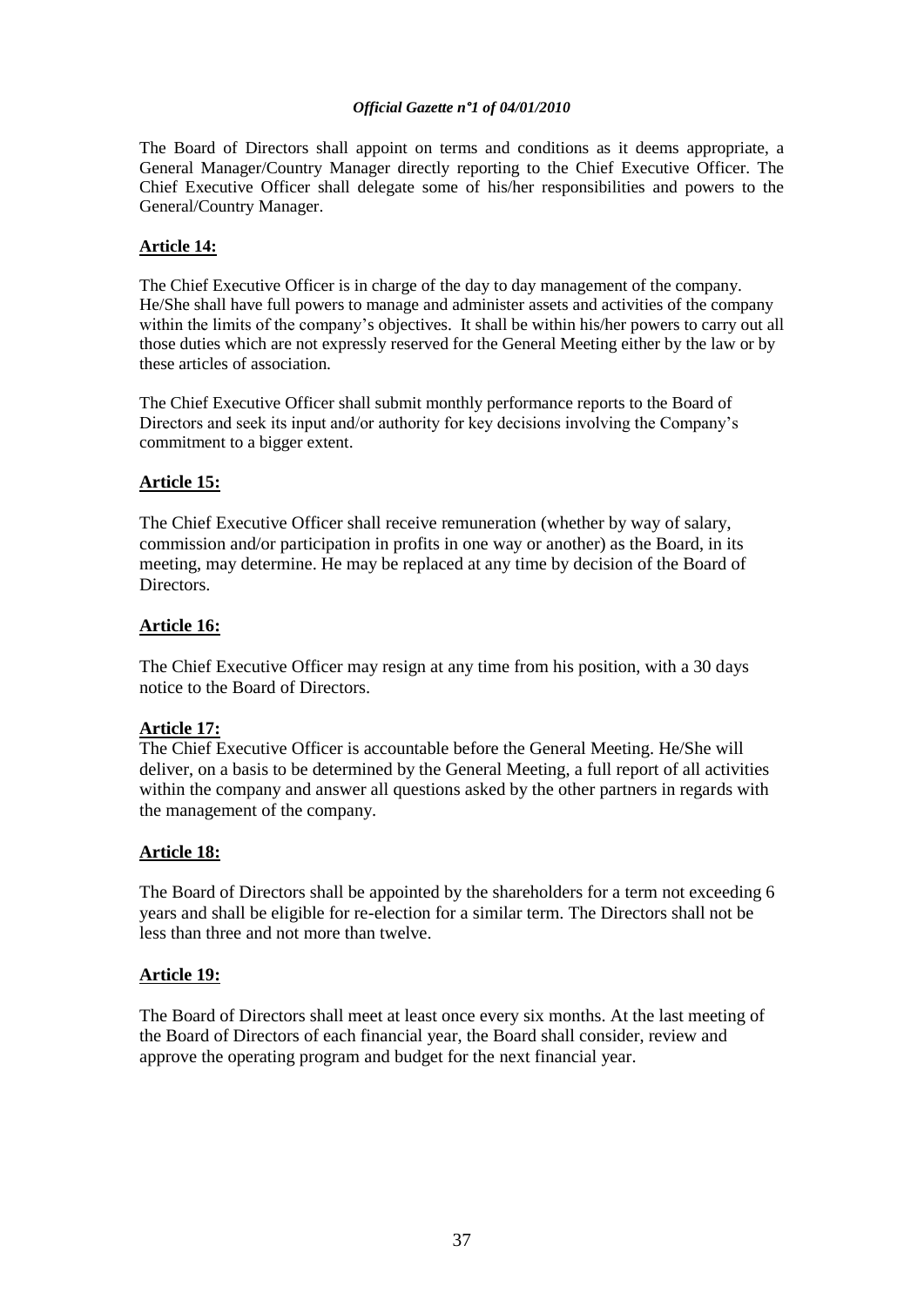The Board of Directors shall appoint on terms and conditions as it deems appropriate, a General Manager/Country Manager directly reporting to the Chief Executive Officer. The Chief Executive Officer shall delegate some of his/her responsibilities and powers to the General/Country Manager.

**Article 14:**

The Chief Executive Officer is in charge of the day to day management of the company. He/She shall have full powers to manage and administer assets and activities of the company within the limits of the company's objectives. It shall be within his/her powers to carry out all those duties which are not expressly reserved for the General Meeting either by the law or by these articles of association.

The Chief Executive Officer shall submit monthly performance reports to the Board of Directors and seek its input and/or authority for key decisions involving the Company's commitment to a bigger extent.

**Article 15:**

The Chief Executive Officer shall receive remuneration (whether by way of salary, commission and/or participation in profits in one way or another) as the Board, in its meeting, may determine. He may be replaced at any time by decision of the Board of Directors.

**Article 16:**

The Chief Executive Officer may resign at any time from his position, with a 30 days notice to the Board of Directors.

**Article 17:**

The Chief Executive Officer is accountable before the General Meeting. He/She will deliver, on a basis to be determined by the General Meeting, a full report of all activities within the company and answer all questions asked by the other partners in regards with the management of the company.

**Article 18:**

The Board of Directors shall be appointed by the shareholders for a term not exceeding 6 years and shall be eligible for re-election for a similar term. The Directors shall not be less than three and not more than twelve.

**Article 19:**

The Board of Directors shall meet at least once every six months. At the last meeting of the Board of Directors of each financial year, the Board shall consider, review and approve the operating program and budget for the next financial year.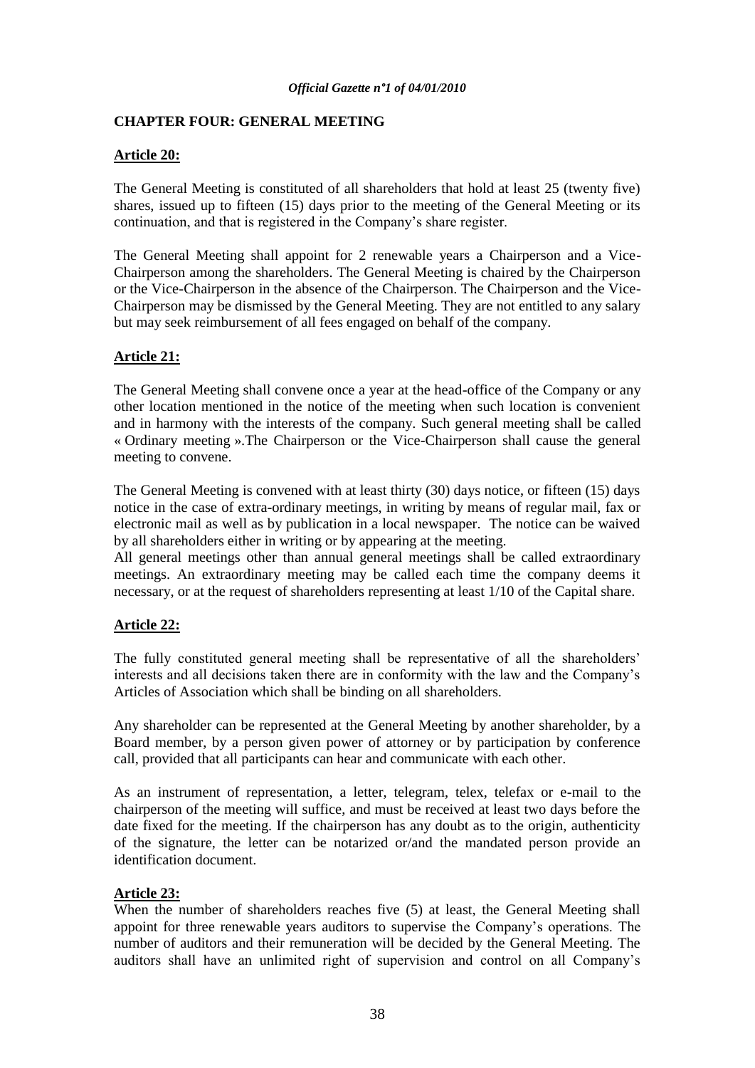## CHAPTER FOUR: GENERAL MEETING

### Article 20:

The General Meeting is constituted of all shareholders that hold at least 25 (twenty five) shares, issued up to fifteen (15) days prior to the meeting of the General Meeting or its continuation, and that is registered in the Company's share register.

The General Meeting shall appoint for 2 renewable years a Chairperson and a Vice-Chairperson among the shareholders. The General Meeting is chaired by the Chairperson or the Vice-Chairperson in the absence of the Chairperson. The Chairperson and the Vice-Chairperson may be dismissed by the General Meeting. They are not entitled to any salary but may seek reimbursement of all fees engaged on behalf of the company.

### Article 21:

The General Meeting shall convene once a year at the head-office of the Company or any other location mentioned in the notice of the meeting when such location is convenient and in harmony with the interests of the company. Such general meeting shall be called « Ordinary meeting ».The Chairperson or the Vice-Chairperson shall cause the general meeting to convene.

The General Meeting is convened with at least thirty (30) days notice, or fifteen (15) days notice in the case of extra-ordinary meetings, in writing by means of regular mail, fax or electronic mail as well as by publication in a local newspaper. The notice can be waived by all shareholders either in writing or by appearing at the meeting.

All general meetings other than annual general meetings shall be called extraordinary meetings. An extraordinary meeting may be called each time the company deems it necessary, or at the request of shareholders representing at least 1/10 of the Capital share.

### Article 22:

The fully constituted general meeting shall be representative of all the shareholders' interests and all decisions taken there are in conformity with the law and the Company's Articles of Association which shall be binding on all shareholders.

Any shareholder can be represented at the General Meeting by another shareholder, by a Board member, by a person given power of attorney or by participation by conference call, provided that all participants can hear and communicate with each other.

As an instrument of representation, a letter, telegram, telex, telefax or e-mail to the chairperson of the meeting will suffice, and must be received at least two days before the date fixed for the meeting. If the chairperson has any doubt as to the origin, authenticity of the signature, the letter can be notarized or/and the mandated person provide an identification document.

### Article 23:

When the number of shareholders reaches five (5) at least, the General Meeting shall appoint for three renewable years auditors to supervise the Company's operations. The number of auditors and their remuneration will be decided by the General Meeting. The auditors shall have an unlimited right of supervision and control on all Company's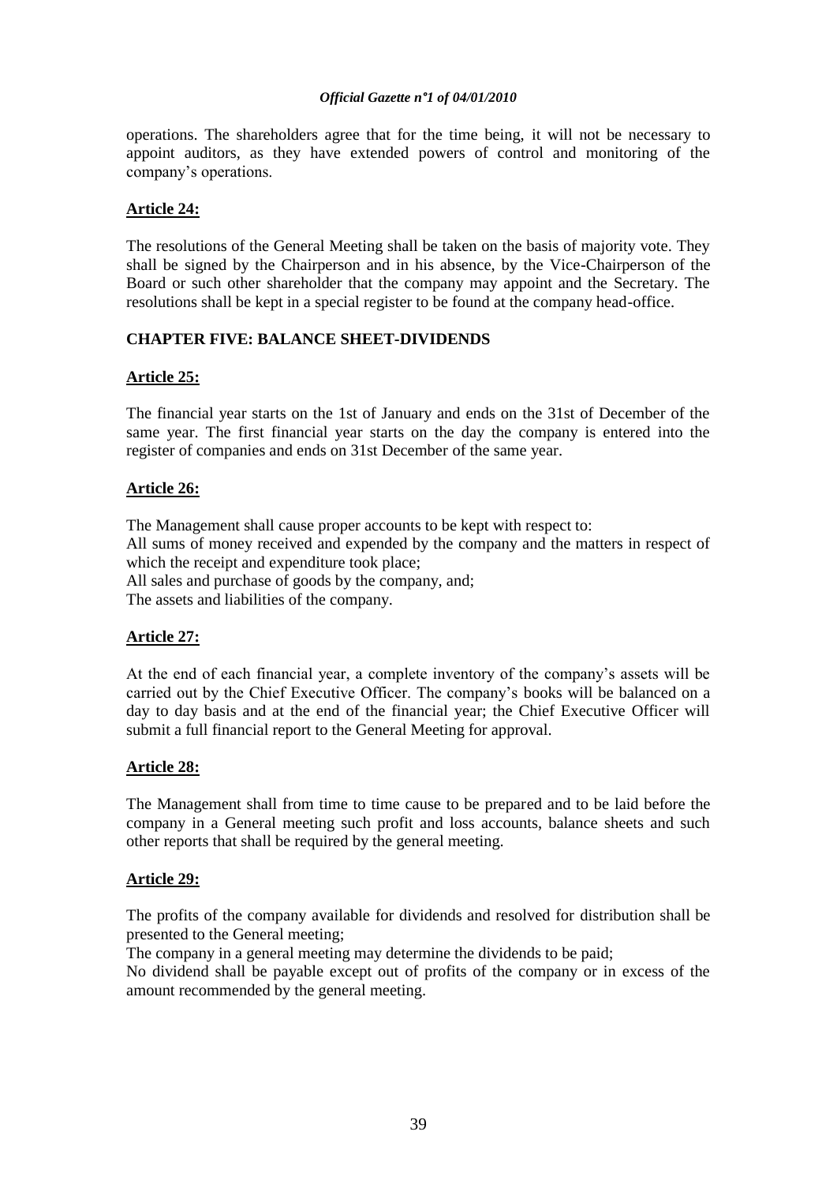operations. The shareholders agree that for the time being, it will not be necessary to appoint auditors, as they have extended powers of control and monitoring of the company's operations.

**Article 24:**

The resolutions of the General Meeting shall be taken on the basis of majority vote. They shall be signed by the Chairperson and in his absence, by the Vice-Chairperson of the Board or such other shareholder that the company may appoint and the Secretary. The resolutions shall be kept in a special register to be found at the company head-office.

## CHAPTER FIVE: BALANCE SHEET-DIVIDENDS

**Article 25:**

The financial year starts on the 1st of January and ends on the 31st of December of the same year. The first financial year starts on the day the company is entered into the register of companies and ends on 31st December of the same year.

**Article 26:**

The Management shall cause proper accounts to be kept with respect to:
All sums of money received and expended by the company and the matters in respect of which the receipt and expenditure took place;
All sales and purchase of goods by the company, and;
The assets and liabilities of the company.

**Article 27:**

At the end of each financial year, a complete inventory of the company's assets will be carried out by the Chief Executive Officer. The company's books will be balanced on a day to day basis and at the end of the financial year; the Chief Executive Officer will submit a full financial report to the General Meeting for approval.

**Article 28:**

The Management shall from time to time cause to be prepared and to be laid before the company in a General meeting such profit and loss accounts, balance sheets and such other reports that shall be required by the general meeting.

**Article 29:**

The profits of the company available for dividends and resolved for distribution shall be presented to the General meeting;
The company in a general meeting may determine the dividends to be paid;
No dividend shall be payable except out of profits of the company or in excess of the amount recommended by the general meeting.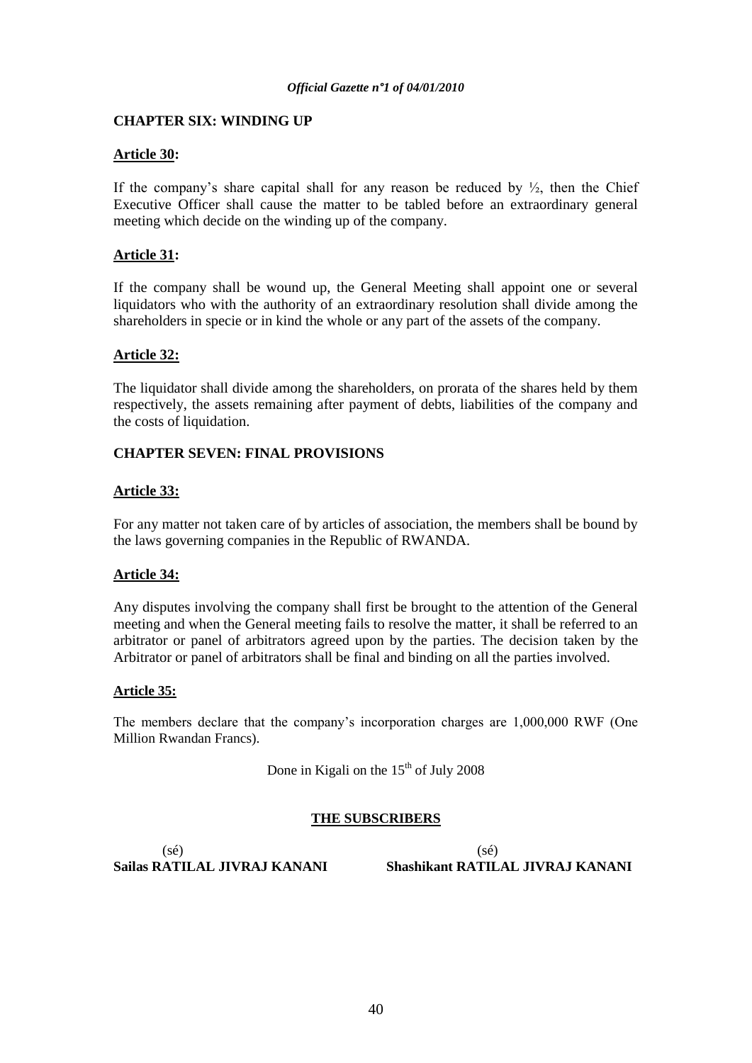## CHAPTER SIX: WINDING UP

**Article 30:**

If the company's share capital shall for any reason be reduced by ½, then the Chief Executive Officer shall cause the matter to be tabled before an extraordinary general meeting which decide on the winding up of the company.

**Article 31:**

If the company shall be wound up, the General Meeting shall appoint one or several liquidators who with the authority of an extraordinary resolution shall divide among the shareholders in specie or in kind the whole or any part of the assets of the company.

**Article 32:**

The liquidator shall divide among the shareholders, on prorata of the shares held by them respectively, the assets remaining after payment of debts, liabilities of the company and the costs of liquidation.

## CHAPTER SEVEN: FINAL PROVISIONS

**Article 33:**

For any matter not taken care of by articles of association, the members shall be bound by the laws governing companies in the Republic of RWANDA.

**Article 34:**

Any disputes involving the company shall first be brought to the attention of the General meeting and when the General meeting fails to resolve the matter, it shall be referred to an arbitrator or panel of arbitrators agreed upon by the parties. The decision taken by the Arbitrator or panel of arbitrators shall be final and binding on all the parties involved.

**Article 35:**

The members declare that the company's incorporation charges are 1,000,000 RWF (One Million Rwandan Francs).

Done in Kigali on the 15th of July 2008

**THE SUBSCRIBERS**

(sé)
**Sailas RATILAL JIVRAJ KANANI**

(sé)
**Shashikant RATILAL JIVRAJ KANANI**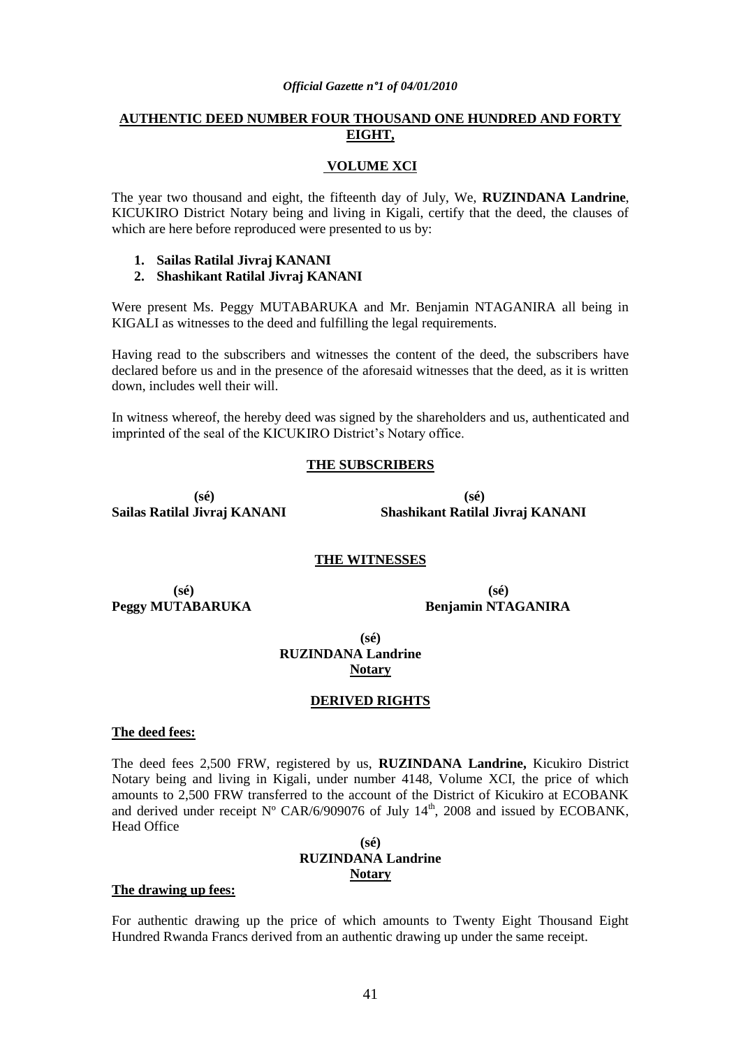**AUTHENTIC DEED NUMBER FOUR THOUSAND ONE HUNDRED AND FORTY EIGHT,**

**VOLUME XCI**

The year two thousand and eight, the fifteenth day of July, We, **RUZINDANA Landrine**, KICUKIRO District Notary being and living in Kigali, certify that the deed, the clauses of which are here before reproduced were presented to us by:

1. **Sailas Ratilal Jivraj KANANI**
2. **Shashikant Ratilal Jivraj KANANI**

Were present Ms. Peggy MUTABARUKA and Mr. Benjamin NTAGANIRA all being in KIGALI as witnesses to the deed and fulfilling the legal requirements.

Having read to the subscribers and witnesses the content of the deed, the subscribers have declared before us and in the presence of the aforesaid witnesses that the deed, as it is written down, includes well their will.

In witness whereof, the hereby deed was signed by the shareholders and us, authenticated and imprinted of the seal of the KICUKIRO District's Notary office.

**THE SUBSCRIBERS**

**(sé)**
**Sailas Ratilal Jivraj KANANI**

**(sé)**
**Shashikant Ratilal Jivraj KANANI**

**THE WITNESSES**

**(sé)**
**Peggy MUTABARUKA**

**(sé)**
**Benjamin NTAGANIRA**

**(sé)**
**RUZINDANA Landrine**
**Notary**

**DERIVED RIGHTS**

**The deed fees:**

The deed fees 2,500 FRW, registered by us, **RUZINDANA Landrine,** Kicukiro District Notary being and living in Kigali, under number 4148, Volume XCI, the price of which amounts to 2,500 FRW transferred to the account of the District of Kicukiro at ECOBANK and derived under receipt Nº CAR/6/909076 of July 14th, 2008 and issued by ECOBANK, Head Office

**(sé)**
**RUZINDANA Landrine**
**Notary**

**The drawing up fees:**

For authentic drawing up the price of which amounts to Twenty Eight Thousand Eight Hundred Rwanda Francs derived from an authentic drawing up under the same receipt.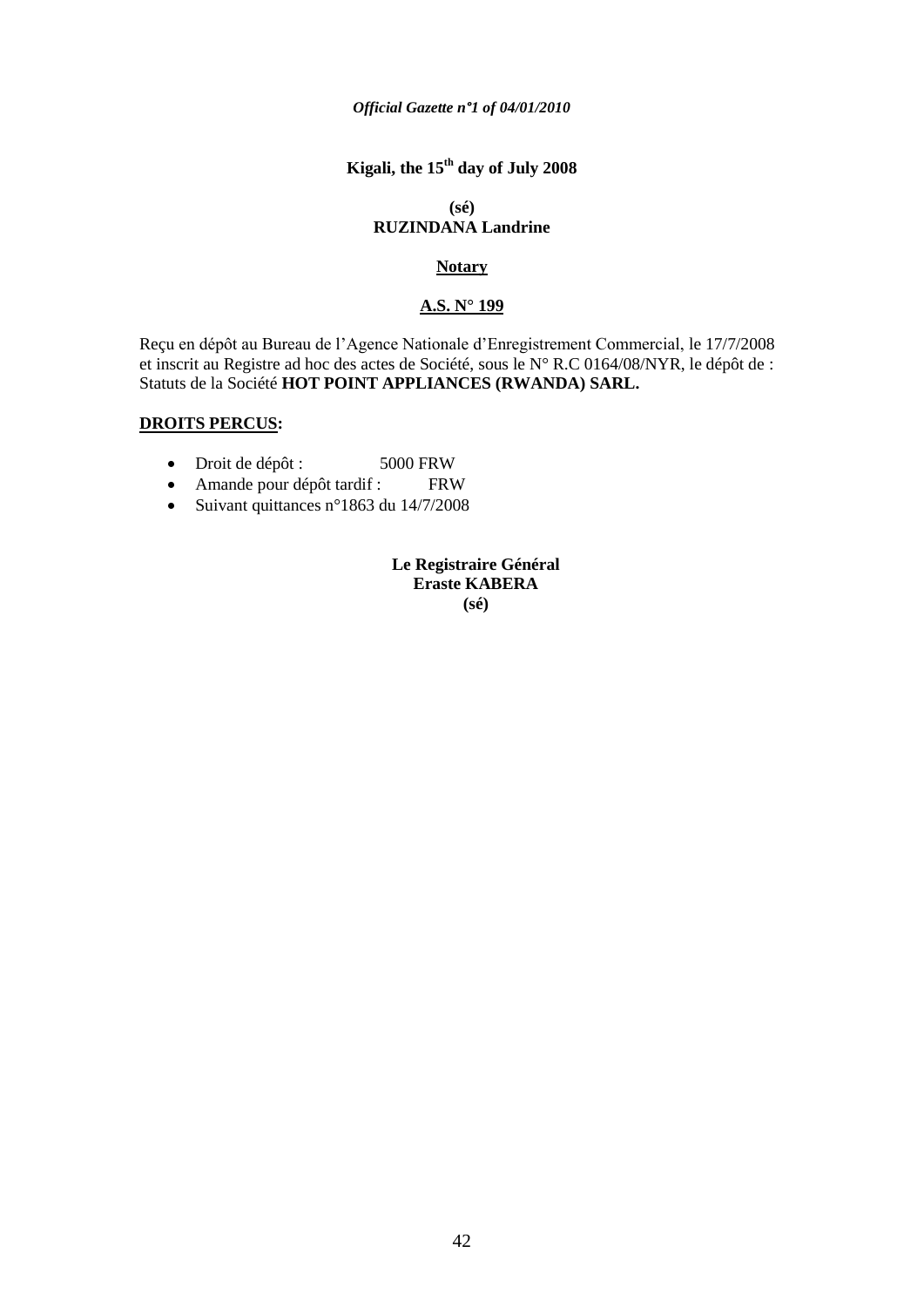**Kigali, the 15th day of July 2008**

**(sé)**
**RUZINDANA Landrine**

**Notary**

**A.S. N° 199**

Reçu en dépôt au Bureau de l'Agence Nationale d'Enregistrement Commercial, le 17/7/2008 et inscrit au Registre ad hoc des actes de Société, sous le N° R.C 0164/08/NYR, le dépôt de : Statuts de la Société **HOT POINT APPLIANCES (RWANDA) SARL.**

**DROITS PERCUS:**

- Droit de dépôt : 5000 FRW
- Amande pour dépôt tardif : FRW
- Suivant quittances n°1863 du 14/7/2008

**Le Registraire Général**
**Eraste KABERA**
**(sé)**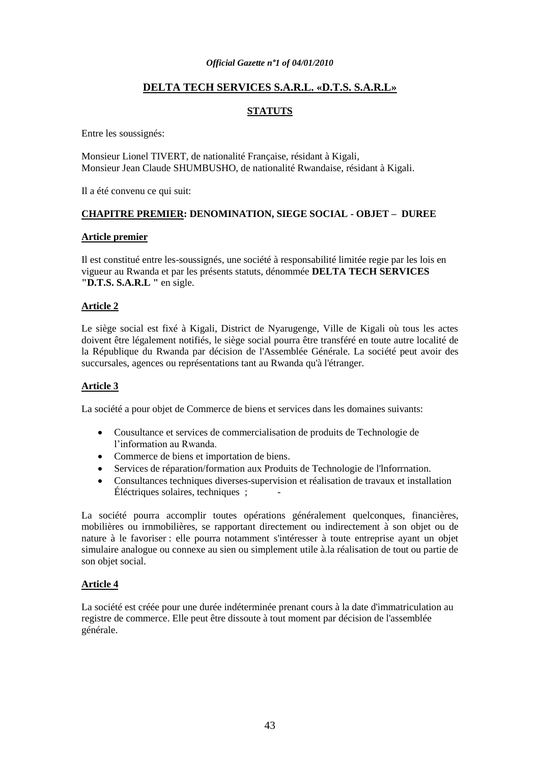**DELTA TECH SERVICES S.A.R.L. «D.T.S. S.A.R.L»**

**STATUTS**

Entre les soussignés:

Monsieur Lionel TIVERT, de nationalité Française, résidant à Kigali,
Monsieur Jean Claude SHUMBUSHO, de nationalité Rwandaise, résidant à Kigali.

Il a été convenu ce qui suit:

**CHAPITRE PREMIER: DENOMINATION, SIEGE SOCIAL - OBJET – DUREE**

**Article premier**

Il est constitué entre les-soussignés, une société à responsabilité limitée regie par les lois en vigueur au Rwanda et par les présents statuts, dénommée **DELTA TECH SERVICES "D.T.S. S.A.R.L "** en sigle.

**Article 2**

Le siège social est fixé à Kigali, District de Nyarugenge, Ville de Kigali où tous les actes doivent être légalement notifiés, le siège social pourra être transféré en toute autre localité de la République du Rwanda par décision de l'Assemblée Générale. La société peut avoir des succursales, agences ou représentations tant au Rwanda qu'à l'étranger.

**Article 3**

La société a pour objet de Commerce de biens et services dans les domaines suivants:

- Cousultance et services de commercialisation de produits de Technologie de l'information au Rwanda.
- Commerce de biens et importation de biens.
- Services de réparation/formation aux Produits de Technologie de l'lnforrnation.
- Consultances techniques diverses-supervision et réalisation de travaux et installation Éléctriques solaires, techniques ; -

La société pourra accomplir toutes opérations généralement quelconques, financières, mobilières ou irnmobilières, se rapportant directement ou indirectement à son objet ou de nature à le favoriser : elle pourra notamment s'intéresser à toute entreprise ayant un objet simulaire analogue ou connexe au sien ou simplement utile à.la réalisation de tout ou partie de son objet social.

**Article 4**

La société est créée pour une durée indéterminée prenant cours à la date d'immatriculation au registre de commerce. Elle peut être dissoute à tout moment par décision de l'assemblée générale.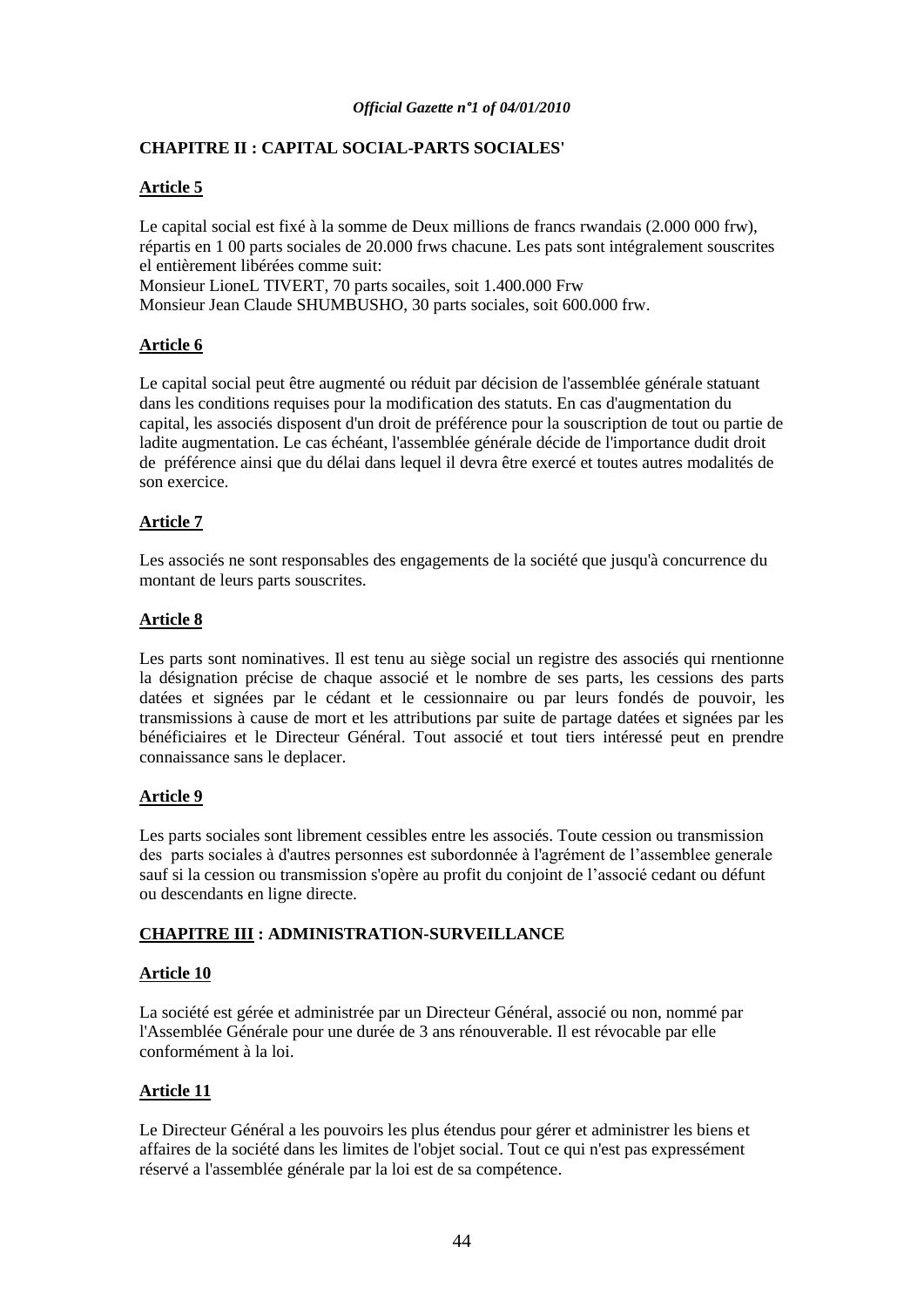**CHAPITRE II : CAPITAL SOCIAL-PARTS SOCIALES'**

**Article 5**

Le capital social est fixé à la somme de Deux millions de francs rwandais (2.000 000 frw), répartis en 1 00 parts sociales de 20.000 frws chacune. Les pats sont intégralement souscrites el entièrement libérées comme suit:
Monsieur LioneL TIVERT, 70 parts socailes, soit 1.400.000 Frw
Monsieur Jean Claude SHUMBUSHO, 30 parts sociales, soit 600.000 frw.

**Article 6**

Le capital social peut être augmenté ou réduit par décision de l'assemblée générale statuant dans les conditions requises pour la modification des statuts. En cas d'augmentation du capital, les associés disposent d'un droit de préférence pour la souscription de tout ou partie de ladite augmentation. Le cas échéant, l'assemblée générale décide de l'importance dudit droit de préférence ainsi que du délai dans lequel il devra être exercé et toutes autres modalités de son exercice.

**Article 7**

Les associés ne sont responsables des engagements de la société que jusqu'à concurrence du montant de leurs parts souscrites.

**Article 8**

Les parts sont nominatives. Il est tenu au siège social un registre des associés qui rnentionne la désignation précise de chaque associé et le nombre de ses parts, les cessions des parts datées et signées par le cédant et le cessionnaire ou par leurs fondés de pouvoir, les transmissions à cause de mort et les attributions par suite de partage datées et signées par les bénéficiaires et le Directeur Général. Tout associé et tout tiers intéressé peut en prendre connaissance sans le deplacer.

**Article 9**

Les parts sociales sont librement cessibles entre les associés. Toute cession ou transmission des parts sociales à d'autres personnes est subordonnée à l'agrément de l'assemblee generale sauf si la cession ou transmission s'opère au profit du conjoint de l'associé cedant ou défunt ou descendants en ligne directe.

**CHAPITRE III : ADMINISTRATION-SURVEILLANCE**

**Article 10**

La société est gérée et administrée par un Directeur Général, associé ou non, nommé par l'Assemblée Générale pour une durée de 3 ans rénouverable. Il est révocable par elle conformément à la loi.

**Article 11**

Le Directeur Général a les pouvoirs les plus étendus pour gérer et administrer les biens et affaires de la société dans les limites de l'objet social. Tout ce qui n'est pas expressément réservé a l'assemblée générale par la loi est de sa compétence.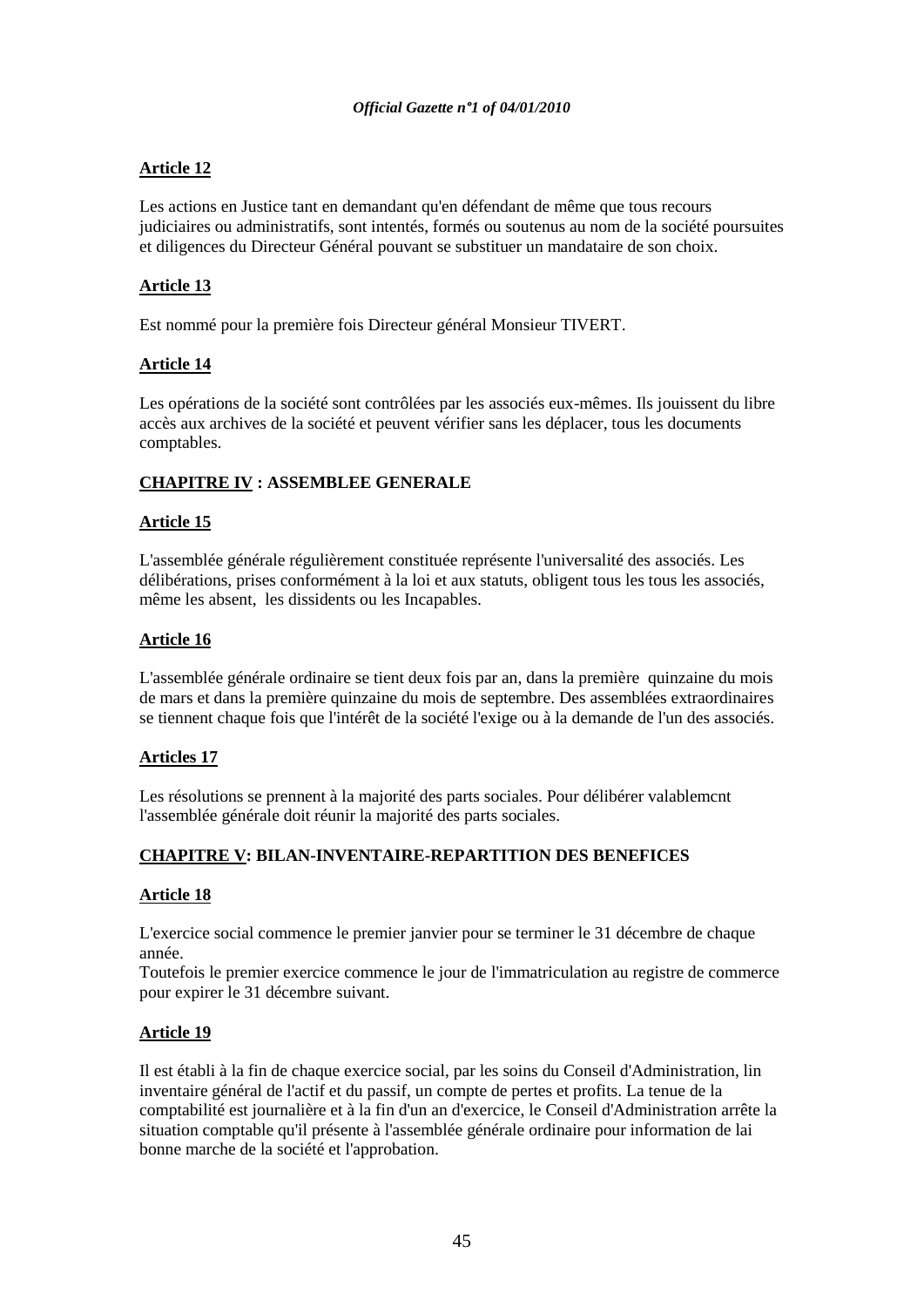**Article 12**

Les actions en Justice tant en demandant qu'en défendant de même que tous recours judiciaires ou administratifs, sont intentés, formés ou soutenus au nom de la société poursuites et diligences du Directeur Général pouvant se substituer un mandataire de son choix.

**Article 13**

Est nommé pour la première fois Directeur général Monsieur TIVERT.

**Article 14**

Les opérations de la société sont contrôlées par les associés eux-mêmes. Ils jouissent du libre accès aux archives de la société et peuvent vérifier sans les déplacer, tous les documents comptables.

**CHAPITRE IV : ASSEMBLEE GENERALE**

**Article 15**

L'assemblée générale régulièrement constituée représente l'universalité des associés. Les délibérations, prises conformément à la loi et aux statuts, obligent tous les tous les associés, même les absent, les dissidents ou les Incapables.

**Article 16**

L'assemblée générale ordinaire se tient deux fois par an, dans la première quinzaine du mois de mars et dans la première quinzaine du mois de septembre. Des assemblées extraordinaires se tiennent chaque fois que l'intérêt de la société l'exige ou à la demande de l'un des associés.

**Articles 17**

Les résolutions se prennent à la majorité des parts sociales. Pour délibérer valablemcnt l'assemblée générale doit réunir la majorité des parts sociales.

**CHAPITRE V: BILAN-INVENTAIRE-REPARTITION DES BENEFICES**

**Article 18**

L'exercice social commence le premier janvier pour se terminer le 31 décembre de chaque année.
Toutefois le premier exercice commence le jour de l'immatriculation au registre de commerce pour expirer le 31 décembre suivant.

**Article 19**

Il est établi à la fin de chaque exercice social, par les soins du Conseil d'Administration, lin inventaire général de l'actif et du passif, un compte de pertes et profits. La tenue de la comptabilité est journalière et à la fin d'un an d'exercice, le Conseil d'Administration arrête la situation comptable qu'il présente à l'assemblée générale ordinaire pour information de lai bonne marche de la société et l'approbation.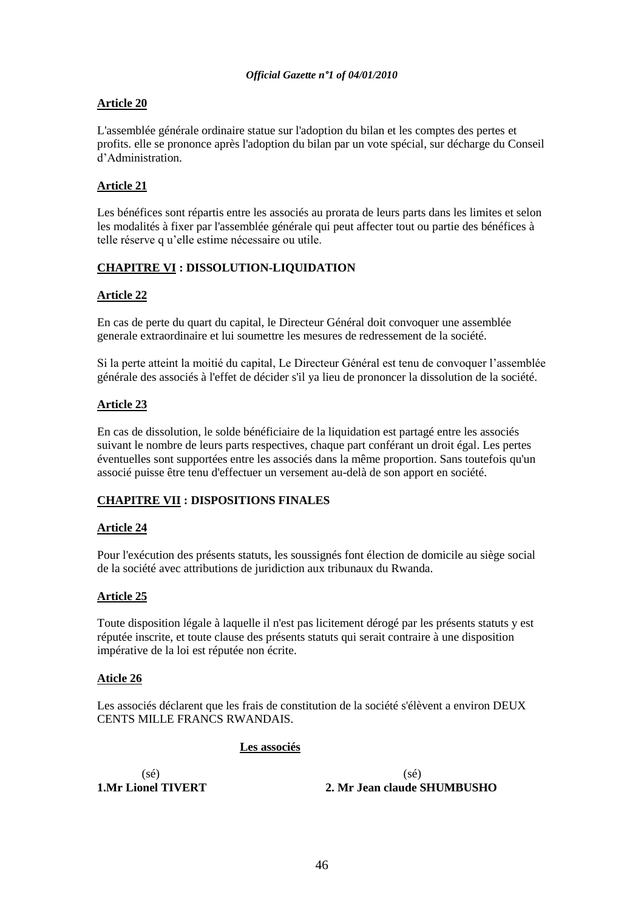**Article 20**

L'assemblée générale ordinaire statue sur l'adoption du bilan et les comptes des pertes et profits. elle se prononce après l'adoption du bilan par un vote spécial, sur décharge du Conseil d'Administration.

**Article 21**

Les bénéfices sont répartis entre les associés au prorata de leurs parts dans les limites et selon les modalités à fixer par l'assemblée générale qui peut affecter tout ou partie des bénéfices à telle réserve q u'elle estime nécessaire ou utile.

**CHAPITRE VI : DISSOLUTION-LIQUIDATION**

**Article 22**

En cas de perte du quart du capital, le Directeur Général doit convoquer une assemblée generale extraordinaire et lui soumettre les mesures de redressement de la société.

Si la perte atteint la moitié du capital, Le Directeur Général est tenu de convoquer l'assemblée générale des associés à l'effet de décider s'il ya lieu de prononcer la dissolution de la société.

**Article 23**

En cas de dissolution, le solde bénéficiaire de la liquidation est partagé entre les associés suivant le nombre de leurs parts respectives, chaque part conférant un droit égal. Les pertes éventuelles sont supportées entre les associés dans la même proportion. Sans toutefois qu'un associé puisse être tenu d'effectuer un versement au-delà de son apport en société.

**CHAPITRE VII : DISPOSITIONS FINALES**

**Article 24**

Pour l'exécution des présents statuts, les soussignés font élection de domicile au siège social de la société avec attributions de juridiction aux tribunaux du Rwanda.

**Article 25**

Toute disposition légale à laquelle il n'est pas licitement dérogé par les présents statuts y est réputée inscrite, et toute clause des présents statuts qui serait contraire à une disposition impérative de la loi est réputée non écrite.

**Aticle 26**

Les associés déclarent que les frais de constitution de la société s'élèvent a environ DEUX CENTS MILLE FRANCS RWANDAIS.

**Les associés**

(sé)
**1.Mr Lionel TIVERT**

(sé)
**2. Mr Jean claude SHUMBUSHO**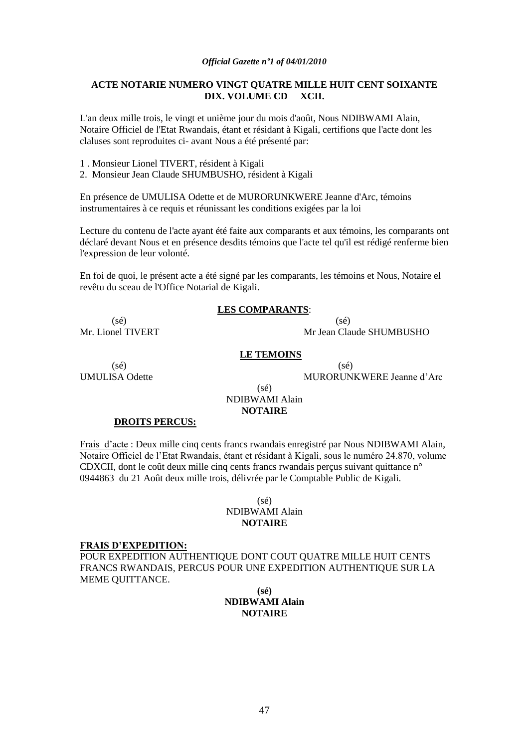**ACTE NOTARIE NUMERO VINGT QUATRE MILLE HUIT CENT SOIXANTE DIX. VOLUME CD XCII.**

L'an deux mille trois, le vingt et unième jour du mois d'août, Nous NDIBWAMI Alain, Notaire Officiel de l'Etat Rwandais, étant et résidant à Kigali, certifions que l'acte dont les claluses sont reproduites ci- avant Nous a été présenté par:

1 . Monsieur Lionel TIVERT, résident à Kigali
2. Monsieur Jean Claude SHUMBUSHO, résident à Kigali

En présence de UMULISA Odette et de MURORUNKWERE Jeanne d'Arc, témoins instrumentaires à ce requis et réunissant les conditions exigées par la loi

Lecture du contenu de l'acte ayant été faite aux comparants et aux témoins, les cornparants ont déclaré devant Nous et en présence desdits témoins que l'acte tel qu'il est rédigé renferme bien l'expression de leur volonté.

En foi de quoi, le présent acte a été signé par les comparants, les témoins et Nous, Notaire el revêtu du sceau de l'Office Notarial de Kigali.

**LES COMPARANTS**:

(sé)
Mr. Lionel TIVERT

(sé)
Mr Jean Claude SHUMBUSHO

**LE TEMOINS**

(sé)
UMULISA Odette

(sé)
MURORUNKWERE Jeanne d'Arc

(sé)
NDIBWAMI Alain
**NOTAIRE**

**DROITS PERCUS:**

Frais d'acte : Deux mille cinq cents francs rwandais enregistré par Nous NDIBWAMI Alain, Notaire Officiel de l'Etat Rwandais, étant et résidant à Kigali, sous le numéro 24.870, volume CDXCII, dont le coût deux mille cinq cents francs rwandais perçus suivant quittance n° 0944863 du 21 Août deux mille trois, délivrée par le Comptable Public de Kigali.

(sé)
NDIBWAMI Alain
**NOTAIRE**

**FRAIS D'EXPEDITION:**
POUR EXPEDITION AUTHENTIQUE DONT COUT QUATRE MILLE HUIT CENTS FRANCS RWANDAIS, PERCUS POUR UNE EXPEDITION AUTHENTIQUE SUR LA MEME QUITTANCE.

**(sé)**
**NDIBWAMI Alain**
**NOTAIRE**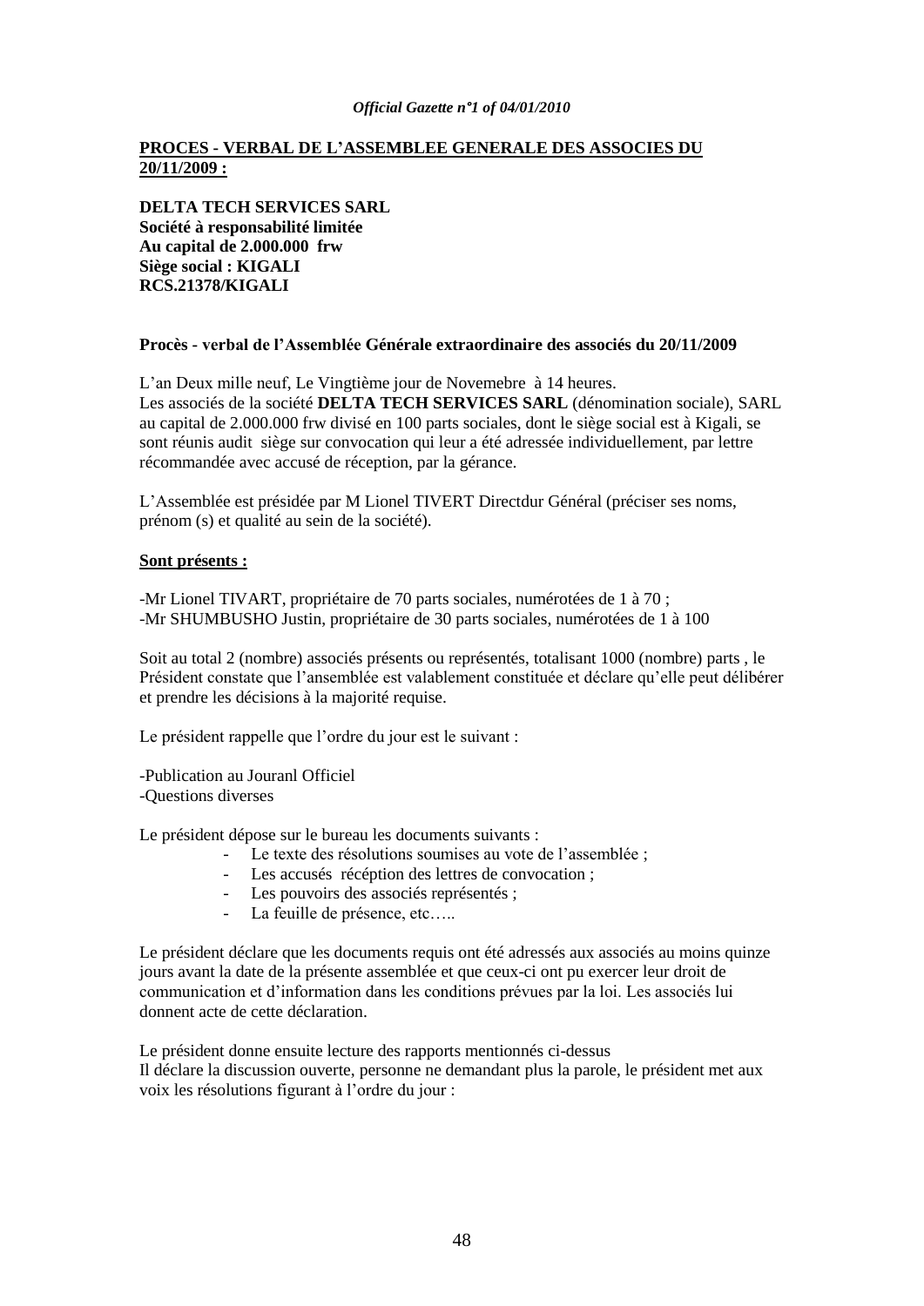**PROCES - VERBAL DE L'ASSEMBLEE GENERALE DES ASSOCIES DU 20/11/2009 :**

**DELTA TECH SERVICES SARL**
**Société à responsabilité limitée**
**Au capital de 2.000.000 frw**
**Siège social : KIGALI**
**RCS.21378/KIGALI**

**Procès - verbal de l'Assemblée Générale extraordinaire des associés du 20/11/2009**

L'an Deux mille neuf, Le Vingtième jour de Novemebre à 14 heures.
Les associés de la société **DELTA TECH SERVICES SARL** (dénomination sociale), SARL au capital de 2.000.000 frw divisé en 100 parts sociales, dont le siège social est à Kigali, se sont réunis audit siège sur convocation qui leur a été adressée individuellement, par lettre récommandée avec accusé de réception, par la gérance.

L'Assemblée est présidée par M Lionel TIVERT Directdur Général (préciser ses noms, prénom (s) et qualité au sein de la société).

**Sont présents :**

-Mr Lionel TIVART, propriétaire de 70 parts sociales, numérotées de 1 à 70 ;
-Mr SHUMBUSHO Justin, propriétaire de 30 parts sociales, numérotées de 1 à 100

Soit au total 2 (nombre) associés présents ou représentés, totalisant 1000 (nombre) parts , le Président constate que l'ansemblée est valablement constituée et déclare qu'elle peut délibérer et prendre les décisions à la majorité requise.

Le président rappelle que l'ordre du jour est le suivant :

-Publication au Jouranl Officiel
-Questions diverses

Le président dépose sur le bureau les documents suivants :

- Le texte des résolutions soumises au vote de l'assemblée ;
- Les accusés récéption des lettres de convocation ;
- Les pouvoirs des associés représentés ;
- La feuille de présence, etc…..

Le président déclare que les documents requis ont été adressés aux associés au moins quinze jours avant la date de la présente assemblée et que ceux-ci ont pu exercer leur droit de communication et d'information dans les conditions prévues par la loi. Les associés lui donnent acte de cette déclaration.

Le président donne ensuite lecture des rapports mentionnés ci-dessus
Il déclare la discussion ouverte, personne ne demandant plus la parole, le président met aux voix les résolutions figurant à l'ordre du jour :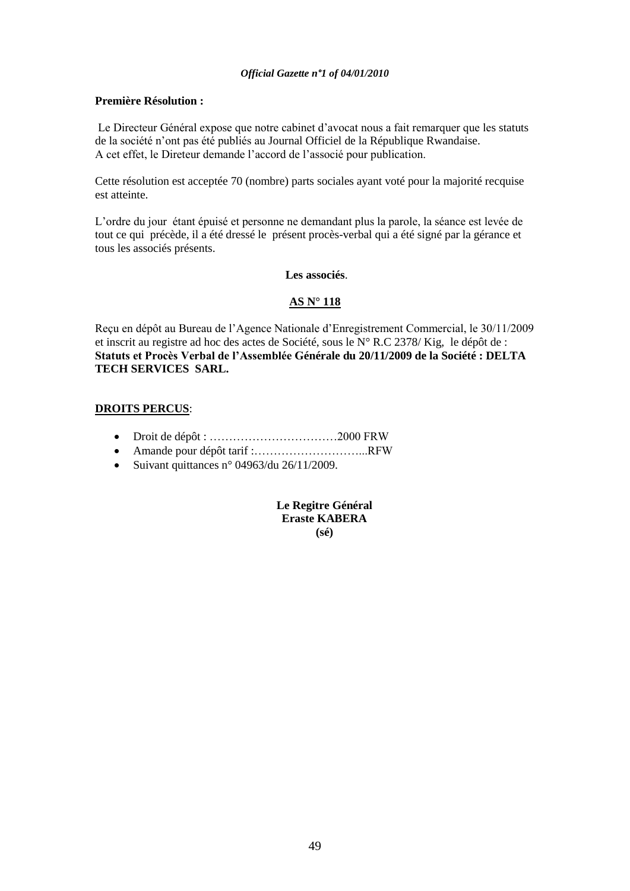**Première Résolution :**

Le Directeur Général expose que notre cabinet d'avocat nous a fait remarquer que les statuts de la société n'ont pas été publiés au Journal Officiel de la République Rwandaise.
A cet effet, le Direteur demande l'accord de l'associé pour publication.

Cette résolution est acceptée 70 (nombre) parts sociales ayant voté pour la majorité recquise est atteinte.

L'ordre du jour étant épuisé et personne ne demandant plus la parole, la séance est levée de tout ce qui précède, il a été dressé le présent procès-verbal qui a été signé par la gérance et tous les associés présents.

**Les associés**.

**AS N° 118**

Reçu en dépôt au Bureau de l'Agence Nationale d'Enregistrement Commercial, le 30/11/2009 et inscrit au registre ad hoc des actes de Société, sous le N° R.C 2378/ Kig, le dépôt de : **Statuts et Procès Verbal de l'Assemblée Générale du 20/11/2009 de la Société : DELTA TECH SERVICES SARL.**

**DROITS PERCUS**:

- Droit de dépôt : ……………………………2000 FRW
- Amande pour dépôt tarif :………………………...RFW
- Suivant quittances n° 04963/du 26/11/2009.

**Le Regitre Général**
**Eraste KABERA**
**(sé)**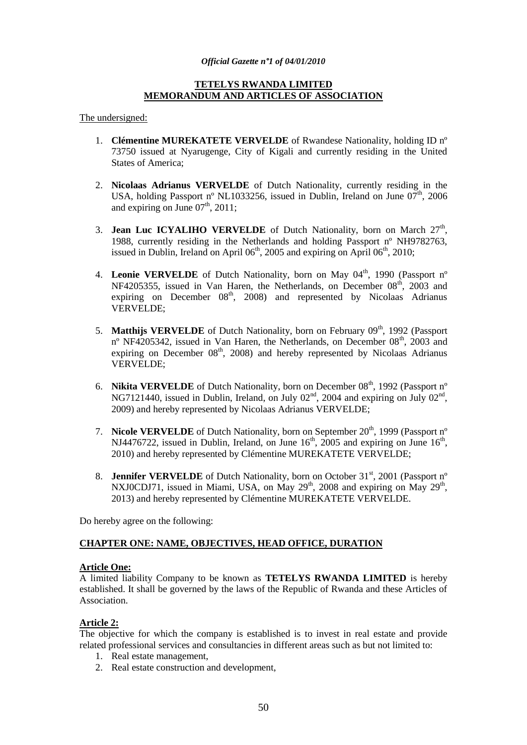**TETELYS RWANDA LIMITED**
**MEMORANDUM AND ARTICLES OF ASSOCIATION**

The undersigned:

1. **Clémentine MUREKATETE VERVELDE** of Rwandese Nationality, holding ID nº 73750 issued at Nyarugenge, City of Kigali and currently residing in the United States of America;

2. **Nicolaas Adrianus VERVELDE** of Dutch Nationality, currently residing in the USA, holding Passport nº NL1033256, issued in Dublin, Ireland on June 07th, 2006 and expiring on June 07th, 2011;

3. **Jean Luc ICYALIHO VERVELDE** of Dutch Nationality, born on March 27th, 1988, currently residing in the Netherlands and holding Passport nº NH9782763, issued in Dublin, Ireland on April 06th, 2005 and expiring on April 06th, 2010;

4. **Leonie VERVELDE** of Dutch Nationality, born on May 04th, 1990 (Passport nº NF4205355, issued in Van Haren, the Netherlands, on December 08th, 2003 and expiring on December 08th, 2008) and represented by Nicolaas Adrianus VERVELDE;

5. **Matthijs VERVELDE** of Dutch Nationality, born on February 09th, 1992 (Passport nº NF4205342, issued in Van Haren, the Netherlands, on December 08th, 2003 and expiring on December 08th, 2008) and hereby represented by Nicolaas Adrianus VERVELDE;

6. **Nikita VERVELDE** of Dutch Nationality, born on December 08th, 1992 (Passport nº NG7121440, issued in Dublin, Ireland, on July 02nd, 2004 and expiring on July 02nd, 2009) and hereby represented by Nicolaas Adrianus VERVELDE;

7. **Nicole VERVELDE** of Dutch Nationality, born on September 20th, 1999 (Passport nº NJ4476722, issued in Dublin, Ireland, on June 16th, 2005 and expiring on June 16th, 2010) and hereby represented by Clémentine MUREKATETE VERVELDE;

8. **Jennifer VERVELDE** of Dutch Nationality, born on October 31st, 2001 (Passport nº NXJ0CDJ71, issued in Miami, USA, on May 29th, 2008 and expiring on May 29th, 2013) and hereby represented by Clémentine MUREKATETE VERVELDE.

Do hereby agree on the following:

## CHAPTER ONE: NAME, OBJECTIVES, HEAD OFFICE, DURATION

**Article One:**

A limited liability Company to be known as **TETELYS RWANDA LIMITED** is hereby established. It shall be governed by the laws of the Republic of Rwanda and these Articles of Association.

**Article 2:**

The objective for which the company is established is to invest in real estate and provide related professional services and consultancies in different areas such as but not limited to:

1. Real estate management,
2. Real estate construction and development,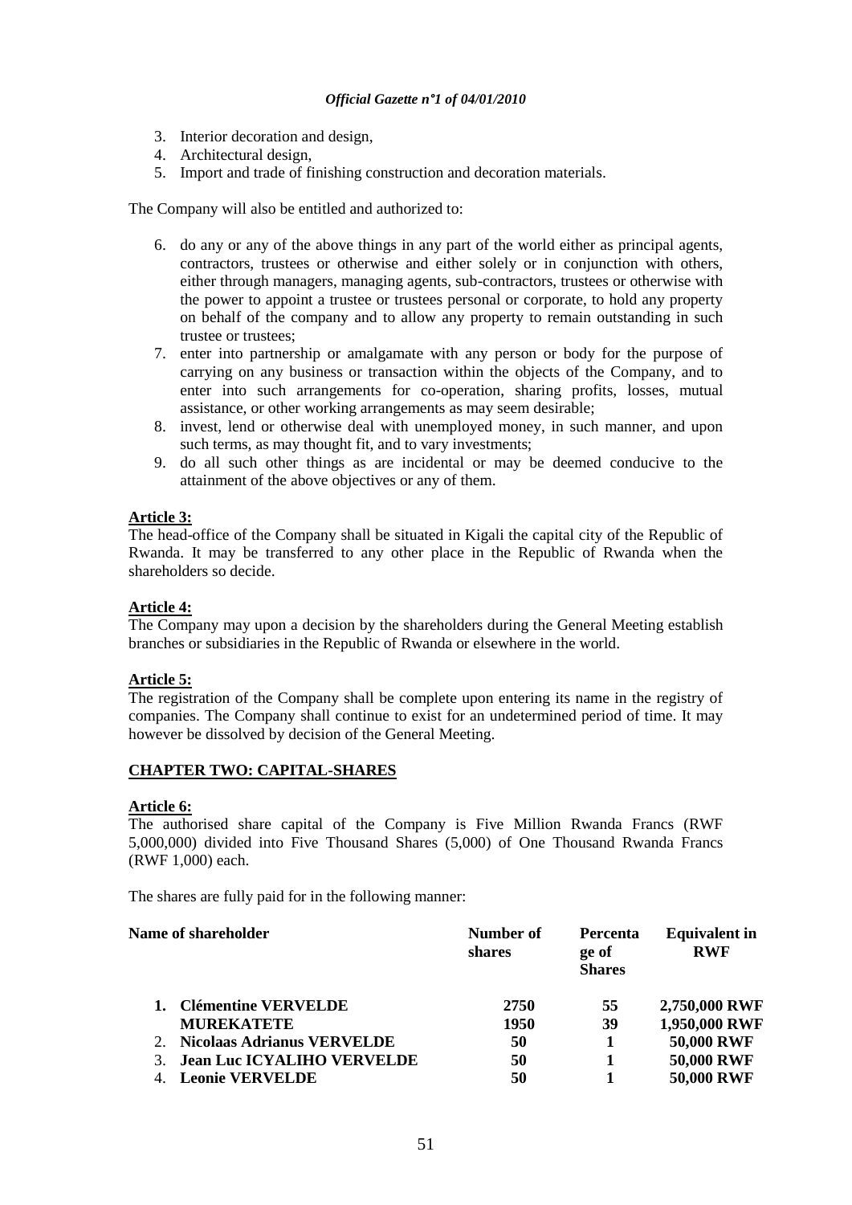3. Interior decoration and design,
4. Architectural design,
5. Import and trade of finishing construction and decoration materials.

The Company will also be entitled and authorized to:

6. do any or any of the above things in any part of the world either as principal agents, contractors, trustees or otherwise and either solely or in conjunction with others, either through managers, managing agents, sub-contractors, trustees or otherwise with the power to appoint a trustee or trustees personal or corporate, to hold any property on behalf of the company and to allow any property to remain outstanding in such trustee or trustees;
7. enter into partnership or amalgamate with any person or body for the purpose of carrying on any business or transaction within the objects of the Company, and to enter into such arrangements for co-operation, sharing profits, losses, mutual assistance, or other working arrangements as may seem desirable;
8. invest, lend or otherwise deal with unemployed money, in such manner, and upon such terms, as may thought fit, and to vary investments;
9. do all such other things as are incidental or may be deemed conducive to the attainment of the above objectives or any of them.

**Article 3:**

The head-office of the Company shall be situated in Kigali the capital city of the Republic of Rwanda. It may be transferred to any other place in the Republic of Rwanda when the shareholders so decide.

**Article 4:**

The Company may upon a decision by the shareholders during the General Meeting establish branches or subsidiaries in the Republic of Rwanda or elsewhere in the world.

**Article 5:**

The registration of the Company shall be complete upon entering its name in the registry of companies. The Company shall continue to exist for an undetermined period of time. It may however be dissolved by decision of the General Meeting.

## CHAPTER TWO: CAPITAL-SHARES

**Article 6:**

The authorised share capital of the Company is Five Million Rwanda Francs (RWF 5,000,000) divided into Five Thousand Shares (5,000) of One Thousand Rwanda Francs (RWF 1,000) each.

The shares are fully paid for in the following manner:

| Name of shareholder | Number of shares | Percentage of Shares | Equivalent in RWF |
|---|---|---|---|
| 1. **Clémentine VERVELDE** | **2750** | **55** | **2,750,000 RWF** |
| **MUREKATETE** | **1950** | **39** | **1,950,000 RWF** |
| 2. **Nicolaas Adrianus VERVELDE** | **50** | **1** | **50,000 RWF** |
| 3. **Jean Luc ICYALIHO VERVELDE** | **50** | **1** | **50,000 RWF** |
| 4. **Leonie VERVELDE** | **50** | **1** | **50,000 RWF** |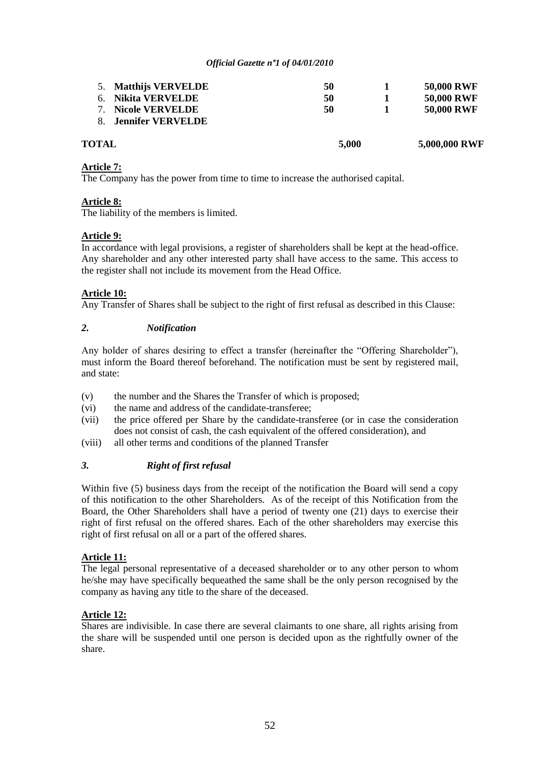| | | | |
|---|---|---|---|
| 5. **Matthijs VERVELDE** | **50** | **1** | **50,000 RWF** |
| 6. **Nikita VERVELDE** | **50** | **1** | **50,000 RWF** |
| 7. **Nicole VERVELDE** | **50** | **1** | **50,000 RWF** |
| 8. **Jennifer VERVELDE** | | | |
| **TOTAL** | **5,000** | | **5,000,000 RWF** |

**Article 7:**
The Company has the power from time to time to increase the authorised capital.

**Article 8:**
The liability of the members is limited.

**Article 9:**
In accordance with legal provisions, a register of shareholders shall be kept at the head-office. Any shareholder and any other interested party shall have access to the same. This access to the register shall not include its movement from the Head Office.

**Article 10:**
Any Transfer of Shares shall be subject to the right of first refusal as described in this Clause:

*2. Notification*

Any holder of shares desiring to effect a transfer (hereinafter the "Offering Shareholder"), must inform the Board thereof beforehand. The notification must be sent by registered mail, and state:

(v) the number and the Shares the Transfer of which is proposed;
(vi) the name and address of the candidate-transferee;
(vii) the price offered per Share by the candidate-transferee (or in case the consideration does not consist of cash, the cash equivalent of the offered consideration), and
(viii) all other terms and conditions of the planned Transfer

*3. Right of first refusal*

Within five (5) business days from the receipt of the notification the Board will send a copy of this notification to the other Shareholders. As of the receipt of this Notification from the Board, the Other Shareholders shall have a period of twenty one (21) days to exercise their right of first refusal on the offered shares. Each of the other shareholders may exercise this right of first refusal on all or a part of the offered shares.

**Article 11:**
The legal personal representative of a deceased shareholder or to any other person to whom he/she may have specifically bequeathed the same shall be the only person recognised by the company as having any title to the share of the deceased.

**Article 12:**
Shares are indivisible. In case there are several claimants to one share, all rights arising from the share will be suspended until one person is decided upon as the rightfully owner of the share.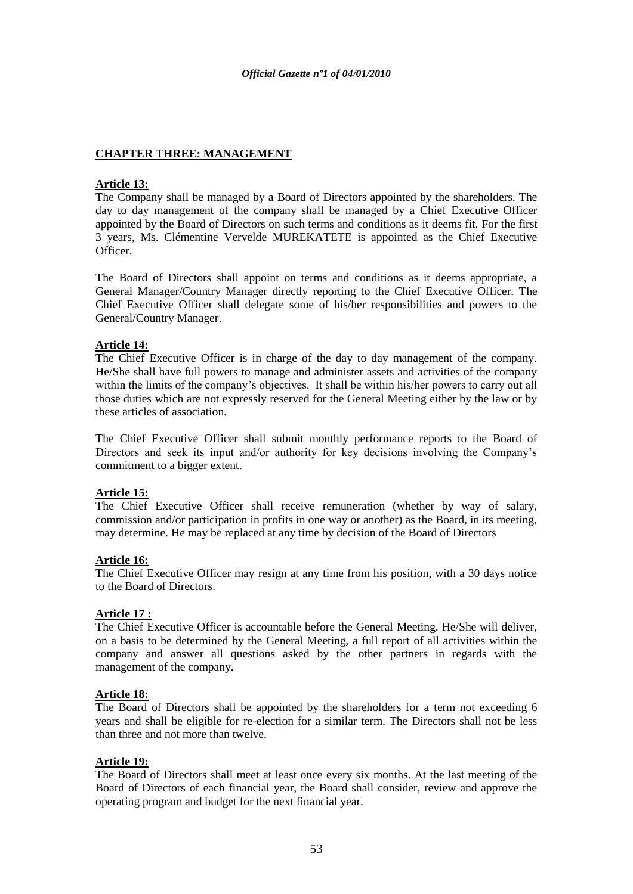## CHAPTER THREE: MANAGEMENT

**Article 13:**

The Company shall be managed by a Board of Directors appointed by the shareholders. The day to day management of the company shall be managed by a Chief Executive Officer appointed by the Board of Directors on such terms and conditions as it deems fit. For the first 3 years, Ms. Clémentine Vervelde MUREKATETE is appointed as the Chief Executive Officer.

The Board of Directors shall appoint on terms and conditions as it deems appropriate, a General Manager/Country Manager directly reporting to the Chief Executive Officer. The Chief Executive Officer shall delegate some of his/her responsibilities and powers to the General/Country Manager.

**Article 14:**

The Chief Executive Officer is in charge of the day to day management of the company. He/She shall have full powers to manage and administer assets and activities of the company within the limits of the company's objectives. It shall be within his/her powers to carry out all those duties which are not expressly reserved for the General Meeting either by the law or by these articles of association.

The Chief Executive Officer shall submit monthly performance reports to the Board of Directors and seek its input and/or authority for key decisions involving the Company's commitment to a bigger extent.

**Article 15:**

The Chief Executive Officer shall receive remuneration (whether by way of salary, commission and/or participation in profits in one way or another) as the Board, in its meeting, may determine. He may be replaced at any time by decision of the Board of Directors

**Article 16:**

The Chief Executive Officer may resign at any time from his position, with a 30 days notice to the Board of Directors.

**Article 17 :**

The Chief Executive Officer is accountable before the General Meeting. He/She will deliver, on a basis to be determined by the General Meeting, a full report of all activities within the company and answer all questions asked by the other partners in regards with the management of the company.

**Article 18:**

The Board of Directors shall be appointed by the shareholders for a term not exceeding 6 years and shall be eligible for re-election for a similar term. The Directors shall not be less than three and not more than twelve.

**Article 19:**

The Board of Directors shall meet at least once every six months. At the last meeting of the Board of Directors of each financial year, the Board shall consider, review and approve the operating program and budget for the next financial year.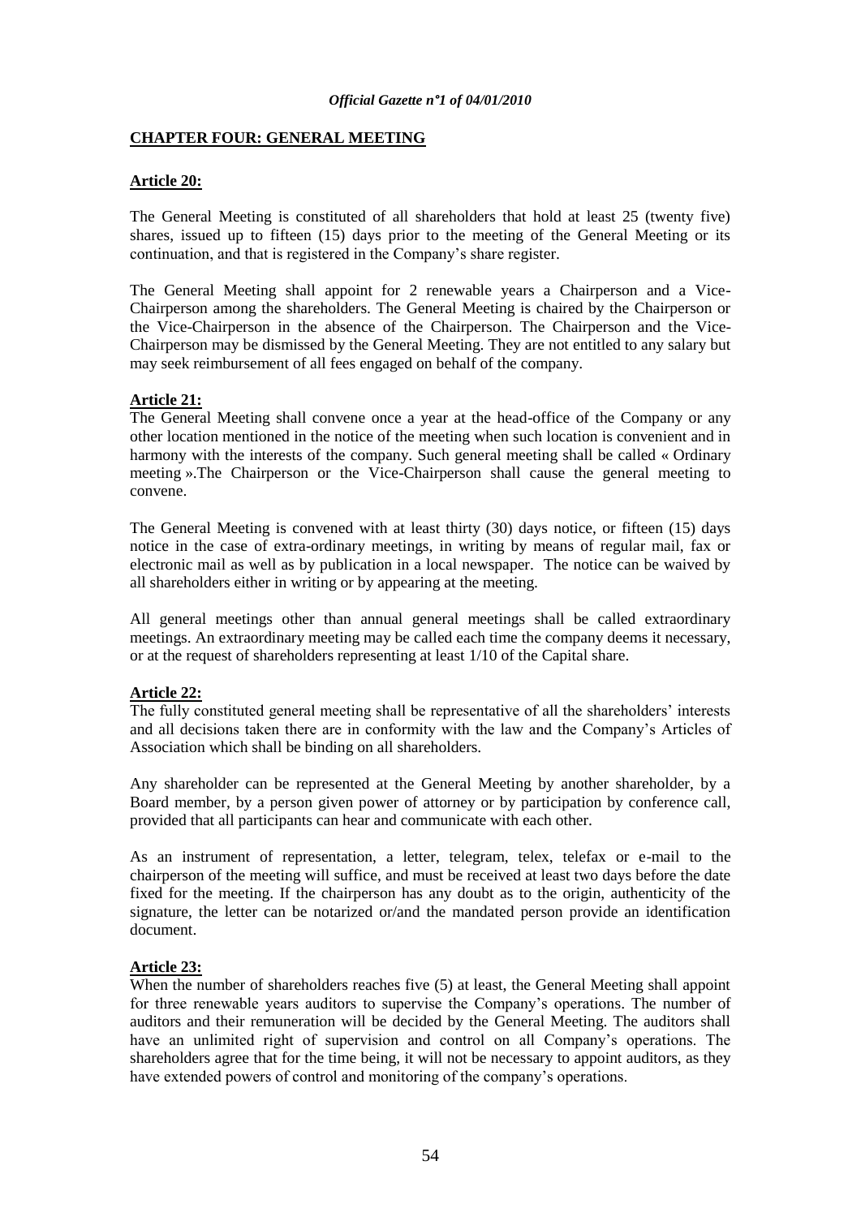**CHAPTER FOUR: GENERAL MEETING**

**Article 20:**

The General Meeting is constituted of all shareholders that hold at least 25 (twenty five) shares, issued up to fifteen (15) days prior to the meeting of the General Meeting or its continuation, and that is registered in the Company's share register.

The General Meeting shall appoint for 2 renewable years a Chairperson and a Vice-Chairperson among the shareholders. The General Meeting is chaired by the Chairperson or the Vice-Chairperson in the absence of the Chairperson. The Chairperson and the Vice-Chairperson may be dismissed by the General Meeting. They are not entitled to any salary but may seek reimbursement of all fees engaged on behalf of the company.

**Article 21:**

The General Meeting shall convene once a year at the head-office of the Company or any other location mentioned in the notice of the meeting when such location is convenient and in harmony with the interests of the company. Such general meeting shall be called « Ordinary meeting ».The Chairperson or the Vice-Chairperson shall cause the general meeting to convene.

The General Meeting is convened with at least thirty (30) days notice, or fifteen (15) days notice in the case of extra-ordinary meetings, in writing by means of regular mail, fax or electronic mail as well as by publication in a local newspaper. The notice can be waived by all shareholders either in writing or by appearing at the meeting.

All general meetings other than annual general meetings shall be called extraordinary meetings. An extraordinary meeting may be called each time the company deems it necessary, or at the request of shareholders representing at least 1/10 of the Capital share.

**Article 22:**

The fully constituted general meeting shall be representative of all the shareholders' interests and all decisions taken there are in conformity with the law and the Company's Articles of Association which shall be binding on all shareholders.

Any shareholder can be represented at the General Meeting by another shareholder, by a Board member, by a person given power of attorney or by participation by conference call, provided that all participants can hear and communicate with each other.

As an instrument of representation, a letter, telegram, telex, telefax or e-mail to the chairperson of the meeting will suffice, and must be received at least two days before the date fixed for the meeting. If the chairperson has any doubt as to the origin, authenticity of the signature, the letter can be notarized or/and the mandated person provide an identification document.

**Article 23:**

When the number of shareholders reaches five (5) at least, the General Meeting shall appoint for three renewable years auditors to supervise the Company's operations. The number of auditors and their remuneration will be decided by the General Meeting. The auditors shall have an unlimited right of supervision and control on all Company's operations. The shareholders agree that for the time being, it will not be necessary to appoint auditors, as they have extended powers of control and monitoring of the company's operations.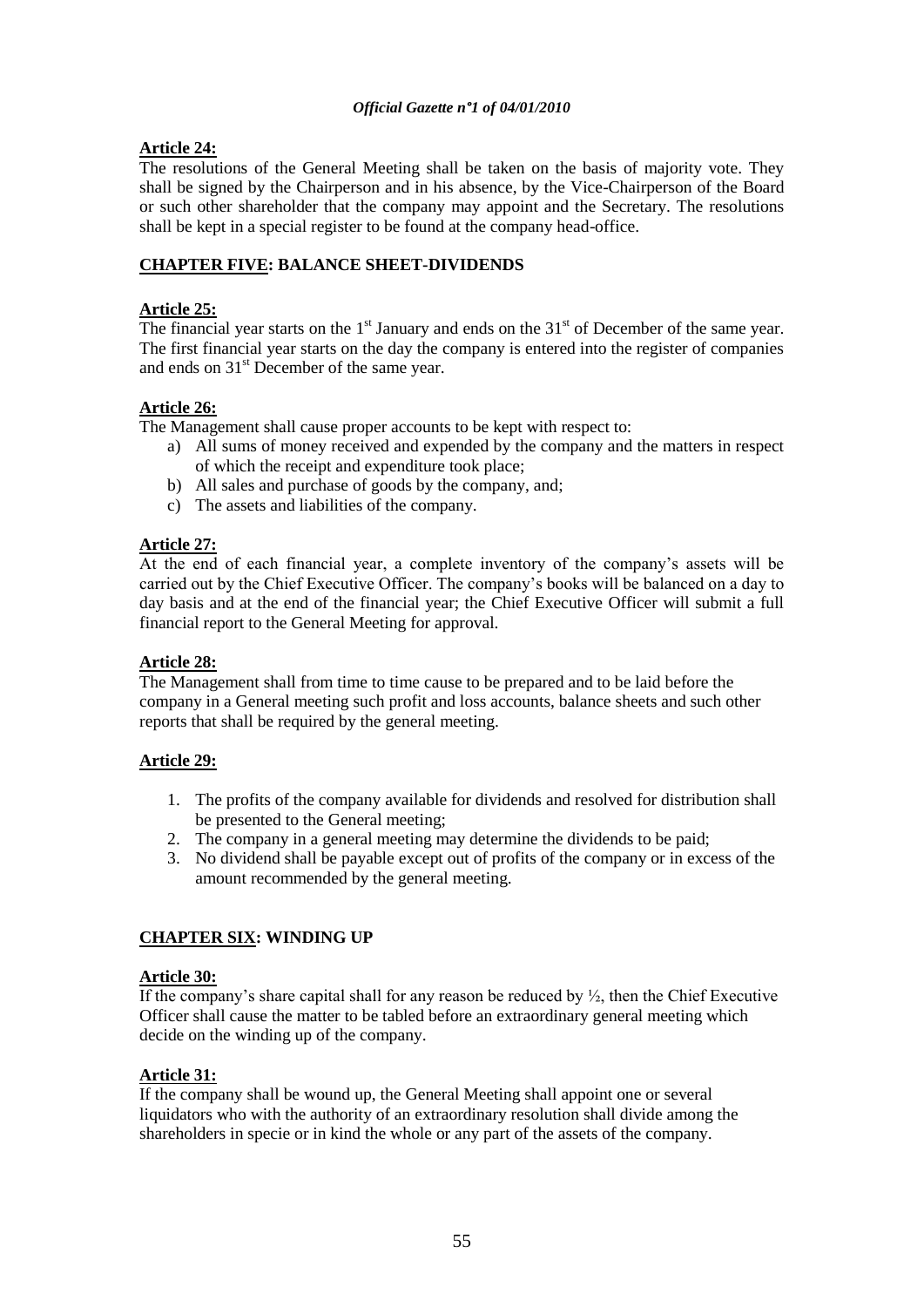**Article 24:**
The resolutions of the General Meeting shall be taken on the basis of majority vote. They shall be signed by the Chairperson and in his absence, by the Vice-Chairperson of the Board or such other shareholder that the company may appoint and the Secretary. The resolutions shall be kept in a special register to be found at the company head-office.

## CHAPTER FIVE: BALANCE SHEET-DIVIDENDS

**Article 25:**
The financial year starts on the 1st January and ends on the 31st of December of the same year. The first financial year starts on the day the company is entered into the register of companies and ends on 31st December of the same year.

**Article 26:**
The Management shall cause proper accounts to be kept with respect to:

a) All sums of money received and expended by the company and the matters in respect of which the receipt and expenditure took place;
b) All sales and purchase of goods by the company, and;
c) The assets and liabilities of the company.

**Article 27:**
At the end of each financial year, a complete inventory of the company's assets will be carried out by the Chief Executive Officer. The company's books will be balanced on a day to day basis and at the end of the financial year; the Chief Executive Officer will submit a full financial report to the General Meeting for approval.

**Article 28:**
The Management shall from time to time cause to be prepared and to be laid before the company in a General meeting such profit and loss accounts, balance sheets and such other reports that shall be required by the general meeting.

**Article 29:**

1. The profits of the company available for dividends and resolved for distribution shall be presented to the General meeting;
2. The company in a general meeting may determine the dividends to be paid;
3. No dividend shall be payable except out of profits of the company or in excess of the amount recommended by the general meeting.

## CHAPTER SIX: WINDING UP

**Article 30:**
If the company's share capital shall for any reason be reduced by ½, then the Chief Executive Officer shall cause the matter to be tabled before an extraordinary general meeting which decide on the winding up of the company.

**Article 31:**
If the company shall be wound up, the General Meeting shall appoint one or several liquidators who with the authority of an extraordinary resolution shall divide among the shareholders in specie or in kind the whole or any part of the assets of the company.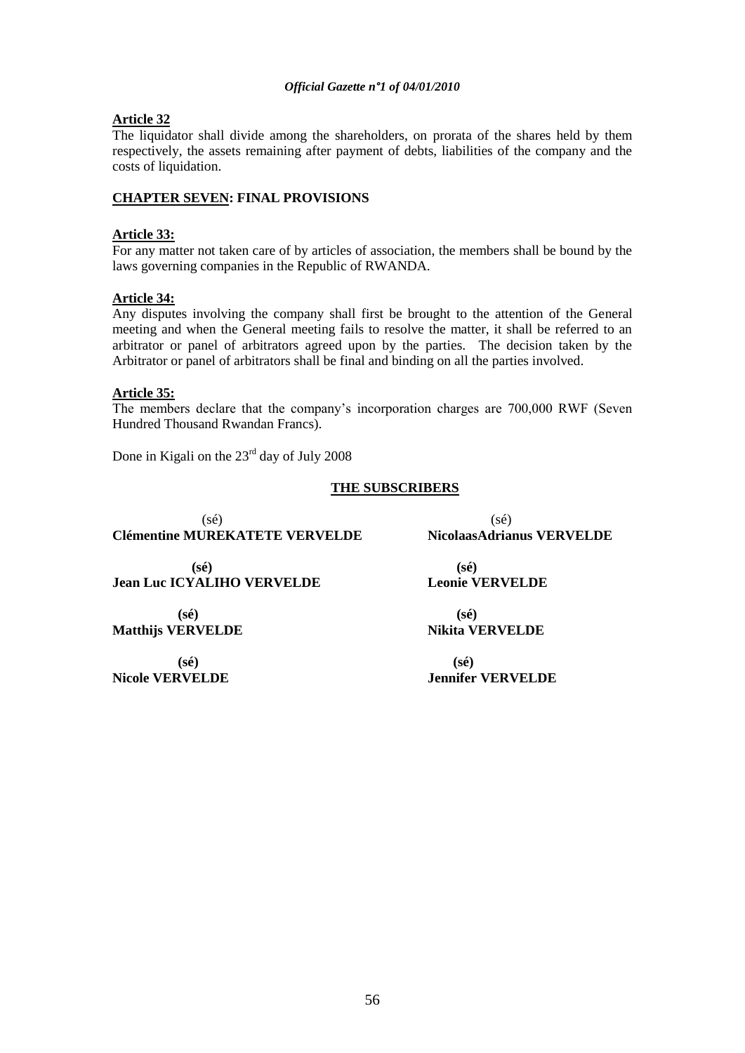**Article 32**

The liquidator shall divide among the shareholders, on prorata of the shares held by them respectively, the assets remaining after payment of debts, liabilities of the company and the costs of liquidation.

**CHAPTER SEVEN: FINAL PROVISIONS**

**Article 33:**

For any matter not taken care of by articles of association, the members shall be bound by the laws governing companies in the Republic of RWANDA.

**Article 34:**

Any disputes involving the company shall first be brought to the attention of the General meeting and when the General meeting fails to resolve the matter, it shall be referred to an arbitrator or panel of arbitrators agreed upon by the parties. The decision taken by the Arbitrator or panel of arbitrators shall be final and binding on all the parties involved.

**Article 35:**

The members declare that the company's incorporation charges are 700,000 RWF (Seven Hundred Thousand Rwandan Francs).

Done in Kigali on the 23rd day of July 2008

**THE SUBSCRIBERS**

(sé)
**Clémentine MUREKATETE VERVELDE**

(sé)
**NicolaasAdrianus VERVELDE**

**(sé)**
**Jean Luc ICYALIHO VERVELDE**

**(sé)**
**Leonie VERVELDE**

**(sé)**
**Matthijs VERVELDE**

**(sé)**
**Nikita VERVELDE**

**(sé)**
**Nicole VERVELDE**

**(sé)**
**Jennifer VERVELDE**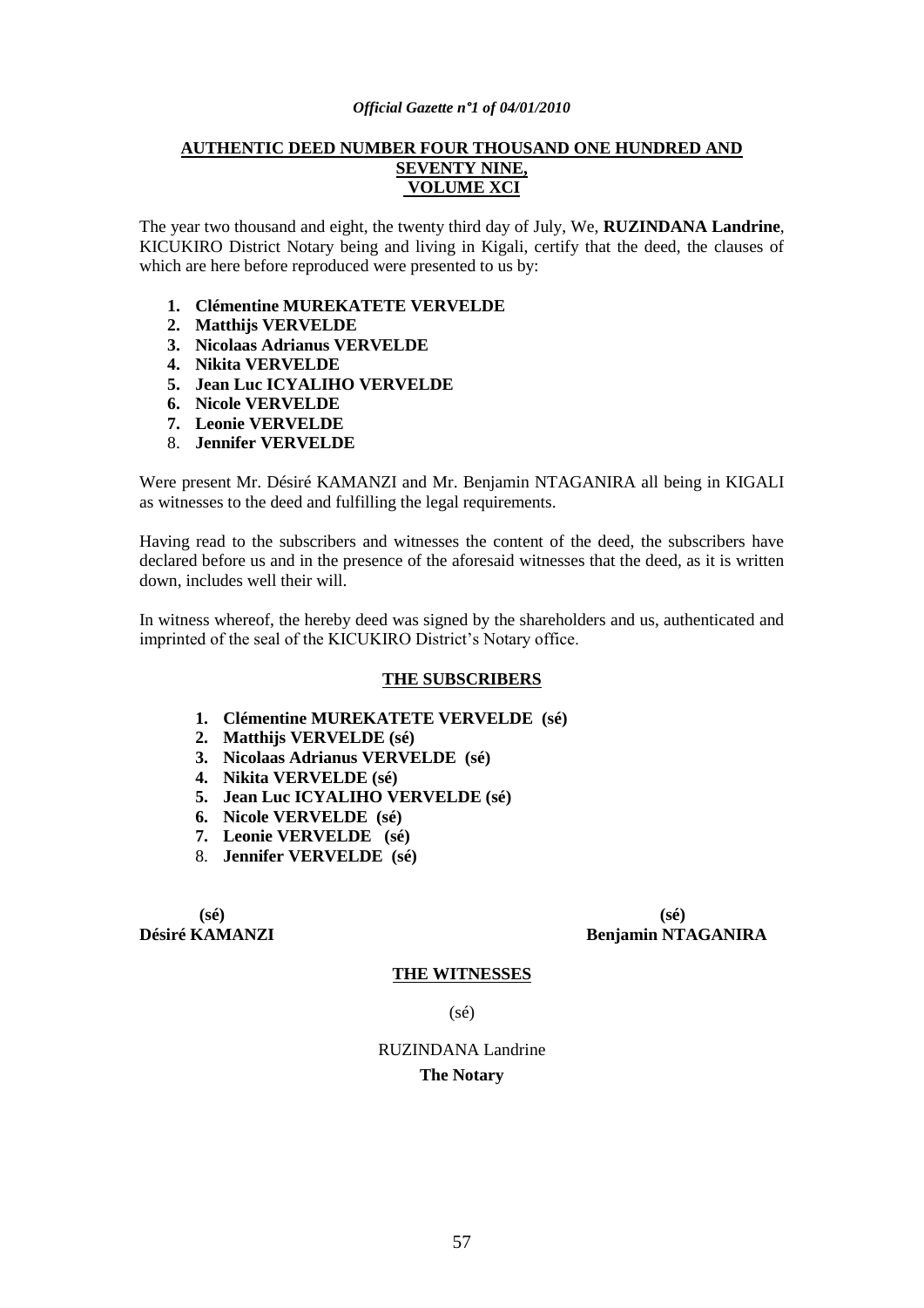**AUTHENTIC DEED NUMBER FOUR THOUSAND ONE HUNDRED AND SEVENTY NINE, VOLUME XCI**

The year two thousand and eight, the twenty third day of July, We, **RUZINDANA Landrine**, KICUKIRO District Notary being and living in Kigali, certify that the deed, the clauses of which are here before reproduced were presented to us by:

1. **Clémentine MUREKATETE VERVELDE**
2. **Matthijs VERVELDE**
3. **Nicolaas Adrianus VERVELDE**
4. **Nikita VERVELDE**
5. **Jean Luc ICYALIHO VERVELDE**
6. **Nicole VERVELDE**
7. **Leonie VERVELDE**
8. **Jennifer VERVELDE**

Were present Mr. Désiré KAMANZI and Mr. Benjamin NTAGANIRA all being in KIGALI as witnesses to the deed and fulfilling the legal requirements.

Having read to the subscribers and witnesses the content of the deed, the subscribers have declared before us and in the presence of the aforesaid witnesses that the deed, as it is written down, includes well their will.

In witness whereof, the hereby deed was signed by the shareholders and us, authenticated and imprinted of the seal of the KICUKIRO District's Notary office.

**THE SUBSCRIBERS**

1. **Clémentine MUREKATETE VERVELDE (sé)**
2. **Matthijs VERVELDE (sé)**
3. **Nicolaas Adrianus VERVELDE (sé)**
4. **Nikita VERVELDE (sé)**
5. **Jean Luc ICYALIHO VERVELDE (sé)**
6. **Nicole VERVELDE (sé)**
7. **Leonie VERVELDE (sé)**
8. **Jennifer VERVELDE (sé)**

**(sé)**
**Désiré KAMANZI**

**(sé)**
**Benjamin NTAGANIRA**

**THE WITNESSES**

(sé)

RUZINDANA Landrine

**The Notary**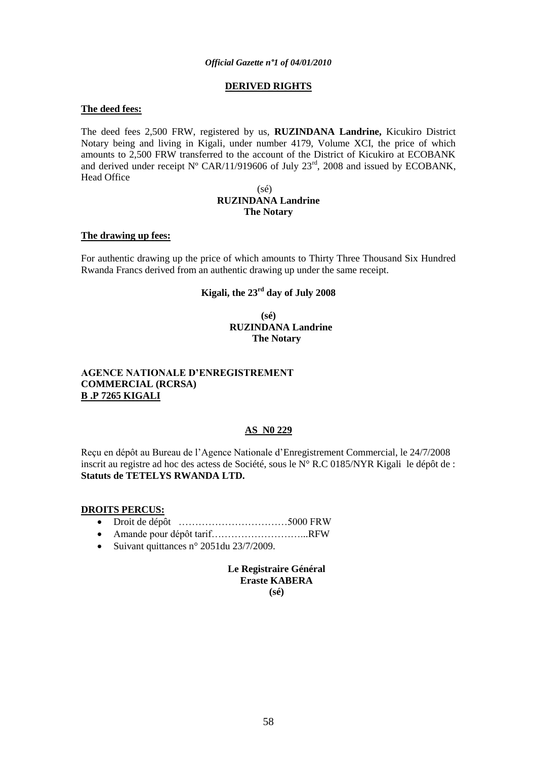**DERIVED RIGHTS**

**The deed fees:**

The deed fees 2,500 FRW, registered by us, **RUZINDANA Landrine,** Kicukiro District Notary being and living in Kigali, under number 4179, Volume XCI, the price of which amounts to 2,500 FRW transferred to the account of the District of Kicukiro at ECOBANK and derived under receipt Nº CAR/11/919606 of July 23rd, 2008 and issued by ECOBANK, Head Office

(sé)
**RUZINDANA Landrine**
**The Notary**

**The drawing up fees:**

For authentic drawing up the price of which amounts to Thirty Three Thousand Six Hundred Rwanda Francs derived from an authentic drawing up under the same receipt.

**Kigali, the 23rd day of July 2008**

**(sé)**
**RUZINDANA Landrine**
**The Notary**

**AGENCE NATIONALE D'ENREGISTREMENT COMMERCIAL (RCRSA)**
**B .P 7265 KIGALI**

**AS N0 229**

Reçu en dépôt au Bureau de l'Agence Nationale d'Enregistrement Commercial, le 24/7/2008 inscrit au registre ad hoc des actess de Société, sous le N° R.C 0185/NYR Kigali le dépôt de : **Statuts de TETELYS RWANDA LTD.**

**DROITS PERCUS:**

- Droit de dépôt ……………………………5000 FRW
- Amande pour dépôt tarif………………………...RFW
- Suivant quittances n° 2051du 23/7/2009.

**Le Registraire Général**
**Eraste KABERA**
**(sé)**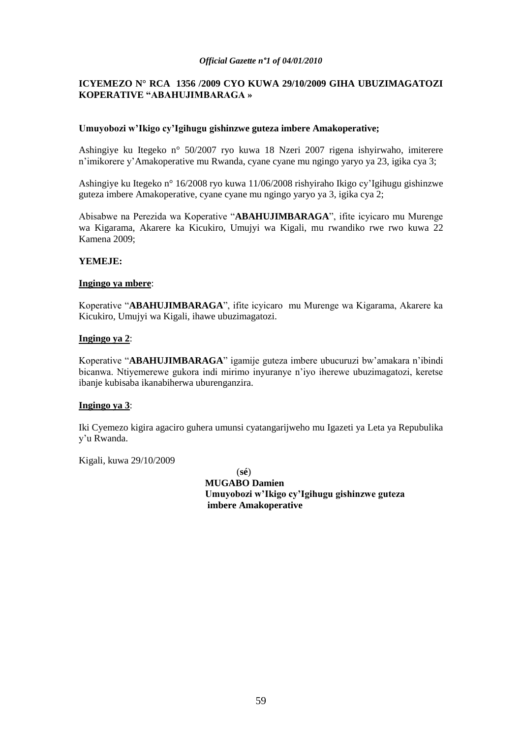**ICYEMEZO N° RCA 1356 /2009 CYO KUWA 29/10/2009 GIHA UBUZIMAGATOZI KOPERATIVE "ABAHUJIMBARAGA »**

**Umuyobozi w'Ikigo cy'Igihugu gishinzwe guteza imbere Amakoperative;**

Ashingiye ku Itegeko n° 50/2007 ryo kuwa 18 Nzeri 2007 rigena ishyirwaho, imiterere n'imikorere y'Amakoperative mu Rwanda, cyane cyane mu ngingo yaryo ya 23, igika cya 3;

Ashingiye ku Itegeko n° 16/2008 ryo kuwa 11/06/2008 rishyiraho Ikigo cy'Igihugu gishinzwe guteza imbere Amakoperative, cyane cyane mu ngingo yaryo ya 3, igika cya 2;

Abisabwe na Perezida wa Koperative "**ABAHUJIMBARAGA**", ifite icyicaro mu Murenge wa Kigarama, Akarere ka Kicukiro, Umujyi wa Kigali, mu rwandiko rwe rwo kuwa 22 Kamena 2009;

**YEMEJE:**

**Ingingo ya mbere**:

Koperative "**ABAHUJIMBARAGA**", ifite icyicaro mu Murenge wa Kigarama, Akarere ka Kicukiro, Umujyi wa Kigali, ihawe ubuzimagatozi.

**Ingingo ya 2**:

Koperative "**ABAHUJIMBARAGA**" igamije guteza imbere ubucuruzi bw'amakara n'ibindi bicanwa. Ntiyemerewe gukora indi mirimo inyuranye n'iyo iherewe ubuzimagatozi, keretse ibanje kubisaba ikanabiherwa uburenganzira.

**Ingingo ya 3**:

Iki Cyemezo kigira agaciro guhera umunsi cyatangarijweho mu Igazeti ya Leta ya Repubulika y'u Rwanda.

Kigali, kuwa 29/10/2009

(**sé**)

**MUGABO Damien**

**Umuyobozi w'Ikigo cy'Igihugu gishinzwe guteza imbere Amakoperative**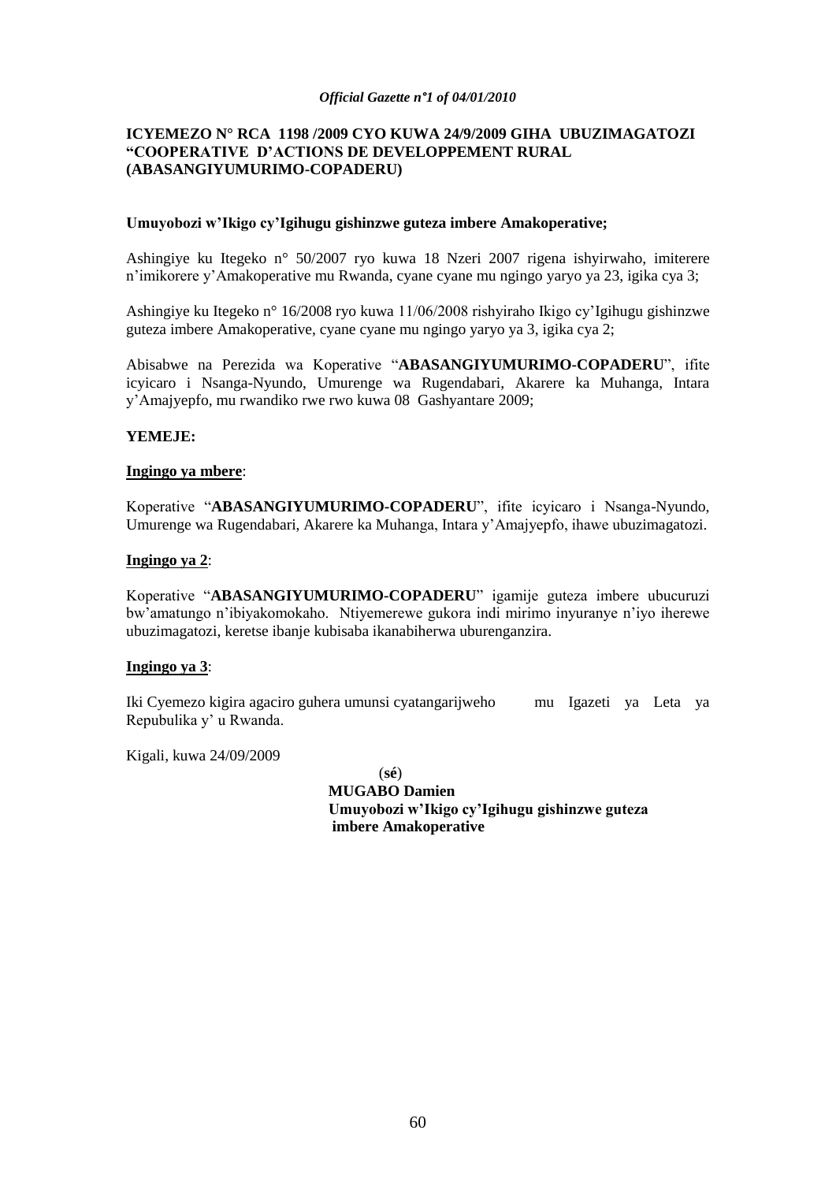**ICYEMEZO N° RCA 1198 /2009 CYO KUWA 24/9/2009 GIHA UBUZIMAGATOZI "COOPERATIVE D'ACTIONS DE DEVELOPPEMENT RURAL (ABASANGIYUMURIMO-COPADERU)**

**Umuyobozi w'Ikigo cy'Igihugu gishinzwe guteza imbere Amakoperative;**

Ashingiye ku Itegeko n° 50/2007 ryo kuwa 18 Nzeri 2007 rigena ishyirwaho, imiterere n'imikorere y'Amakoperative mu Rwanda, cyane cyane mu ngingo yaryo ya 23, igika cya 3;

Ashingiye ku Itegeko n° 16/2008 ryo kuwa 11/06/2008 rishyiraho Ikigo cy'Igihugu gishinzwe guteza imbere Amakoperative, cyane cyane mu ngingo yaryo ya 3, igika cya 2;

Abisabwe na Perezida wa Koperative "**ABASANGIYUMURIMO-COPADERU**", ifite icyicaro i Nsanga-Nyundo, Umurenge wa Rugendabari, Akarere ka Muhanga, Intara y'Amajyepfo, mu rwandiko rwe rwo kuwa 08 Gashyantare 2009;

**YEMEJE:**

**Ingingo ya mbere**:

Koperative "**ABASANGIYUMURIMO-COPADERU**", ifite icyicaro i Nsanga-Nyundo, Umurenge wa Rugendabari, Akarere ka Muhanga, Intara y'Amajyepfo, ihawe ubuzimagatozi.

**Ingingo ya 2**:

Koperative "**ABASANGIYUMURIMO-COPADERU**" igamije guteza imbere ubucuruzi bw'amatungo n'ibiyakomokaho. Ntiyemerewe gukora indi mirimo inyuranye n'iyo iherewe ubuzimagatozi, keretse ibanje kubisaba ikanabiherwa uburenganzira.

**Ingingo ya 3**:

Iki Cyemezo kigira agaciro guhera umunsi cyatangarijweho mu Igazeti ya Leta ya Repubulika y' u Rwanda.

Kigali, kuwa 24/09/2009

(**sé**)

**MUGABO Damien**

**Umuyobozi w'Ikigo cy'Igihugu gishinzwe guteza imbere Amakoperative**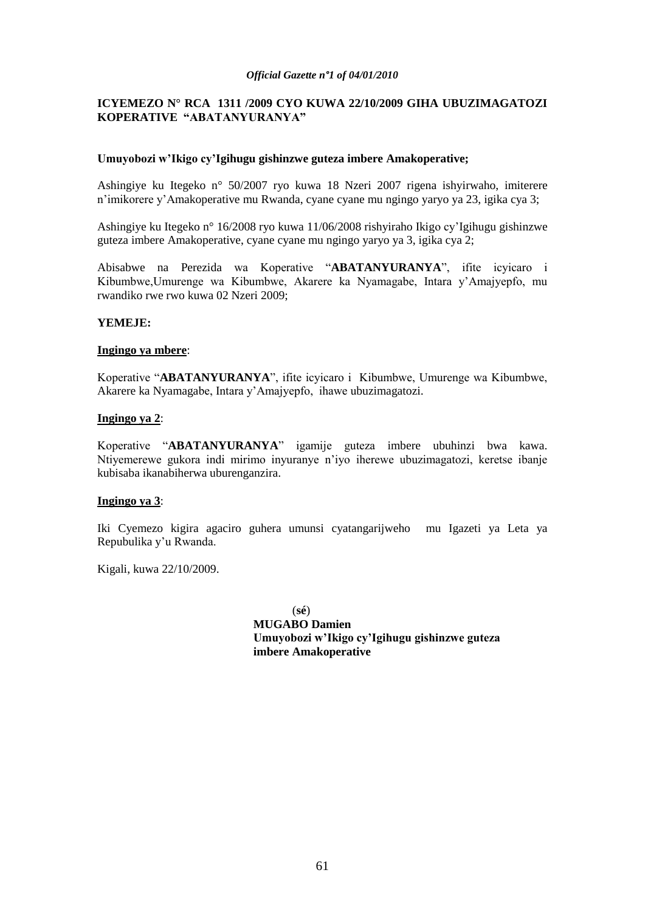**ICYEMEZO N° RCA 1311 /2009 CYO KUWA 22/10/2009 GIHA UBUZIMAGATOZI KOPERATIVE "ABATANYURANYA"**

**Umuyobozi w'Ikigo cy'Igihugu gishinzwe guteza imbere Amakoperative;**

Ashingiye ku Itegeko n° 50/2007 ryo kuwa 18 Nzeri 2007 rigena ishyirwaho, imiterere n'imikorere y'Amakoperative mu Rwanda, cyane cyane mu ngingo yaryo ya 23, igika cya 3;

Ashingiye ku Itegeko n° 16/2008 ryo kuwa 11/06/2008 rishyiraho Ikigo cy'Igihugu gishinzwe guteza imbere Amakoperative, cyane cyane mu ngingo yaryo ya 3, igika cya 2;

Abisabwe na Perezida wa Koperative "**ABATANYURANYA**", ifite icyicaro i Kibumbwe,Umurenge wa Kibumbwe, Akarere ka Nyamagabe, Intara y'Amajyepfo, mu rwandiko rwe rwo kuwa 02 Nzeri 2009;

**YEMEJE:**

**Ingingo ya mbere**:

Koperative "**ABATANYURANYA**", ifite icyicaro i Kibumbwe, Umurenge wa Kibumbwe, Akarere ka Nyamagabe, Intara y'Amajyepfo, ihawe ubuzimagatozi.

**Ingingo ya 2**:

Koperative "**ABATANYURANYA**" igamije guteza imbere ubuhinzi bwa kawa. Ntiyemerewe gukora indi mirimo inyuranye n'iyo iherewe ubuzimagatozi, keretse ibanje kubisaba ikanabiherwa uburenganzira.

**Ingingo ya 3**:

Iki Cyemezo kigira agaciro guhera umunsi cyatangarijweho mu Igazeti ya Leta ya Repubulika y'u Rwanda.

Kigali, kuwa 22/10/2009.

(**sé**)
**MUGABO Damien**
**Umuyobozi w'Ikigo cy'Igihugu gishinzwe guteza imbere Amakoperative**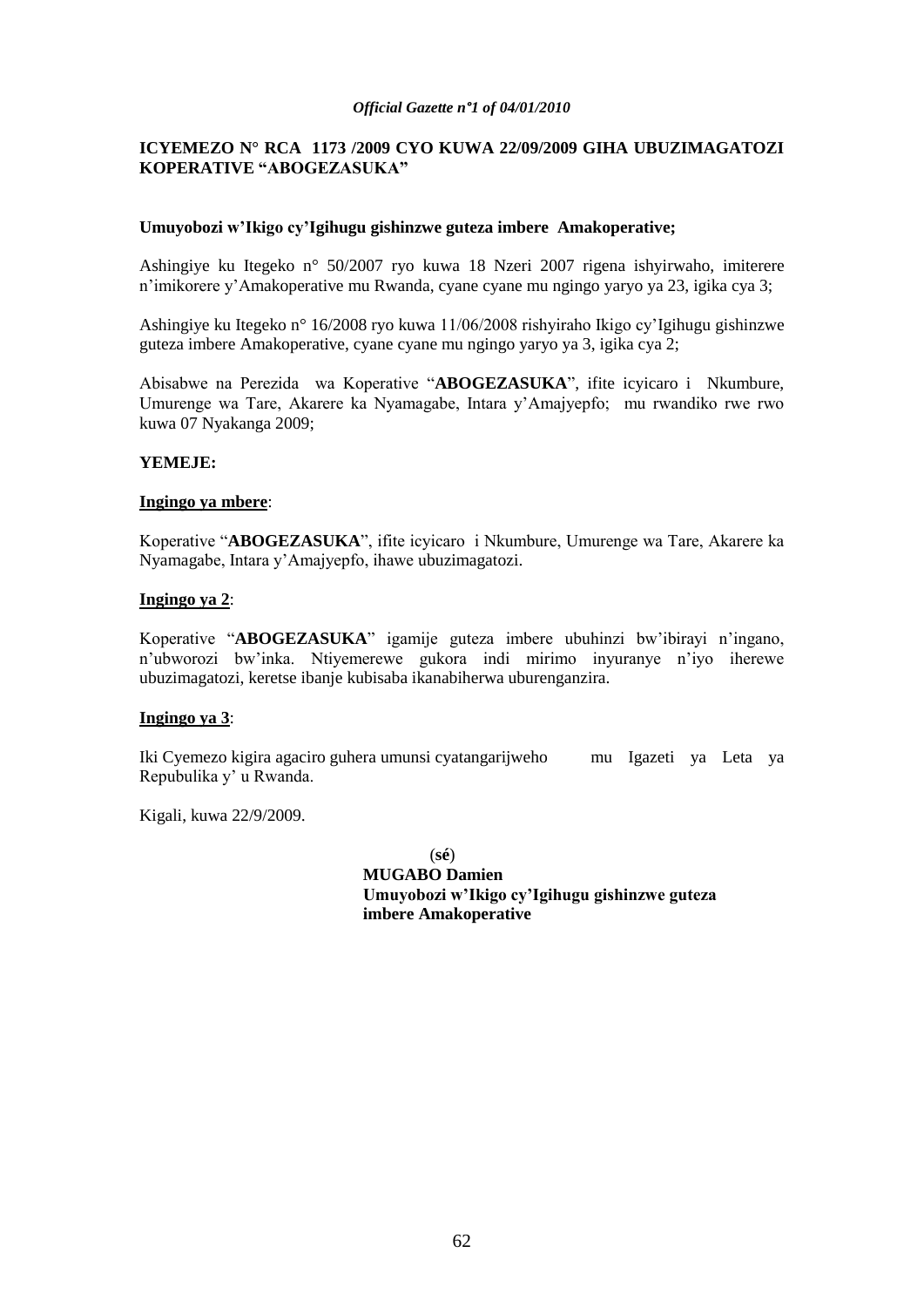**ICYEMEZO N° RCA 1173 /2009 CYO KUWA 22/09/2009 GIHA UBUZIMAGATOZI KOPERATIVE "ABOGEZASUKA"**

**Umuyobozi w'Ikigo cy'Igihugu gishinzwe guteza imbere Amakoperative;**

Ashingiye ku Itegeko n° 50/2007 ryo kuwa 18 Nzeri 2007 rigena ishyirwaho, imiterere n'imikorere y'Amakoperative mu Rwanda, cyane cyane mu ngingo yaryo ya 23, igika cya 3;

Ashingiye ku Itegeko n° 16/2008 ryo kuwa 11/06/2008 rishyiraho Ikigo cy'Igihugu gishinzwe guteza imbere Amakoperative, cyane cyane mu ngingo yaryo ya 3, igika cya 2;

Abisabwe na Perezida wa Koperative "**ABOGEZASUKA**", ifite icyicaro i Nkumbure, Umurenge wa Tare, Akarere ka Nyamagabe, Intara y'Amajyepfo; mu rwandiko rwe rwo kuwa 07 Nyakanga 2009;

**YEMEJE:**

**Ingingo ya mbere**:

Koperative "**ABOGEZASUKA**", ifite icyicaro i Nkumbure, Umurenge wa Tare, Akarere ka Nyamagabe, Intara y'Amajyepfo, ihawe ubuzimagatozi.

**Ingingo ya 2**:

Koperative "**ABOGEZASUKA**" igamije guteza imbere ubuhinzi bw'ibirayi n'ingano, n'ubworozi bw'inka. Ntiyemerewe gukora indi mirimo inyuranye n'iyo iherewe ubuzimagatozi, keretse ibanje kubisaba ikanabiherwa uburenganzira.

**Ingingo ya 3**:

Iki Cyemezo kigira agaciro guhera umunsi cyatangarijweho mu Igazeti ya Leta ya Repubulika y' u Rwanda.

Kigali, kuwa 22/9/2009.

(**sé**)
**MUGABO Damien**
**Umuyobozi w'Ikigo cy'Igihugu gishinzwe guteza imbere Amakoperative**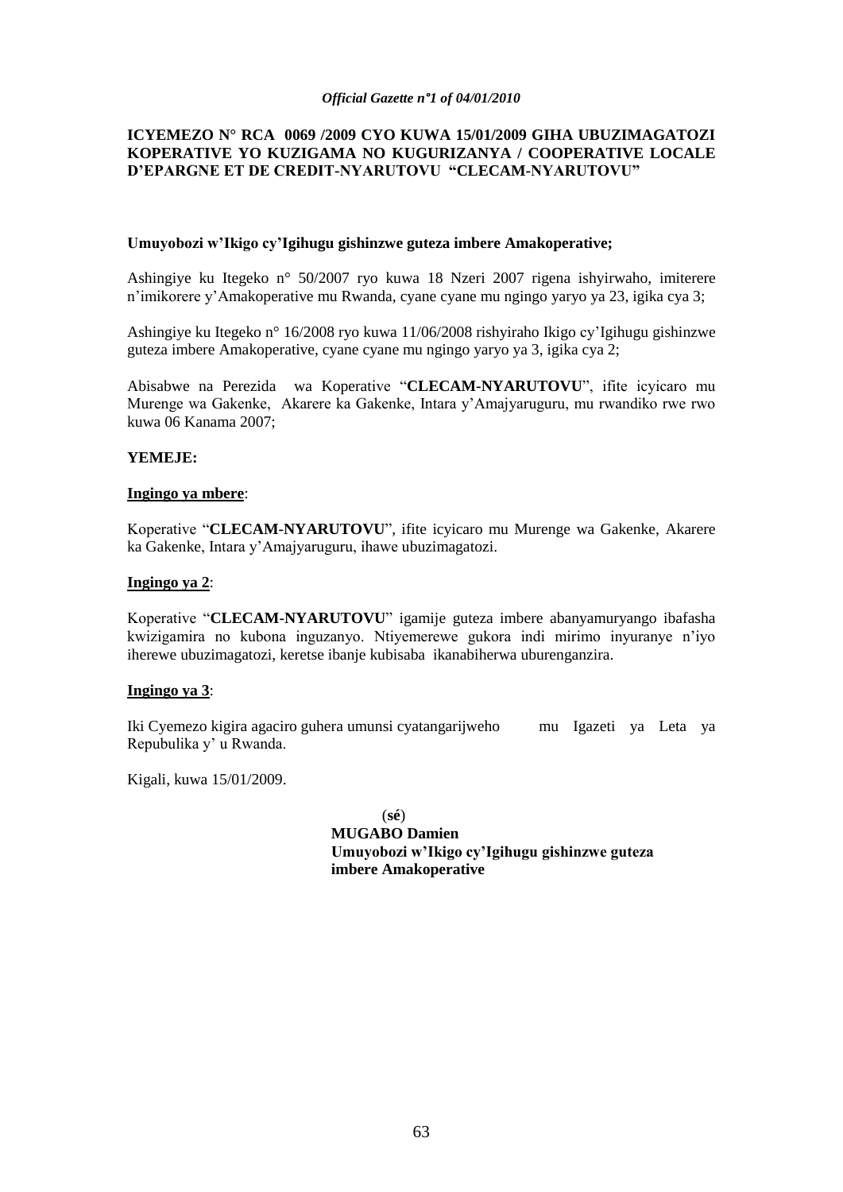**ICYEMEZO N° RCA 0069 /2009 CYO KUWA 15/01/2009 GIHA UBUZIMAGATOZI KOPERATIVE YO KUZIGAMA NO KUGURIZANYA / COOPERATIVE LOCALE D'EPARGNE ET DE CREDIT-NYARUTOVU "CLECAM-NYARUTOVU"**

**Umuyobozi w'Ikigo cy'Igihugu gishinzwe guteza imbere Amakoperative;**

Ashingiye ku Itegeko n° 50/2007 ryo kuwa 18 Nzeri 2007 rigena ishyirwaho, imiterere n'imikorere y'Amakoperative mu Rwanda, cyane cyane mu ngingo yaryo ya 23, igika cya 3;

Ashingiye ku Itegeko n° 16/2008 ryo kuwa 11/06/2008 rishyiraho Ikigo cy'Igihugu gishinzwe guteza imbere Amakoperative, cyane cyane mu ngingo yaryo ya 3, igika cya 2;

Abisabwe na Perezida wa Koperative "**CLECAM-NYARUTOVU**", ifite icyicaro mu Murenge wa Gakenke, Akarere ka Gakenke, Intara y'Amajyaruguru, mu rwandiko rwe rwo kuwa 06 Kanama 2007;

**YEMEJE:**

**Ingingo ya mbere**:

Koperative "**CLECAM-NYARUTOVU**", ifite icyicaro mu Murenge wa Gakenke, Akarere ka Gakenke, Intara y'Amajyaruguru, ihawe ubuzimagatozi.

**Ingingo ya 2**:

Koperative "**CLECAM-NYARUTOVU**" igamije guteza imbere abanyamuryango ibafasha kwizigamira no kubona inguzanyo. Ntiyemerewe gukora indi mirimo inyuranye n'iyo iherewe ubuzimagatozi, keretse ibanje kubisaba ikanabiherwa uburenganzira.

**Ingingo ya 3**:

Iki Cyemezo kigira agaciro guhera umunsi cyatangarijweho mu Igazeti ya Leta ya Repubulika y' u Rwanda.

Kigali, kuwa 15/01/2009.

(**sé**)

**MUGABO Damien**

**Umuyobozi w'Ikigo cy'Igihugu gishinzwe guteza imbere Amakoperative**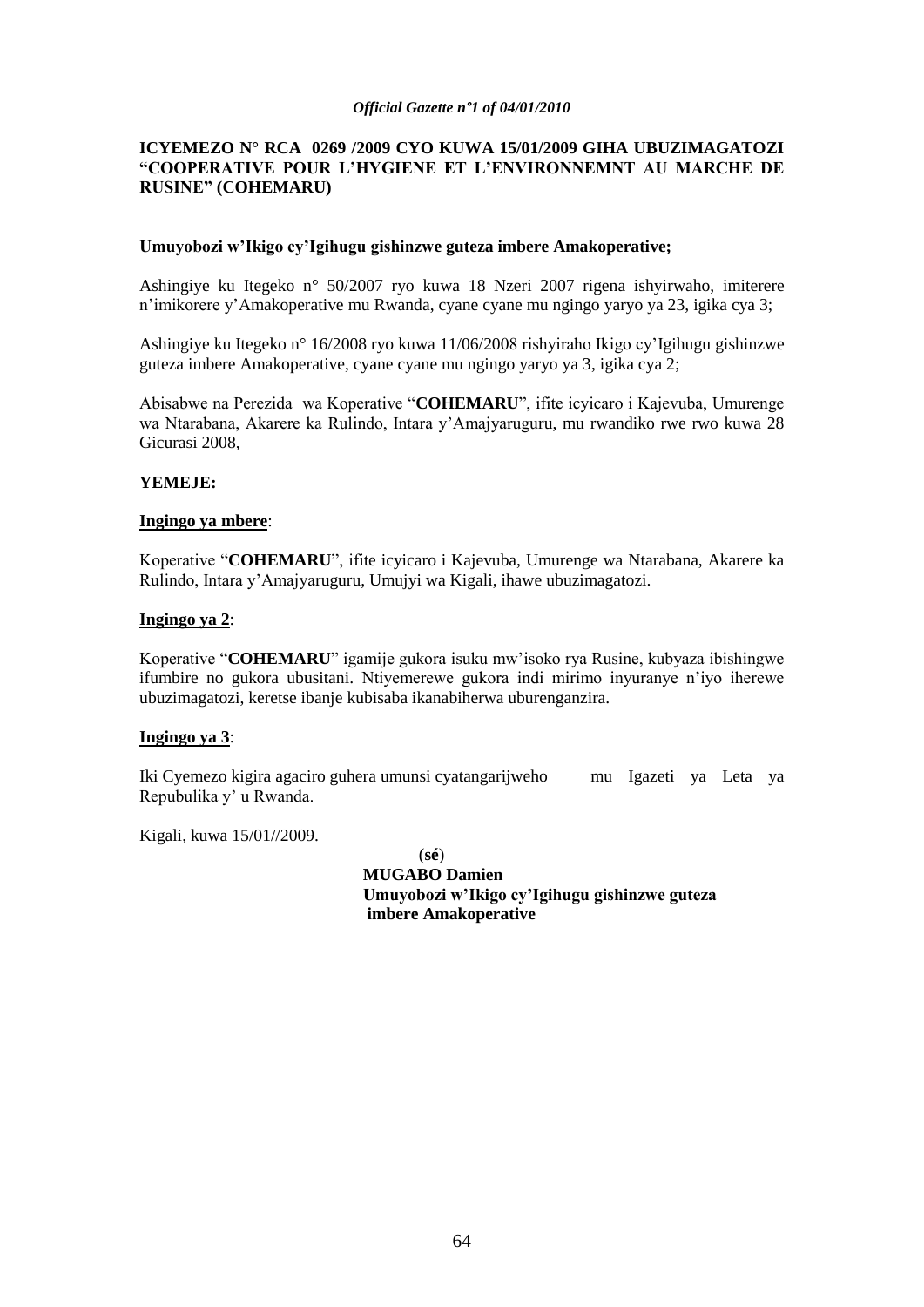**ICYEMEZO N° RCA 0269 /2009 CYO KUWA 15/01/2009 GIHA UBUZIMAGATOZI "COOPERATIVE POUR L'HYGIENE ET L'ENVIRONNEMNT AU MARCHE DE RUSINE" (COHEMARU)**

**Umuyobozi w'Ikigo cy'Igihugu gishinzwe guteza imbere Amakoperative;**

Ashingiye ku Itegeko n° 50/2007 ryo kuwa 18 Nzeri 2007 rigena ishyirwaho, imiterere n'imikorere y'Amakoperative mu Rwanda, cyane cyane mu ngingo yaryo ya 23, igika cya 3;

Ashingiye ku Itegeko n° 16/2008 ryo kuwa 11/06/2008 rishyiraho Ikigo cy'Igihugu gishinzwe guteza imbere Amakoperative, cyane cyane mu ngingo yaryo ya 3, igika cya 2;

Abisabwe na Perezida wa Koperative "**COHEMARU**", ifite icyicaro i Kajevuba, Umurenge wa Ntarabana, Akarere ka Rulindo, Intara y'Amajyaruguru, mu rwandiko rwe rwo kuwa 28 Gicurasi 2008,

**YEMEJE:**

**Ingingo ya mbere**:

Koperative "**COHEMARU**", ifite icyicaro i Kajevuba, Umurenge wa Ntarabana, Akarere ka Rulindo, Intara y'Amajyaruguru, Umujyi wa Kigali, ihawe ubuzimagatozi.

**Ingingo ya 2**:

Koperative "**COHEMARU**" igamije gukora isuku mw'isoko rya Rusine, kubyaza ibishingwe ifumbire no gukora ubusitani. Ntiyemerewe gukora indi mirimo inyuranye n'iyo iherewe ubuzimagatozi, keretse ibanje kubisaba ikanabiherwa uburenganzira.

**Ingingo ya 3**:

Iki Cyemezo kigira agaciro guhera umunsi cyatangarijweho mu Igazeti ya Leta ya Repubulika y' u Rwanda.

Kigali, kuwa 15/01//2009.

(**sé**)

**MUGABO Damien**

**Umuyobozi w'Ikigo cy'Igihugu gishinzwe guteza imbere Amakoperative**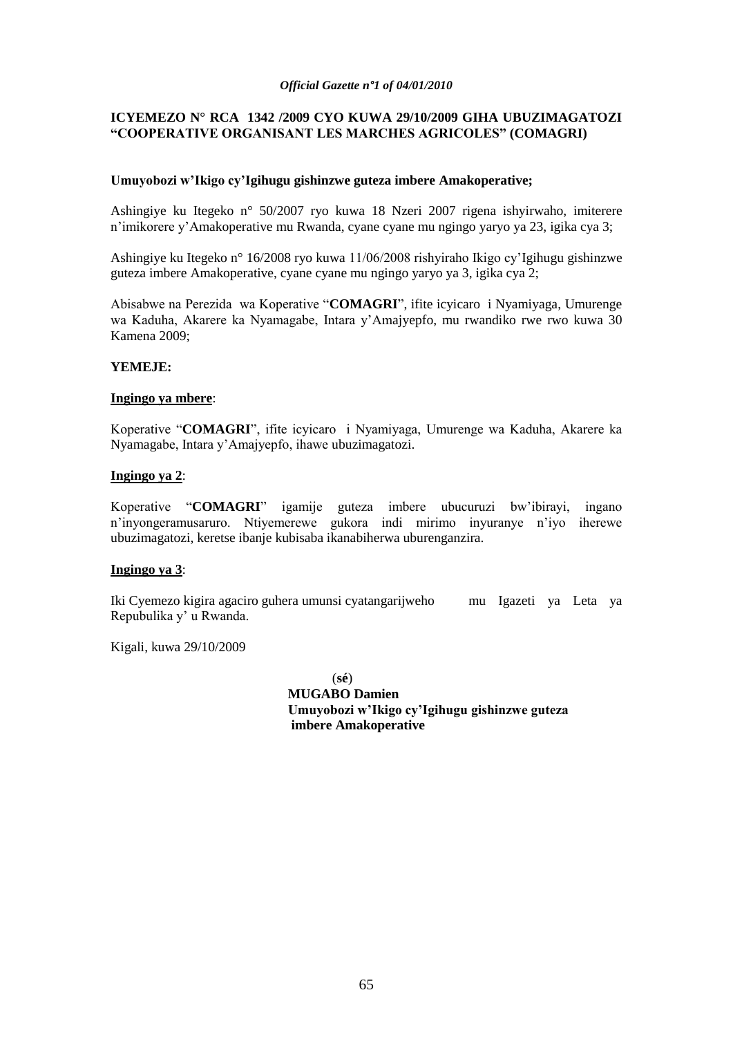**ICYEMEZO N° RCA 1342 /2009 CYO KUWA 29/10/2009 GIHA UBUZIMAGATOZI "COOPERATIVE ORGANISANT LES MARCHES AGRICOLES" (COMAGRI)**

**Umuyobozi w'Ikigo cy'Igihugu gishinzwe guteza imbere Amakoperative;**

Ashingiye ku Itegeko n° 50/2007 ryo kuwa 18 Nzeri 2007 rigena ishyirwaho, imiterere n'imikorere y'Amakoperative mu Rwanda, cyane cyane mu ngingo yaryo ya 23, igika cya 3;

Ashingiye ku Itegeko n° 16/2008 ryo kuwa 11/06/2008 rishyiraho Ikigo cy'Igihugu gishinzwe guteza imbere Amakoperative, cyane cyane mu ngingo yaryo ya 3, igika cya 2;

Abisabwe na Perezida wa Koperative "**COMAGRI**", ifite icyicaro i Nyamiyaga, Umurenge wa Kaduha, Akarere ka Nyamagabe, Intara y'Amajyepfo, mu rwandiko rwe rwo kuwa 30 Kamena 2009;

**YEMEJE:**

**Ingingo ya mbere**:

Koperative "**COMAGRI**", ifite icyicaro i Nyamiyaga, Umurenge wa Kaduha, Akarere ka Nyamagabe, Intara y'Amajyepfo, ihawe ubuzimagatozi.

**Ingingo ya 2**:

Koperative "**COMAGRI**" igamije guteza imbere ubucuruzi bw'ibirayi, ingano n'inyongeramusaruro. Ntiyemerewe gukora indi mirimo inyuranye n'iyo iherewe ubuzimagatozi, keretse ibanje kubisaba ikanabiherwa uburenganzira.

**Ingingo ya 3**:

Iki Cyemezo kigira agaciro guhera umunsi cyatangarijweho mu Igazeti ya Leta ya Repubulika y' u Rwanda.

Kigali, kuwa 29/10/2009

(**sé**)
**MUGABO Damien**
**Umuyobozi w'Ikigo cy'Igihugu gishinzwe guteza imbere Amakoperative**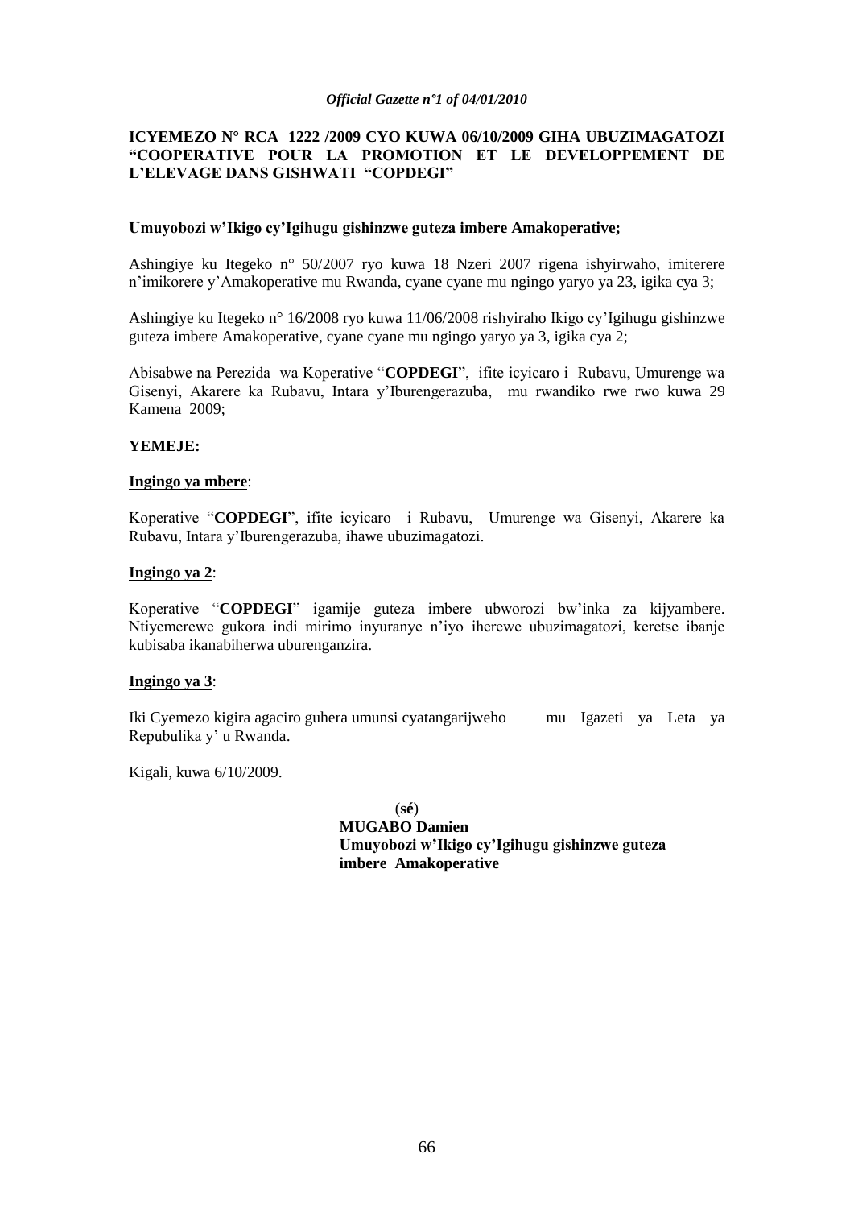**ICYEMEZO N° RCA 1222 /2009 CYO KUWA 06/10/2009 GIHA UBUZIMAGATOZI "COOPERATIVE POUR LA PROMOTION ET LE DEVELOPPEMENT DE L'ELEVAGE DANS GISHWATI "COPDEGI"**

**Umuyobozi w'Ikigo cy'Igihugu gishinzwe guteza imbere Amakoperative;**

Ashingiye ku Itegeko n° 50/2007 ryo kuwa 18 Nzeri 2007 rigena ishyirwaho, imiterere n'imikorere y'Amakoperative mu Rwanda, cyane cyane mu ngingo yaryo ya 23, igika cya 3;

Ashingiye ku Itegeko n° 16/2008 ryo kuwa 11/06/2008 rishyiraho Ikigo cy'Igihugu gishinzwe guteza imbere Amakoperative, cyane cyane mu ngingo yaryo ya 3, igika cya 2;

Abisabwe na Perezida wa Koperative "**COPDEGI**", ifite icyicaro i Rubavu, Umurenge wa Gisenyi, Akarere ka Rubavu, Intara y'Iburengerazuba, mu rwandiko rwe rwo kuwa 29 Kamena 2009;

**YEMEJE:**

**Ingingo ya mbere**:

Koperative "**COPDEGI**", ifite icyicaro i Rubavu, Umurenge wa Gisenyi, Akarere ka Rubavu, Intara y'Iburengerazuba, ihawe ubuzimagatozi.

**Ingingo ya 2**:

Koperative "**COPDEGI**" igamije guteza imbere ubworozi bw'inka za kijyambere. Ntiyemerewe gukora indi mirimo inyuranye n'iyo iherewe ubuzimagatozi, keretse ibanje kubisaba ikanabiherwa uburenganzira.

**Ingingo ya 3**:

Iki Cyemezo kigira agaciro guhera umunsi cyatangarijweho mu Igazeti ya Leta ya Repubulika y' u Rwanda.

Kigali, kuwa 6/10/2009.

(**sé**)

**MUGABO Damien**
**Umuyobozi w'Ikigo cy'Igihugu gishinzwe guteza imbere Amakoperative**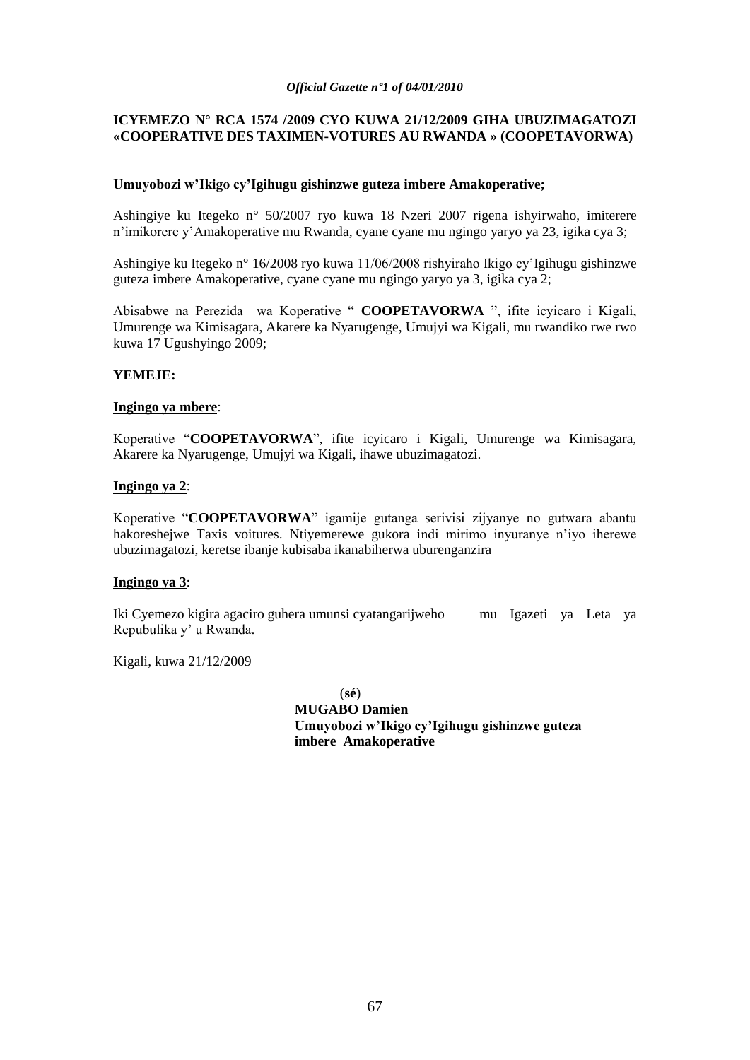**ICYEMEZO N° RCA 1574 /2009 CYO KUWA 21/12/2009 GIHA UBUZIMAGATOZI «COOPERATIVE DES TAXIMEN-VOTURES AU RWANDA » (COOPETAVORWA)**

**Umuyobozi w'Ikigo cy'Igihugu gishinzwe guteza imbere Amakoperative;**

Ashingiye ku Itegeko n° 50/2007 ryo kuwa 18 Nzeri 2007 rigena ishyirwaho, imiterere n'imikorere y'Amakoperative mu Rwanda, cyane cyane mu ngingo yaryo ya 23, igika cya 3;

Ashingiye ku Itegeko n° 16/2008 ryo kuwa 11/06/2008 rishyiraho Ikigo cy'Igihugu gishinzwe guteza imbere Amakoperative, cyane cyane mu ngingo yaryo ya 3, igika cya 2;

Abisabwe na Perezida wa Koperative " **COOPETAVORWA** ", ifite icyicaro i Kigali, Umurenge wa Kimisagara, Akarere ka Nyarugenge, Umujyi wa Kigali, mu rwandiko rwe rwo kuwa 17 Ugushyingo 2009;

**YEMEJE:**

**Ingingo ya mbere**:

Koperative "**COOPETAVORWA**", ifite icyicaro i Kigali, Umurenge wa Kimisagara, Akarere ka Nyarugenge, Umujyi wa Kigali, ihawe ubuzimagatozi.

**Ingingo ya 2**:

Koperative "**COOPETAVORWA**" igamije gutanga serivisi zijyanye no gutwara abantu hakoreshejwe Taxis voitures. Ntiyemerewe gukora indi mirimo inyuranye n'iyo iherewe ubuzimagatozi, keretse ibanje kubisaba ikanabiherwa uburenganzira

**Ingingo ya 3**:

Iki Cyemezo kigira agaciro guhera umunsi cyatangarijweho mu Igazeti ya Leta ya Repubulika y' u Rwanda.

Kigali, kuwa 21/12/2009

(**sé**)
**MUGABO Damien**
**Umuyobozi w'Ikigo cy'Igihugu gishinzwe guteza imbere Amakoperative**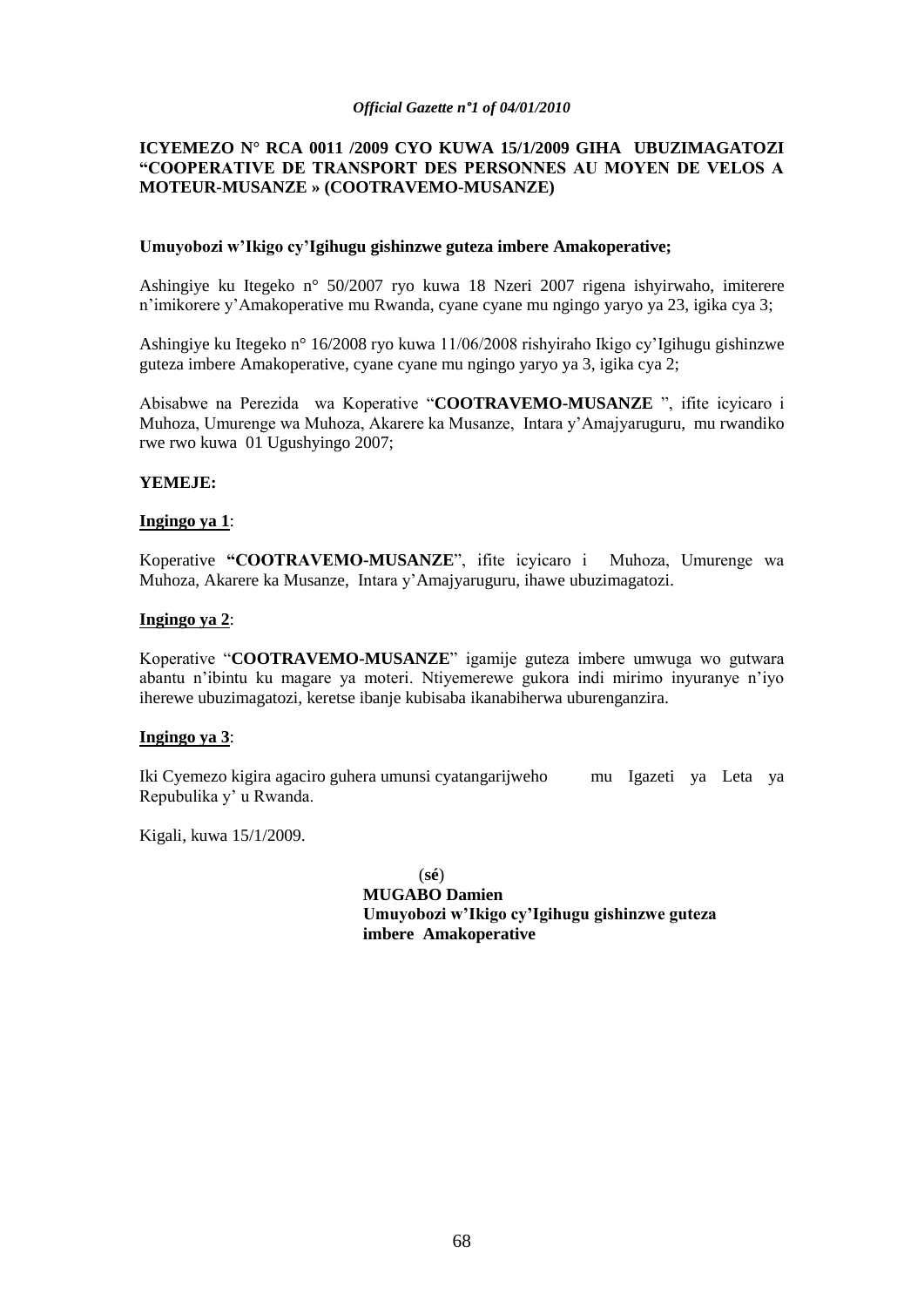**ICYEMEZO N° RCA 0011 /2009 CYO KUWA 15/1/2009 GIHA UBUZIMAGATOZI "COOPERATIVE DE TRANSPORT DES PERSONNES AU MOYEN DE VELOS A MOTEUR-MUSANZE » (COOTRAVEMO-MUSANZE)**

**Umuyobozi w'Ikigo cy'Igihugu gishinzwe guteza imbere Amakoperative;**

Ashingiye ku Itegeko n° 50/2007 ryo kuwa 18 Nzeri 2007 rigena ishyirwaho, imiterere n'imikorere y'Amakoperative mu Rwanda, cyane cyane mu ngingo yaryo ya 23, igika cya 3;

Ashingiye ku Itegeko n° 16/2008 ryo kuwa 11/06/2008 rishyiraho Ikigo cy'Igihugu gishinzwe guteza imbere Amakoperative, cyane cyane mu ngingo yaryo ya 3, igika cya 2;

Abisabwe na Perezida wa Koperative "**COOTRAVEMO-MUSANZE** ", ifite icyicaro i Muhoza, Umurenge wa Muhoza, Akarere ka Musanze, Intara y'Amajyaruguru, mu rwandiko rwe rwo kuwa 01 Ugushyingo 2007;

**YEMEJE:**

**Ingingo ya 1**:

Koperative **"COOTRAVEMO-MUSANZE**", ifite icyicaro i Muhoza, Umurenge wa Muhoza, Akarere ka Musanze, Intara y'Amajyaruguru, ihawe ubuzimagatozi.

**Ingingo ya 2**:

Koperative "**COOTRAVEMO-MUSANZE**" igamije guteza imbere umwuga wo gutwara abantu n'ibintu ku magare ya moteri. Ntiyemerewe gukora indi mirimo inyuranye n'iyo iherewe ubuzimagatozi, keretse ibanje kubisaba ikanabiherwa uburenganzira.

**Ingingo ya 3**:

Iki Cyemezo kigira agaciro guhera umunsi cyatangarijweho mu Igazeti ya Leta ya Repubulika y' u Rwanda.

Kigali, kuwa 15/1/2009.

(**sé**)
**MUGABO Damien**
**Umuyobozi w'Ikigo cy'Igihugu gishinzwe guteza imbere Amakoperative**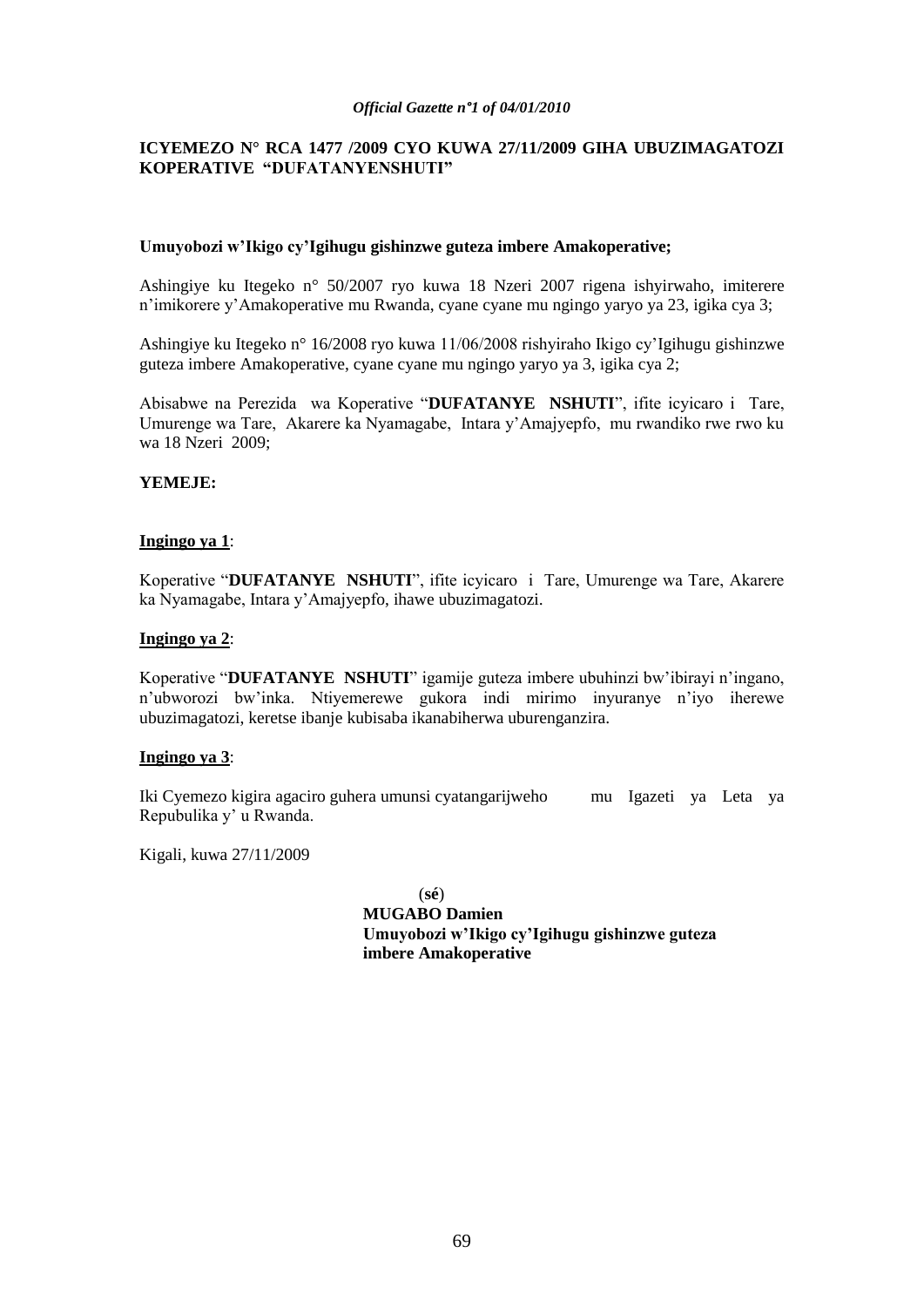**ICYEMEZO N° RCA 1477 /2009 CYO KUWA 27/11/2009 GIHA UBUZIMAGATOZI KOPERATIVE "DUFATANYENSHUTI"**

**Umuyobozi w'Ikigo cy'Igihugu gishinzwe guteza imbere Amakoperative;**

Ashingiye ku Itegeko n° 50/2007 ryo kuwa 18 Nzeri 2007 rigena ishyirwaho, imiterere n'imikorere y'Amakoperative mu Rwanda, cyane cyane mu ngingo yaryo ya 23, igika cya 3;

Ashingiye ku Itegeko n° 16/2008 ryo kuwa 11/06/2008 rishyiraho Ikigo cy'Igihugu gishinzwe guteza imbere Amakoperative, cyane cyane mu ngingo yaryo ya 3, igika cya 2;

Abisabwe na Perezida wa Koperative "**DUFATANYE NSHUTI**", ifite icyicaro i Tare, Umurenge wa Tare, Akarere ka Nyamagabe, Intara y'Amajyepfo, mu rwandiko rwe rwo ku wa 18 Nzeri 2009;

**YEMEJE:**

**Ingingo ya 1**:

Koperative "**DUFATANYE NSHUTI**", ifite icyicaro i Tare, Umurenge wa Tare, Akarere ka Nyamagabe, Intara y'Amajyepfo, ihawe ubuzimagatozi.

**Ingingo ya 2**:

Koperative "**DUFATANYE NSHUTI**" igamije guteza imbere ubuhinzi bw'ibirayi n'ingano, n'ubworozi bw'inka. Ntiyemerewe gukora indi mirimo inyuranye n'iyo iherewe ubuzimagatozi, keretse ibanje kubisaba ikanabiherwa uburenganzira.

**Ingingo ya 3**:

Iki Cyemezo kigira agaciro guhera umunsi cyatangarijweho mu Igazeti ya Leta ya Repubulika y' u Rwanda.

Kigali, kuwa 27/11/2009

(**sé**)

**MUGABO Damien**

**Umuyobozi w'Ikigo cy'Igihugu gishinzwe guteza imbere Amakoperative**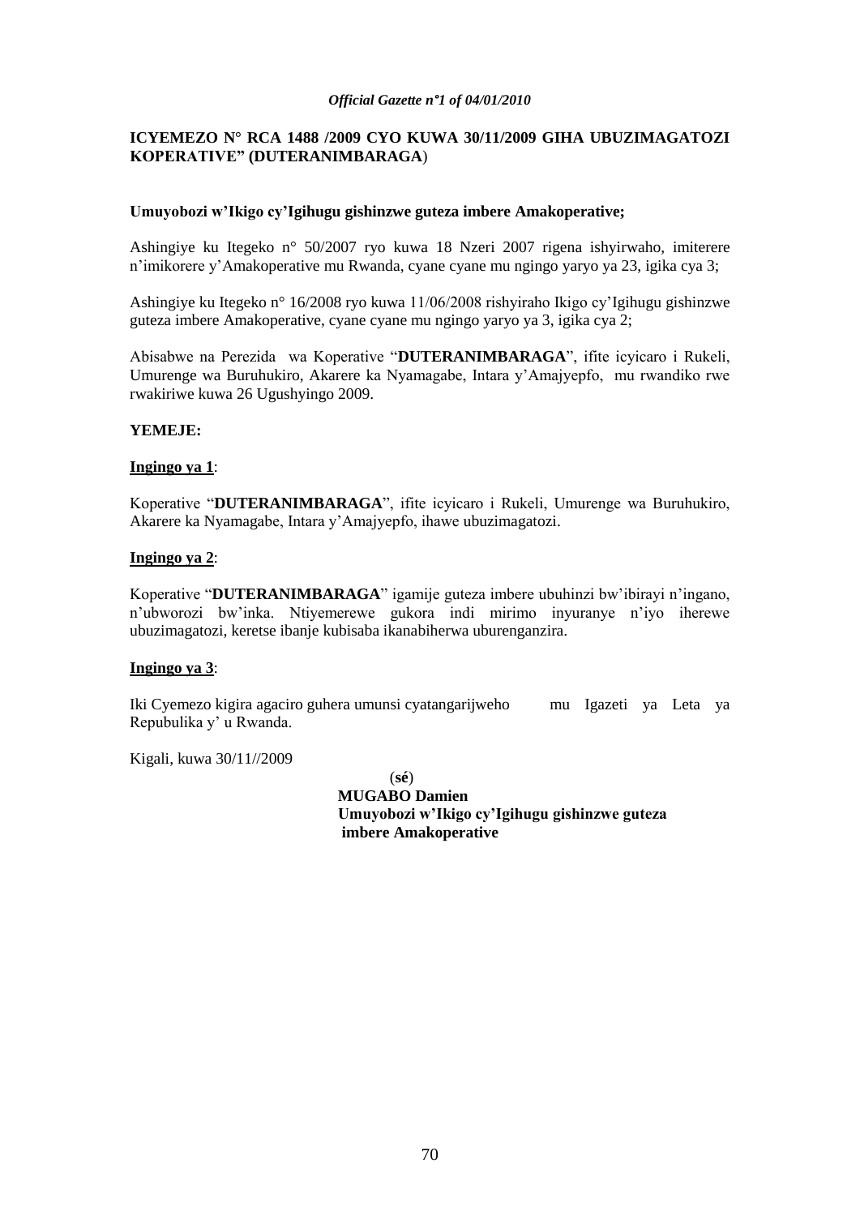**ICYEMEZO N° RCA 1488 /2009 CYO KUWA 30/11/2009 GIHA UBUZIMAGATOZI KOPERATIVE" (DUTERANIMBARAGA)**

**Umuyobozi w'Ikigo cy'Igihugu gishinzwe guteza imbere Amakoperative;**

Ashingiye ku Itegeko n° 50/2007 ryo kuwa 18 Nzeri 2007 rigena ishyirwaho, imiterere n'imikorere y'Amakoperative mu Rwanda, cyane cyane mu ngingo yaryo ya 23, igika cya 3;

Ashingiye ku Itegeko n° 16/2008 ryo kuwa 11/06/2008 rishyiraho Ikigo cy'Igihugu gishinzwe guteza imbere Amakoperative, cyane cyane mu ngingo yaryo ya 3, igika cya 2;

Abisabwe na Perezida wa Koperative "**DUTERANIMBARAGA**", ifite icyicaro i Rukeli, Umurenge wa Buruhukiro, Akarere ka Nyamagabe, Intara y'Amajyepfo, mu rwandiko rwe rwakiriwe kuwa 26 Ugushyingo 2009.

**YEMEJE:**

**Ingingo ya 1**:

Koperative "**DUTERANIMBARAGA**", ifite icyicaro i Rukeli, Umurenge wa Buruhukiro, Akarere ka Nyamagabe, Intara y'Amajyepfo, ihawe ubuzimagatozi.

**Ingingo ya 2**:

Koperative "**DUTERANIMBARAGA**" igamije guteza imbere ubuhinzi bw'ibirayi n'ingano, n'ubworozi bw'inka. Ntiyemerewe gukora indi mirimo inyuranye n'iyo iherewe ubuzimagatozi, keretse ibanje kubisaba ikanabiherwa uburenganzira.

**Ingingo ya 3**:

Iki Cyemezo kigira agaciro guhera umunsi cyatangarijweho mu Igazeti ya Leta ya Repubulika y' u Rwanda.

Kigali, kuwa 30/11//2009

(**sé**)

**MUGABO Damien**

**Umuyobozi w'Ikigo cy'Igihugu gishinzwe guteza imbere Amakoperative**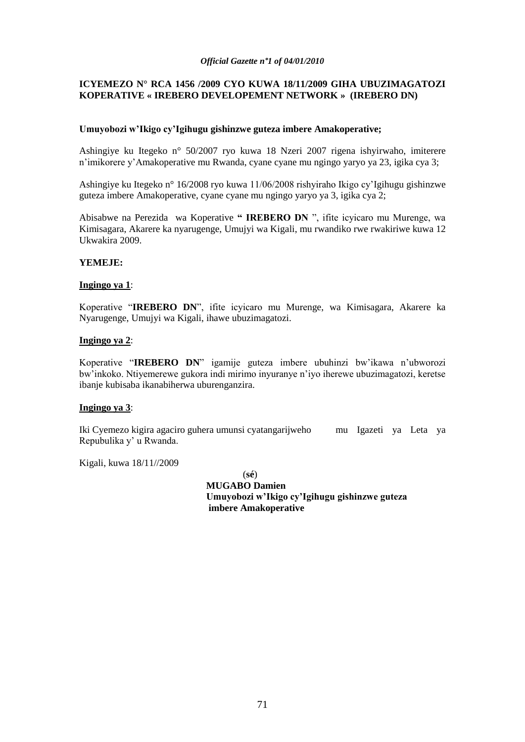**ICYEMEZO N° RCA 1456 /2009 CYO KUWA 18/11/2009 GIHA UBUZIMAGATOZI KOPERATIVE « IREBERO DEVELOPEMENT NETWORK » (IREBERO DN)**

**Umuyobozi w'Ikigo cy'Igihugu gishinzwe guteza imbere Amakoperative;**

Ashingiye ku Itegeko n° 50/2007 ryo kuwa 18 Nzeri 2007 rigena ishyirwaho, imiterere n'imikorere y'Amakoperative mu Rwanda, cyane cyane mu ngingo yaryo ya 23, igika cya 3;

Ashingiye ku Itegeko n° 16/2008 ryo kuwa 11/06/2008 rishyiraho Ikigo cy'Igihugu gishinzwe guteza imbere Amakoperative, cyane cyane mu ngingo yaryo ya 3, igika cya 2;

Abisabwe na Perezida wa Koperative **" IREBERO DN** ", ifite icyicaro mu Murenge, wa Kimisagara, Akarere ka nyarugenge, Umujyi wa Kigali, mu rwandiko rwe rwakiriwe kuwa 12 Ukwakira 2009.

**YEMEJE:**

**Ingingo ya 1**:

Koperative "**IREBERO DN**", ifite icyicaro mu Murenge, wa Kimisagara, Akarere ka Nyarugenge, Umujyi wa Kigali, ihawe ubuzimagatozi.

**Ingingo ya 2**:

Koperative "**IREBERO DN**" igamije guteza imbere ubuhinzi bw'ikawa n'ubworozi bw'inkoko. Ntiyemerewe gukora indi mirimo inyuranye n'iyo iherewe ubuzimagatozi, keretse ibanje kubisaba ikanabiherwa uburenganzira.

**Ingingo ya 3**:

Iki Cyemezo kigira agaciro guhera umunsi cyatangarijweho mu Igazeti ya Leta ya Repubulika y' u Rwanda.

Kigali, kuwa 18/11//2009

(**sé**)

**MUGABO Damien**

**Umuyobozi w'Ikigo cy'Igihugu gishinzwe guteza imbere Amakoperative**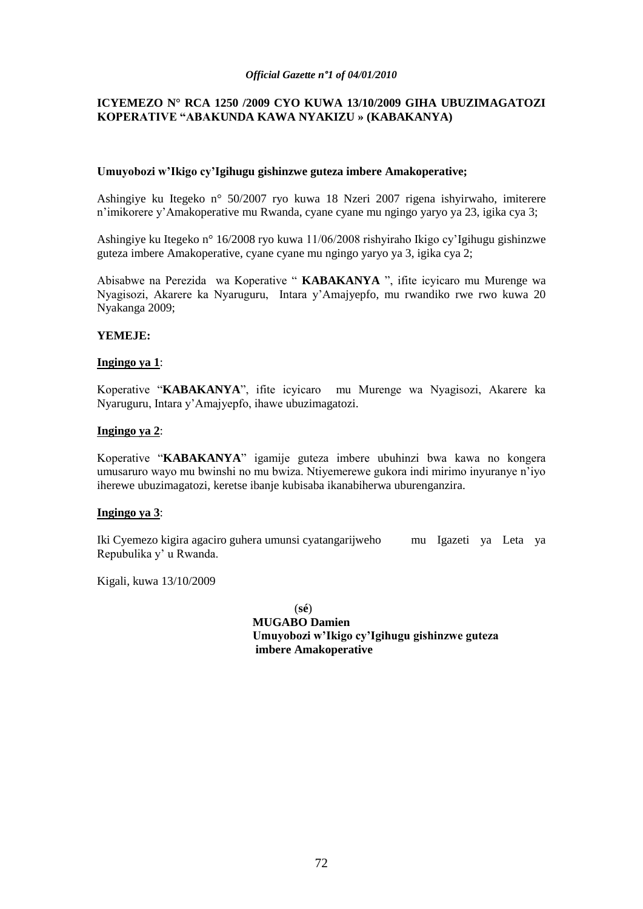**ICYEMEZO N° RCA 1250 /2009 CYO KUWA 13/10/2009 GIHA UBUZIMAGATOZI KOPERATIVE "ABAKUNDA KAWA NYAKIZU » (KABAKANYA)**

**Umuyobozi w'Ikigo cy'Igihugu gishinzwe guteza imbere Amakoperative;**

Ashingiye ku Itegeko n° 50/2007 ryo kuwa 18 Nzeri 2007 rigena ishyirwaho, imiterere n'imikorere y'Amakoperative mu Rwanda, cyane cyane mu ngingo yaryo ya 23, igika cya 3;

Ashingiye ku Itegeko n° 16/2008 ryo kuwa 11/06/2008 rishyiraho Ikigo cy'Igihugu gishinzwe guteza imbere Amakoperative, cyane cyane mu ngingo yaryo ya 3, igika cya 2;

Abisabwe na Perezida wa Koperative " **KABAKANYA** ", ifite icyicaro mu Murenge wa Nyagisozi, Akarere ka Nyaruguru, Intara y'Amajyepfo, mu rwandiko rwe rwo kuwa 20 Nyakanga 2009;

**YEMEJE:**

**Ingingo ya 1**:

Koperative "**KABAKANYA**", ifite icyicaro mu Murenge wa Nyagisozi, Akarere ka Nyaruguru, Intara y'Amajyepfo, ihawe ubuzimagatozi.

**Ingingo ya 2**:

Koperative "**KABAKANYA**" igamije guteza imbere ubuhinzi bwa kawa no kongera umusaruro wayo mu bwinshi no mu bwiza. Ntiyemerewe gukora indi mirimo inyuranye n'iyo iherewe ubuzimagatozi, keretse ibanje kubisaba ikanabiherwa uburenganzira.

**Ingingo ya 3**:

Iki Cyemezo kigira agaciro guhera umunsi cyatangarijweho mu Igazeti ya Leta ya Repubulika y' u Rwanda.

Kigali, kuwa 13/10/2009

(**sé**)
**MUGABO Damien**
**Umuyobozi w'Ikigo cy'Igihugu gishinzwe guteza imbere Amakoperative**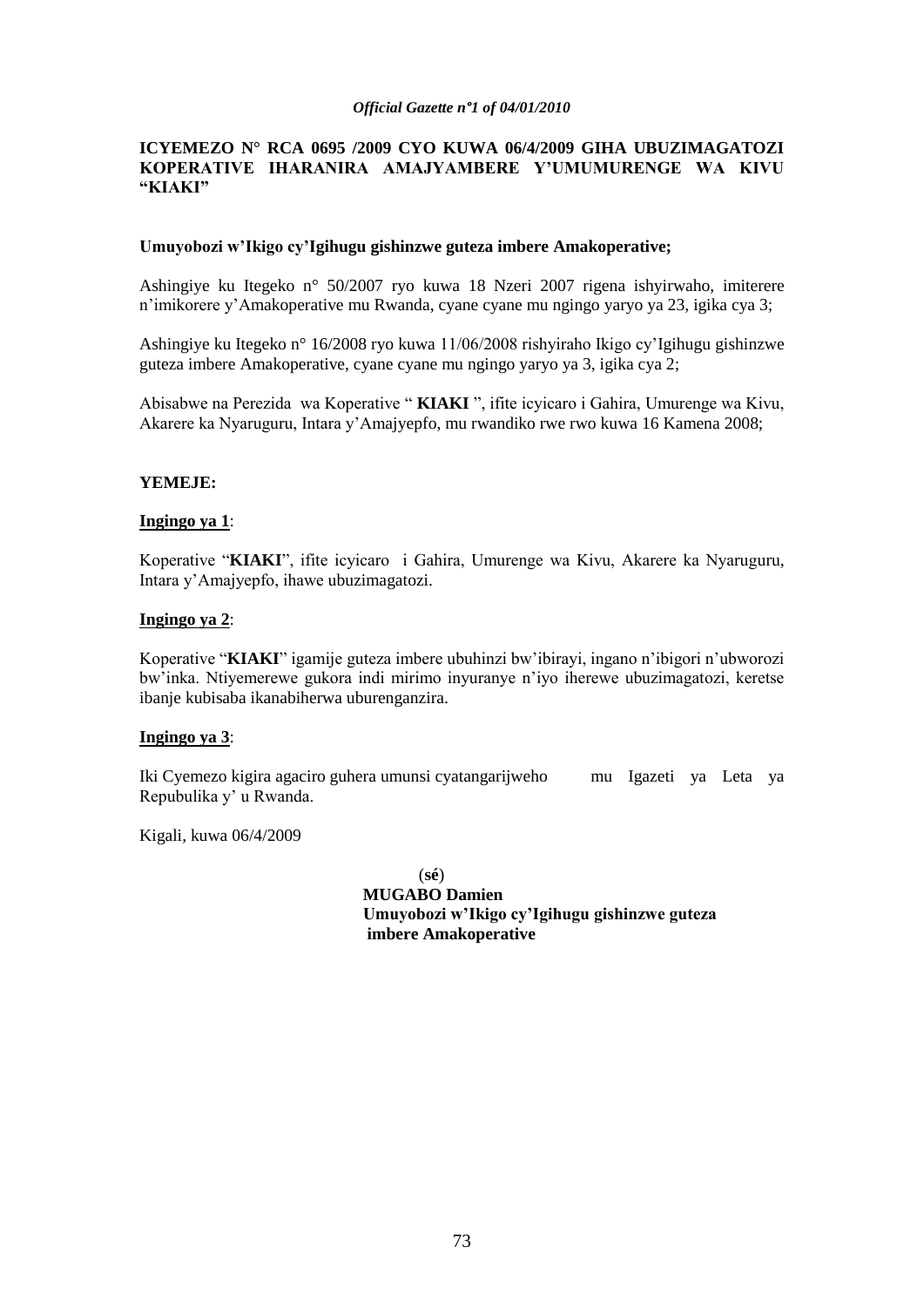**ICYEMEZO N° RCA 0695 /2009 CYO KUWA 06/4/2009 GIHA UBUZIMAGATOZI KOPERATIVE IHARANIRA AMAJYAMBERE Y'UMUMURENGE WA KIVU "KIAKI"**

**Umuyobozi w'Ikigo cy'Igihugu gishinzwe guteza imbere Amakoperative;**

Ashingiye ku Itegeko n° 50/2007 ryo kuwa 18 Nzeri 2007 rigena ishyirwaho, imiterere n'imikorere y'Amakoperative mu Rwanda, cyane cyane mu ngingo yaryo ya 23, igika cya 3;

Ashingiye ku Itegeko n° 16/2008 ryo kuwa 11/06/2008 rishyiraho Ikigo cy'Igihugu gishinzwe guteza imbere Amakoperative, cyane cyane mu ngingo yaryo ya 3, igika cya 2;

Abisabwe na Perezida wa Koperative " **KIAKI** ", ifite icyicaro i Gahira, Umurenge wa Kivu, Akarere ka Nyaruguru, Intara y'Amajyepfo, mu rwandiko rwe rwo kuwa 16 Kamena 2008;

**YEMEJE:**

**Ingingo ya 1**:

Koperative "**KIAKI**", ifite icyicaro i Gahira, Umurenge wa Kivu, Akarere ka Nyaruguru, Intara y'Amajyepfo, ihawe ubuzimagatozi.

**Ingingo ya 2**:

Koperative "**KIAKI**" igamije guteza imbere ubuhinzi bw'ibirayi, ingano n'ibigori n'ubworozi bw'inka. Ntiyemerewe gukora indi mirimo inyuranye n'iyo iherewe ubuzimagatozi, keretse ibanje kubisaba ikanabiherwa uburenganzira.

**Ingingo ya 3**:

Iki Cyemezo kigira agaciro guhera umunsi cyatangarijweho mu Igazeti ya Leta ya Repubulika y' u Rwanda.

Kigali, kuwa 06/4/2009

(**sé**)
**MUGABO Damien**
**Umuyobozi w'Ikigo cy'Igihugu gishinzwe guteza imbere Amakoperative**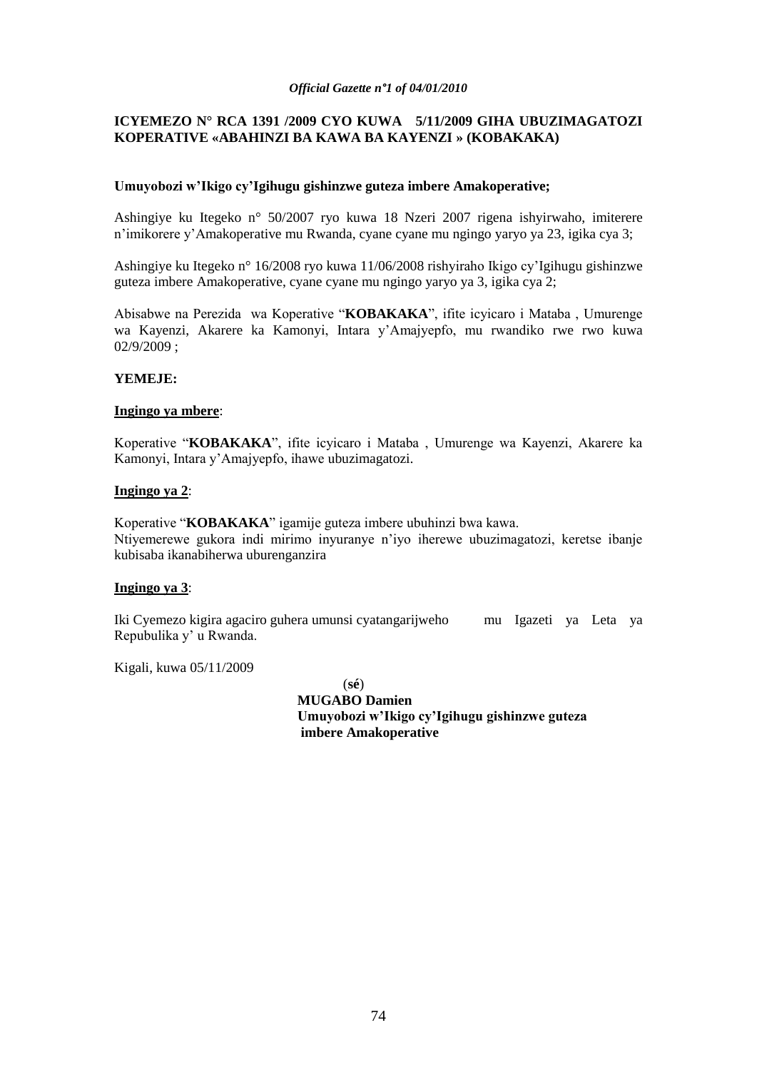**ICYEMEZO N° RCA 1391 /2009 CYO KUWA 5/11/2009 GIHA UBUZIMAGATOZI KOPERATIVE «ABAHINZI BA KAWA BA KAYENZI » (KOBAKAKA)**

**Umuyobozi w'Ikigo cy'Igihugu gishinzwe guteza imbere Amakoperative;**

Ashingiye ku Itegeko n° 50/2007 ryo kuwa 18 Nzeri 2007 rigena ishyirwaho, imiterere n'imikorere y'Amakoperative mu Rwanda, cyane cyane mu ngingo yaryo ya 23, igika cya 3;

Ashingiye ku Itegeko n° 16/2008 ryo kuwa 11/06/2008 rishyiraho Ikigo cy'Igihugu gishinzwe guteza imbere Amakoperative, cyane cyane mu ngingo yaryo ya 3, igika cya 2;

Abisabwe na Perezida wa Koperative "**KOBAKAKA**", ifite icyicaro i Mataba , Umurenge wa Kayenzi, Akarere ka Kamonyi, Intara y'Amajyepfo, mu rwandiko rwe rwo kuwa 02/9/2009 ;

**YEMEJE:**

**Ingingo ya mbere**:

Koperative "**KOBAKAKA**", ifite icyicaro i Mataba , Umurenge wa Kayenzi, Akarere ka Kamonyi, Intara y'Amajyepfo, ihawe ubuzimagatozi.

**Ingingo ya 2**:

Koperative "**KOBAKAKA**" igamije guteza imbere ubuhinzi bwa kawa.
Ntiyemerewe gukora indi mirimo inyuranye n'iyo iherewe ubuzimagatozi, keretse ibanje kubisaba ikanabiherwa uburenganzira

**Ingingo ya 3**:

Iki Cyemezo kigira agaciro guhera umunsi cyatangarijweho mu Igazeti ya Leta ya Repubulika y' u Rwanda.

Kigali, kuwa 05/11/2009

(**sé**)
**MUGABO Damien**
**Umuyobozi w'Ikigo cy'Igihugu gishinzwe guteza imbere Amakoperative**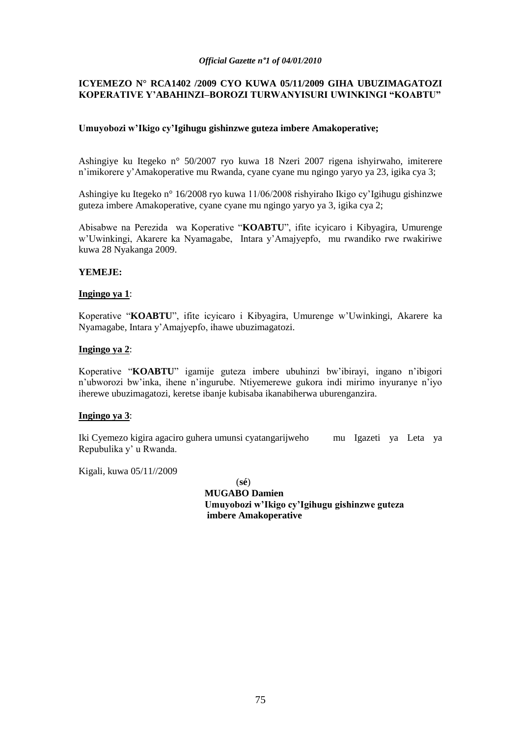**ICYEMEZO N° RCA1402 /2009 CYO KUWA 05/11/2009 GIHA UBUZIMAGATOZI KOPERATIVE Y'ABAHINZI–BOROZI TURWANYISURI UWINKINGI "KOABTU"**

**Umuyobozi w'Ikigo cy'Igihugu gishinzwe guteza imbere Amakoperative;**

Ashingiye ku Itegeko n° 50/2007 ryo kuwa 18 Nzeri 2007 rigena ishyirwaho, imiterere n'imikorere y'Amakoperative mu Rwanda, cyane cyane mu ngingo yaryo ya 23, igika cya 3;

Ashingiye ku Itegeko n° 16/2008 ryo kuwa 11/06/2008 rishyiraho Ikigo cy'Igihugu gishinzwe guteza imbere Amakoperative, cyane cyane mu ngingo yaryo ya 3, igika cya 2;

Abisabwe na Perezida wa Koperative "**KOABTU**", ifite icyicaro i Kibyagira, Umurenge w'Uwinkingi, Akarere ka Nyamagabe, Intara y'Amajyepfo, mu rwandiko rwe rwakiriwe kuwa 28 Nyakanga 2009.

**YEMEJE:**

**Ingingo ya 1**:

Koperative "**KOABTU**", ifite icyicaro i Kibyagira, Umurenge w'Uwinkingi, Akarere ka Nyamagabe, Intara y'Amajyepfo, ihawe ubuzimagatozi.

**Ingingo ya 2**:

Koperative "**KOABTU**" igamije guteza imbere ubuhinzi bw'ibirayi, ingano n'ibigori n'ubworozi bw'inka, ihene n'ingurube. Ntiyemerewe gukora indi mirimo inyuranye n'iyo iherewe ubuzimagatozi, keretse ibanje kubisaba ikanabiherwa uburenganzira.

**Ingingo ya 3**:

Iki Cyemezo kigira agaciro guhera umunsi cyatangarijweho mu Igazeti ya Leta ya Repubulika y' u Rwanda.

Kigali, kuwa 05/11//2009

(**sé**)

**MUGABO Damien**

**Umuyobozi w'Ikigo cy'Igihugu gishinzwe guteza imbere Amakoperative**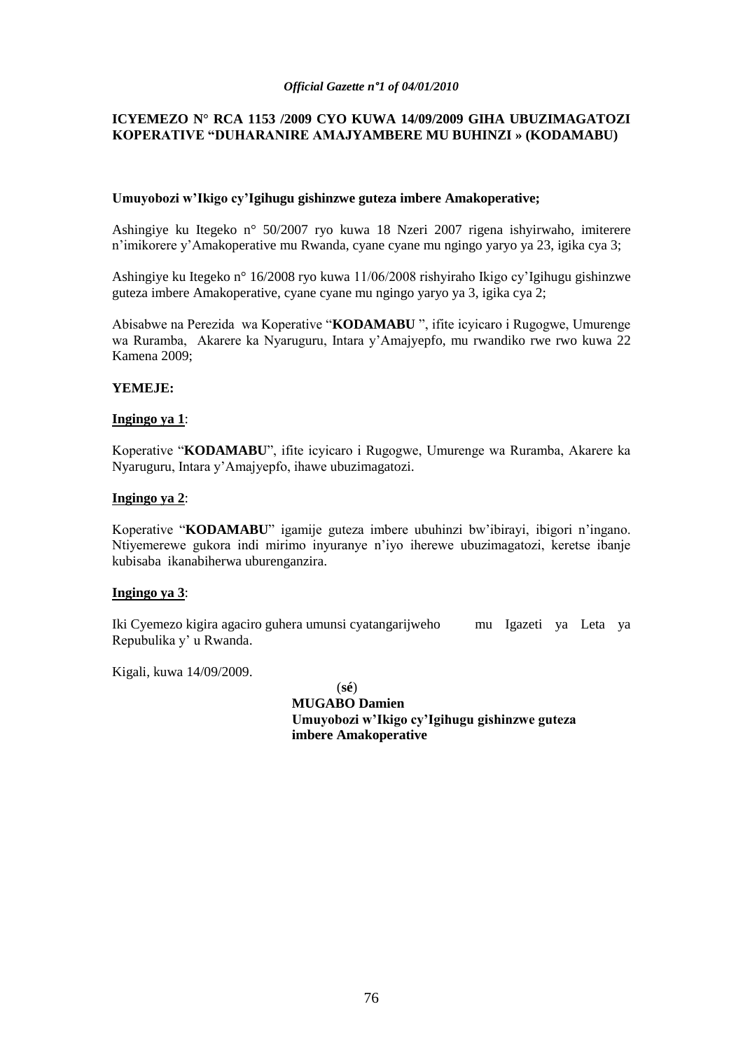**ICYEMEZO N° RCA 1153 /2009 CYO KUWA 14/09/2009 GIHA UBUZIMAGATOZI KOPERATIVE "DUHARANIRE AMAJYAMBERE MU BUHINZI » (KODAMABU)**

**Umuyobozi w'Ikigo cy'Igihugu gishinzwe guteza imbere Amakoperative;**

Ashingiye ku Itegeko n° 50/2007 ryo kuwa 18 Nzeri 2007 rigena ishyirwaho, imiterere n'imikorere y'Amakoperative mu Rwanda, cyane cyane mu ngingo yaryo ya 23, igika cya 3;

Ashingiye ku Itegeko n° 16/2008 ryo kuwa 11/06/2008 rishyiraho Ikigo cy'Igihugu gishinzwe guteza imbere Amakoperative, cyane cyane mu ngingo yaryo ya 3, igika cya 2;

Abisabwe na Perezida wa Koperative "**KODAMABU** ", ifite icyicaro i Rugogwe, Umurenge wa Ruramba, Akarere ka Nyaruguru, Intara y'Amajyepfo, mu rwandiko rwe rwo kuwa 22 Kamena 2009;

**YEMEJE:**

**Ingingo ya 1**:

Koperative "**KODAMABU**", ifite icyicaro i Rugogwe, Umurenge wa Ruramba, Akarere ka Nyaruguru, Intara y'Amajyepfo, ihawe ubuzimagatozi.

**Ingingo ya 2**:

Koperative "**KODAMABU**" igamije guteza imbere ubuhinzi bw'ibirayi, ibigori n'ingano. Ntiyemerewe gukora indi mirimo inyuranye n'iyo iherewe ubuzimagatozi, keretse ibanje kubisaba ikanabiherwa uburenganzira.

**Ingingo ya 3**:

Iki Cyemezo kigira agaciro guhera umunsi cyatangarijweho mu Igazeti ya Leta ya Repubulika y' u Rwanda.

Kigali, kuwa 14/09/2009.

(**sé**)

**MUGABO Damien**
**Umuyobozi w'Ikigo cy'Igihugu gishinzwe guteza imbere Amakoperative**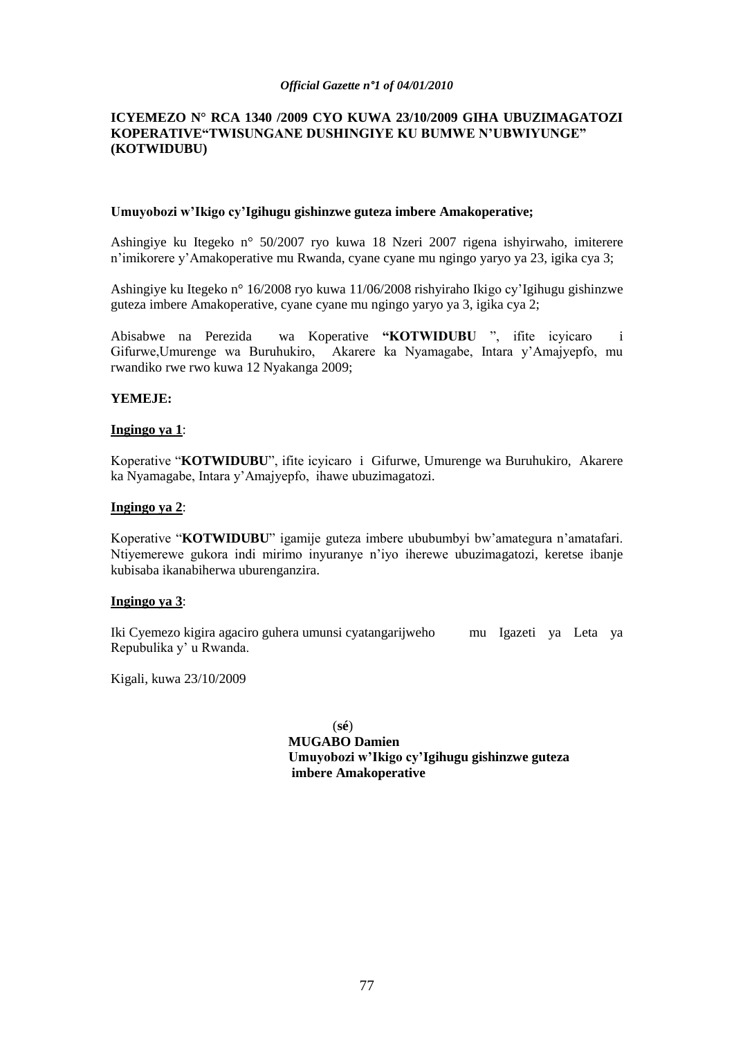**ICYEMEZO N° RCA 1340 /2009 CYO KUWA 23/10/2009 GIHA UBUZIMAGATOZI KOPERATIVE"TWISUNGANE DUSHINGIYE KU BUMWE N'UBWIYUNGE" (KOTWIDUBU)**

**Umuyobozi w'Ikigo cy'Igihugu gishinzwe guteza imbere Amakoperative;**

Ashingiye ku Itegeko n° 50/2007 ryo kuwa 18 Nzeri 2007 rigena ishyirwaho, imiterere n'imikorere y'Amakoperative mu Rwanda, cyane cyane mu ngingo yaryo ya 23, igika cya 3;

Ashingiye ku Itegeko n° 16/2008 ryo kuwa 11/06/2008 rishyiraho Ikigo cy'Igihugu gishinzwe guteza imbere Amakoperative, cyane cyane mu ngingo yaryo ya 3, igika cya 2;

Abisabwe na Perezida wa Koperative **"KOTWIDUBU** ", ifite icyicaro i Gifurwe,Umurenge wa Buruhukiro, Akarere ka Nyamagabe, Intara y'Amajyepfo, mu rwandiko rwe rwo kuwa 12 Nyakanga 2009;

**YEMEJE:**

**Ingingo ya 1**:

Koperative "**KOTWIDUBU**", ifite icyicaro i Gifurwe, Umurenge wa Buruhukiro, Akarere ka Nyamagabe, Intara y'Amajyepfo, ihawe ubuzimagatozi.

**Ingingo ya 2**:

Koperative "**KOTWIDUBU**" igamije guteza imbere ububumbyi bw'amategura n'amatafari. Ntiyemerewe gukora indi mirimo inyuranye n'iyo iherewe ubuzimagatozi, keretse ibanje kubisaba ikanabiherwa uburenganzira.

**Ingingo ya 3**:

Iki Cyemezo kigira agaciro guhera umunsi cyatangarijweho mu Igazeti ya Leta ya Repubulika y' u Rwanda.

Kigali, kuwa 23/10/2009

(**sé**)
**MUGABO Damien**
**Umuyobozi w'Ikigo cy'Igihugu gishinzwe guteza imbere Amakoperative**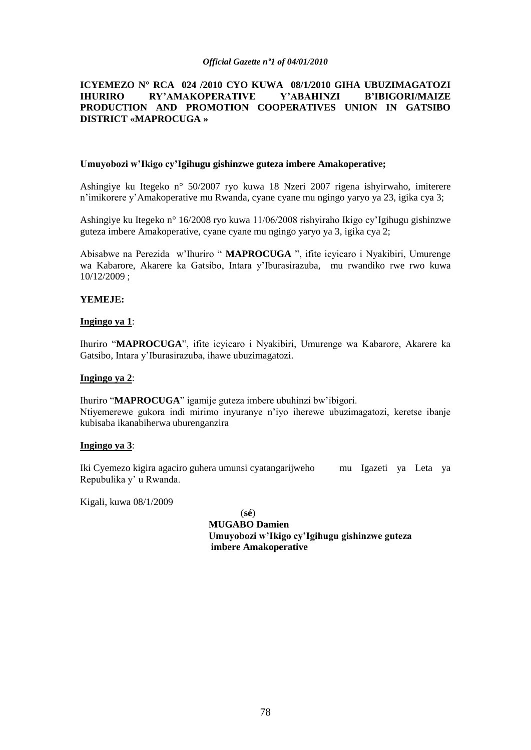**ICYEMEZO N° RCA 024 /2010 CYO KUWA 08/1/2010 GIHA UBUZIMAGATOZI IHURIRO RY'AMAKOPERATIVE Y'ABAHINZI B'IBIGORI/MAIZE PRODUCTION AND PROMOTION COOPERATIVES UNION IN GATSIBO DISTRICT «MAPROCUGA »**

**Umuyobozi w'Ikigo cy'Igihugu gishinzwe guteza imbere Amakoperative;**

Ashingiye ku Itegeko n° 50/2007 ryo kuwa 18 Nzeri 2007 rigena ishyirwaho, imiterere n'imikorere y'Amakoperative mu Rwanda, cyane cyane mu ngingo yaryo ya 23, igika cya 3;

Ashingiye ku Itegeko n° 16/2008 ryo kuwa 11/06/2008 rishyiraho Ikigo cy'Igihugu gishinzwe guteza imbere Amakoperative, cyane cyane mu ngingo yaryo ya 3, igika cya 2;

Abisabwe na Perezida w'Ihuriro " **MAPROCUGA** ", ifite icyicaro i Nyakibiri, Umurenge wa Kabarore, Akarere ka Gatsibo, Intara y'Iburasirazuba, mu rwandiko rwe rwo kuwa 10/12/2009 ;

**YEMEJE:**

**Ingingo ya 1**:

Ihuriro "**MAPROCUGA**", ifite icyicaro i Nyakibiri, Umurenge wa Kabarore, Akarere ka Gatsibo, Intara y'Iburasirazuba, ihawe ubuzimagatozi.

**Ingingo ya 2**:

Ihuriro "**MAPROCUGA**" igamije guteza imbere ubuhinzi bw'ibigori.
Ntiyemerewe gukora indi mirimo inyuranye n'iyo iherewe ubuzimagatozi, keretse ibanje kubisaba ikanabiherwa uburenganzira

**Ingingo ya 3**:

Iki Cyemezo kigira agaciro guhera umunsi cyatangarijweho mu Igazeti ya Leta ya Repubulika y' u Rwanda.

Kigali, kuwa 08/1/2009

(**sé**)
**MUGABO Damien**
**Umuyobozi w'Ikigo cy'Igihugu gishinzwe guteza imbere Amakoperative**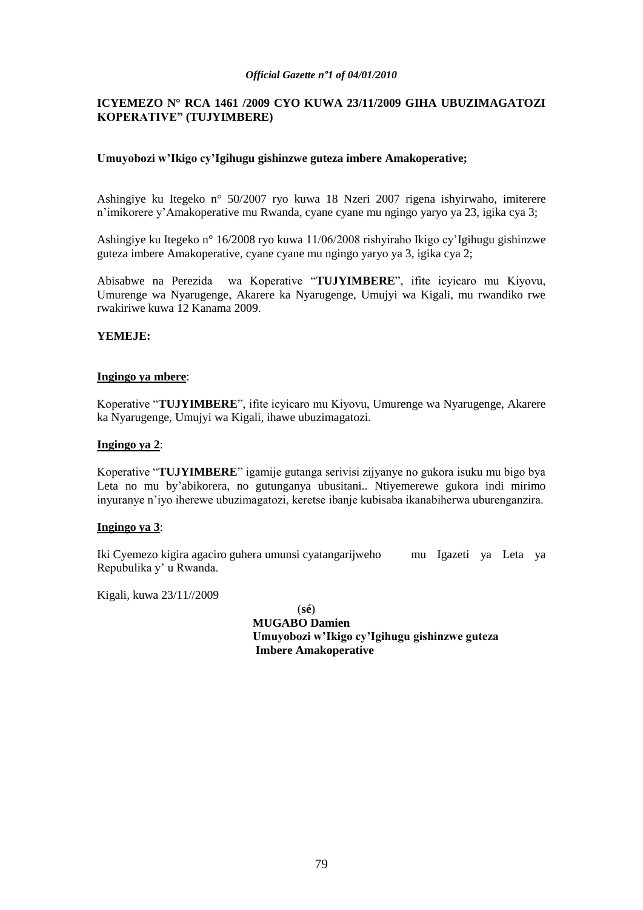**ICYEMEZO N° RCA 1461 /2009 CYO KUWA 23/11/2009 GIHA UBUZIMAGATOZI KOPERATIVE" (TUJYIMBERE)**

**Umuyobozi w'Ikigo cy'Igihugu gishinzwe guteza imbere Amakoperative;**

Ashingiye ku Itegeko n° 50/2007 ryo kuwa 18 Nzeri 2007 rigena ishyirwaho, imiterere n'imikorere y'Amakoperative mu Rwanda, cyane cyane mu ngingo yaryo ya 23, igika cya 3;

Ashingiye ku Itegeko n° 16/2008 ryo kuwa 11/06/2008 rishyiraho Ikigo cy'Igihugu gishinzwe guteza imbere Amakoperative, cyane cyane mu ngingo yaryo ya 3, igika cya 2;

Abisabwe na Perezida wa Koperative "**TUJYIMBERE**", ifite icyicaro mu Kiyovu, Umurenge wa Nyarugenge, Akarere ka Nyarugenge, Umujyi wa Kigali, mu rwandiko rwe rwakiriwe kuwa 12 Kanama 2009.

**YEMEJE:**

**Ingingo ya mbere**:

Koperative "**TUJYIMBERE**", ifite icyicaro mu Kiyovu, Umurenge wa Nyarugenge, Akarere ka Nyarugenge, Umujyi wa Kigali, ihawe ubuzimagatozi.

**Ingingo ya 2**:

Koperative "**TUJYIMBERE**" igamije gutanga serivisi zijyanye no gukora isuku mu bigo bya Leta no mu by'abikorera, no gutunganya ubusitani.. Ntiyemerewe gukora indi mirimo inyuranye n'iyo iherewe ubuzimagatozi, keretse ibanje kubisaba ikanabiherwa uburenganzira.

**Ingingo ya 3**:

Iki Cyemezo kigira agaciro guhera umunsi cyatangarijweho mu Igazeti ya Leta ya Repubulika y' u Rwanda.

Kigali, kuwa 23/11//2009

(**sé**)

**MUGABO Damien**
**Umuyobozi w'Ikigo cy'Igihugu gishinzwe guteza Imbere Amakoperative**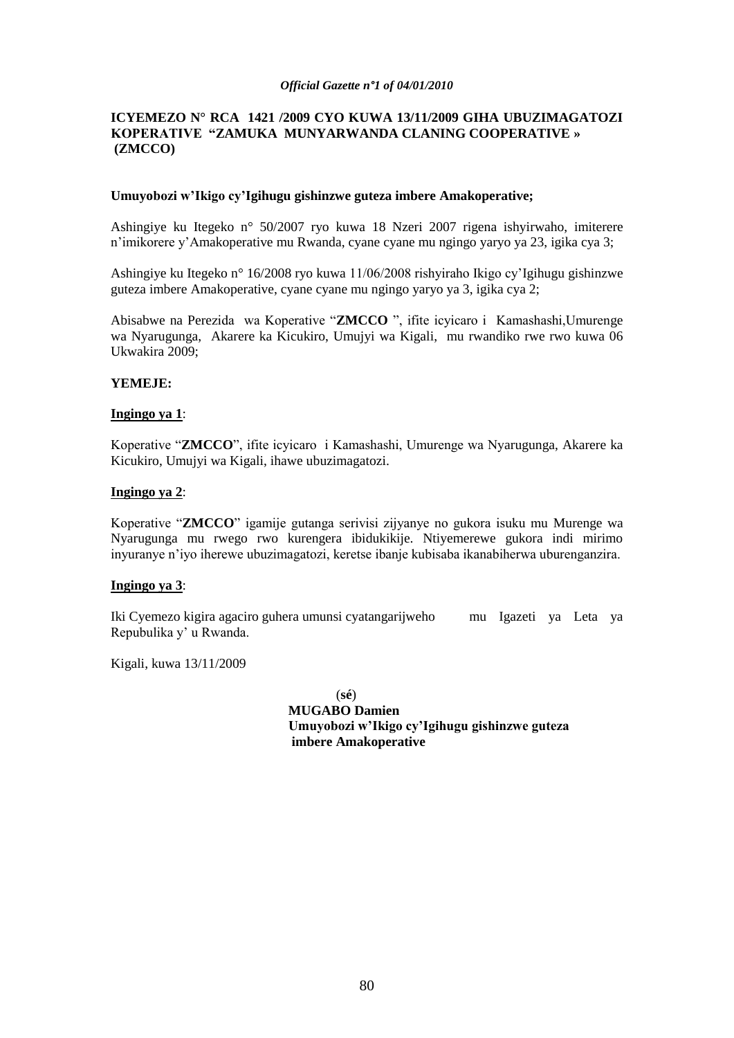**ICYEMEZO N° RCA 1421 /2009 CYO KUWA 13/11/2009 GIHA UBUZIMAGATOZI KOPERATIVE "ZAMUKA MUNYARWANDA CLANING COOPERATIVE » (ZMCCO)**

**Umuyobozi w'Ikigo cy'Igihugu gishinzwe guteza imbere Amakoperative;**

Ashingiye ku Itegeko n° 50/2007 ryo kuwa 18 Nzeri 2007 rigena ishyirwaho, imiterere n'imikorere y'Amakoperative mu Rwanda, cyane cyane mu ngingo yaryo ya 23, igika cya 3;

Ashingiye ku Itegeko n° 16/2008 ryo kuwa 11/06/2008 rishyiraho Ikigo cy'Igihugu gishinzwe guteza imbere Amakoperative, cyane cyane mu ngingo yaryo ya 3, igika cya 2;

Abisabwe na Perezida wa Koperative "**ZMCCO** ", ifite icyicaro i Kamashashi,Umurenge wa Nyarugunga, Akarere ka Kicukiro, Umujyi wa Kigali, mu rwandiko rwe rwo kuwa 06 Ukwakira 2009;

**YEMEJE:**

**Ingingo ya 1**:

Koperative "**ZMCCO**", ifite icyicaro i Kamashashi, Umurenge wa Nyarugunga, Akarere ka Kicukiro, Umujyi wa Kigali, ihawe ubuzimagatozi.

**Ingingo ya 2**:

Koperative "**ZMCCO**" igamije gutanga serivisi zijyanye no gukora isuku mu Murenge wa Nyarugunga mu rwego rwo kurengera ibidukikije. Ntiyemerewe gukora indi mirimo inyuranye n'iyo iherewe ubuzimagatozi, keretse ibanje kubisaba ikanabiherwa uburenganzira.

**Ingingo ya 3**:

Iki Cyemezo kigira agaciro guhera umunsi cyatangarijweho mu Igazeti ya Leta ya Repubulika y' u Rwanda.

Kigali, kuwa 13/11/2009

(**sé**)
**MUGABO Damien**
**Umuyobozi w'Ikigo cy'Igihugu gishinzwe guteza imbere Amakoperative**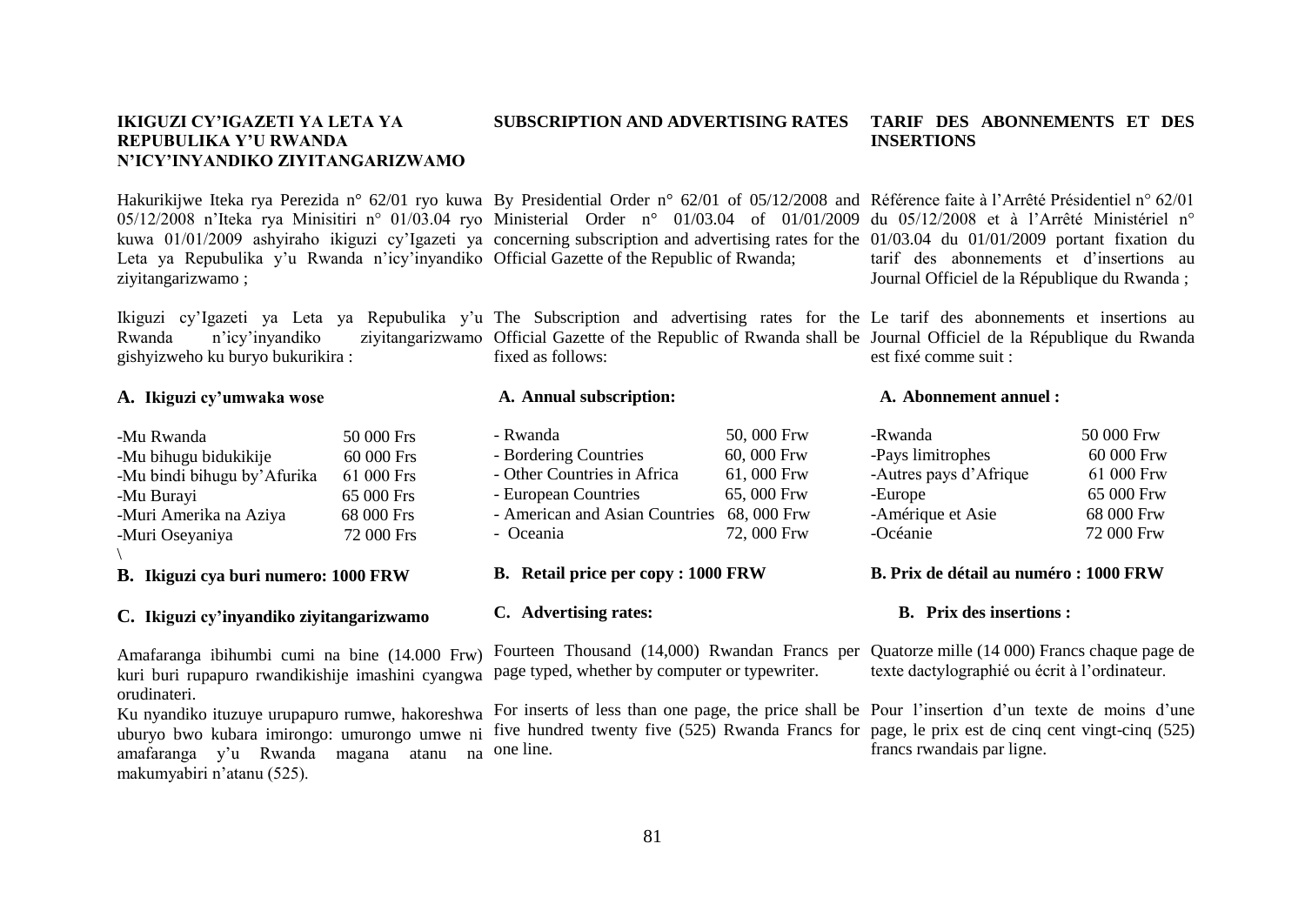**IKIGUZI CY'IGAZETI YA LETA YA REPUBULIKA Y'U RWANDA N'ICY'INYANDIKO ZIYITANGARIZWAMO**

Hakurikijwe Iteka rya Perezida n° 62/01 ryo kuwa 05/12/2008 n'Iteka rya Minisitiri n° 01/03.04 ryo kuwa 01/01/2009 ashyiraho ikiguzi cy'Igazeti ya Leta ya Repubulika y'u Rwanda n'icy'inyandiko ziyitangarizwamo ;

Ikiguzi cy'Igazeti ya Leta ya Repubulika y'u Rwanda n'icy'inyandiko ziyitangarizwamo gishyizweho ku buryo bukurikira :

**A. Ikiguzi cy'umwaka wose**

| | |
|---|---|
| -Mu Rwanda | 50 000 Frs |
| -Mu bihugu bidukikije | 60 000 Frs |
| -Mu bindi bihugu by'Afurika | 61 000 Frs |
| -Mu Burayi | 65 000 Frs |
| -Muri Amerika na Aziya | 68 000 Frs |
| -Muri Oseyaniya | 72 000 Frs |

\

**B. Ikiguzi cya buri numero: 1000 FRW**

**C. Ikiguzi cy'inyandiko ziyitangarizwamo**

Amafaranga ibihumbi cumi na bine (14.000 Frw) kuri buri rupapuro rwandikishije imashini cyangwa orudinateri.

Ku nyandiko ituzuye urupapuro rumwe, hakoreshwa uburyo bwo kubara imirongo: umurongo umwe ni amafaranga y'u Rwanda magana atanu na makumyabiri n'atanu (525).

**SUBSCRIPTION AND ADVERTISING RATES**

By Presidential Order n° 62/01 of 05/12/2008 and Ministerial Order n° 01/03.04 of 01/01/2009 concerning subscription and advertising rates for the Official Gazette of the Republic of Rwanda;

The Subscription and advertising rates for the Official Gazette of the Republic of Rwanda shall be fixed as follows:

**A. Annual subscription:**

| | |
|---|---|
| - Rwanda | 50, 000 Frw |
| - Bordering Countries | 60, 000 Frw |
| - Other Countries in Africa | 61, 000 Frw |
| - European Countries | 65, 000 Frw |
| - American and Asian Countries | 68, 000 Frw |
| - Oceania | 72, 000 Frw |

**B. Retail price per copy : 1000 FRW**

**C. Advertising rates:**

Fourteen Thousand (14,000) Rwandan Francs per page typed, whether by computer or typewriter.

For inserts of less than one page, the price shall be five hundred twenty five (525) Rwanda Francs for one line.

**TARIF DES ABONNEMENTS ET DES INSERTIONS**

Référence faite à l'Arrêté Présidentiel n° 62/01 du 05/12/2008 et à l'Arrêté Ministériel n° 01/03.04 du 01/01/2009 portant fixation du tarif des abonnements et d'insertions au Journal Officiel de la République du Rwanda ;

Le tarif des abonnements et insertions au Journal Officiel de la République du Rwanda est fixé comme suit :

**A. Abonnement annuel :**

| | |
|---|---|
| -Rwanda | 50 000 Frw |
| -Pays limitrophes | 60 000 Frw |
| -Autres pays d'Afrique | 61 000 Frw |
| -Europe | 65 000 Frw |
| -Amérique et Asie | 68 000 Frw |
| -Océanie | 72 000 Frw |

**B. Prix de détail au numéro : 1000 FRW**

**B. Prix des insertions :**

Quatorze mille (14 000) Francs chaque page de texte dactylographié ou écrit à l'ordinateur.

Pour l'insertion d'un texte de moins d'une page, le prix est de cinq cent vingt-cinq (525) francs rwandais par ligne.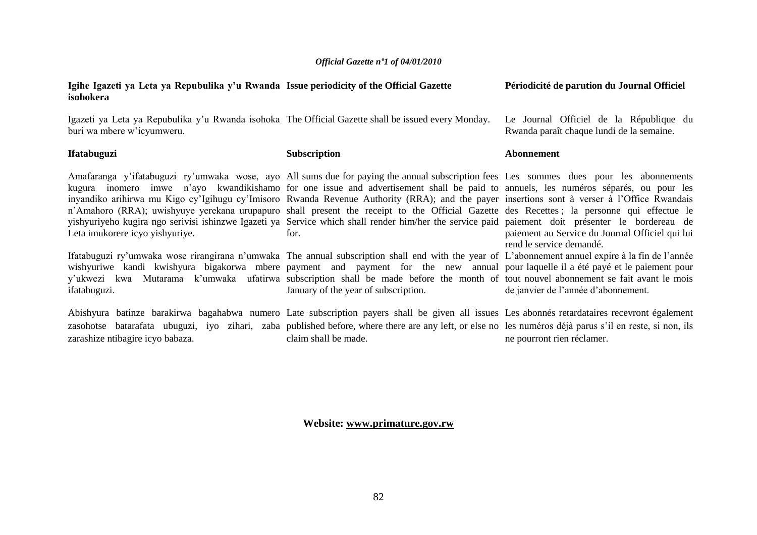**Igihe Igazeti ya Leta ya Repubulika y'u Rwanda isohokera**

Igazeti ya Leta ya Repubulika y'u Rwanda isohoka buri wa mbere w'icyumweru.

**Ifatabuguzi**

Amafaranga y'ifatabuguzi ry'umwaka wose, ayo kugura inomero imwe n'ayo kwandikishamo inyandiko arihirwa mu Kigo cy'Igihugu cy'Imisoro n'Amahoro (RRA); uwishyuye yerekana urupapuro yishyuriyeho kugira ngo serivisi ishinzwe Igazeti ya Leta imukorere icyo yishyuriye.

Ifatabuguzi ry'umwaka wose rirangirana n'umwaka wishyuriwe kandi kwishyura bigakorwa mbere y'ukwezi kwa Mutarama k'umwaka ufatirwa ifatabuguzi.

Abishyura batinze barakirwa bagahabwa numero zasohotse batarafata ubuguzi, iyo zihari, zaba zarashize ntibagire icyo babaza.

**Issue periodicity of the Official Gazette**

The Official Gazette shall be issued every Monday.

**Subscription**

All sums due for paying the annual subscription fees for one issue and advertisement shall be paid to Rwanda Revenue Authority (RRA); and the payer shall present the receipt to the Official Gazette Service which shall render him/her the service paid for.

The annual subscription shall end with the year of payment and payment for the new annual subscription shall be made before the month of January of the year of subscription.

Late subscription payers shall be given all issues published before, where there are any left, or else no claim shall be made.

**Périodicité de parution du Journal Officiel**

Le Journal Officiel de la République du Rwanda paraît chaque lundi de la semaine.

**Abonnement**

Les sommes dues pour les abonnements annuels, les numéros séparés, ou pour les insertions sont à verser à l'Office Rwandais des Recettes ; la personne qui effectue le paiement doit présenter le bordereau de paiement au Service du Journal Officiel qui lui rend le service demandé.

L'abonnement annuel expire à la fin de l'année pour laquelle il a été payé et le paiement pour tout nouvel abonnement se fait avant le mois de janvier de l'année d'abonnement.

Les abonnés retardataires recevront également les numéros déjà parus s'il en reste, si non, ils ne pourront rien réclamer.

**Website: www.primature.gov.rw**